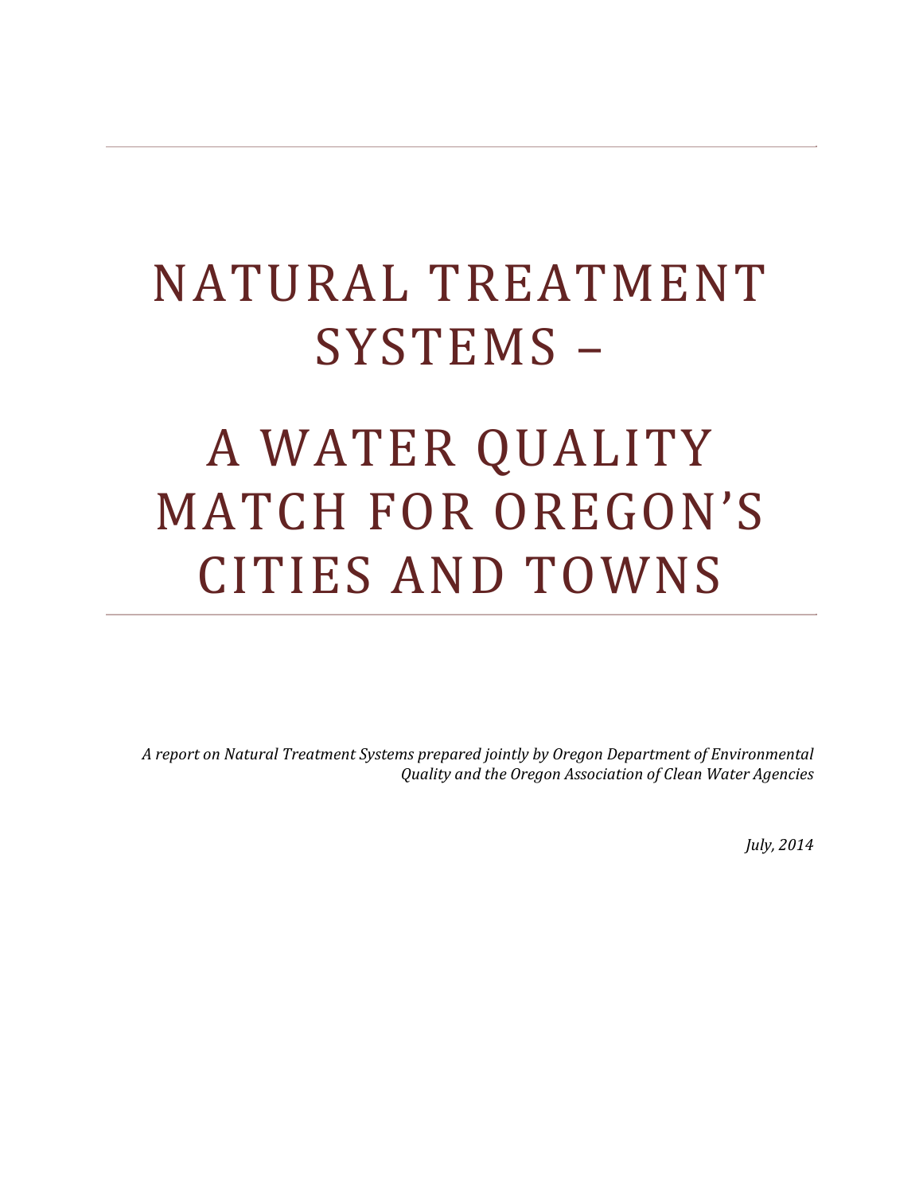# NATURAL TREATMENT SYSTEMS –

# A WATER QUALITY MATCH FOR OREGON'S CITIES AND TOWNS

*A report on Natural Treatment Systems prepared jointly by Oregon Department of Environmental Quality and the Oregon Association of Clean Water Agencies*

*July, 2014*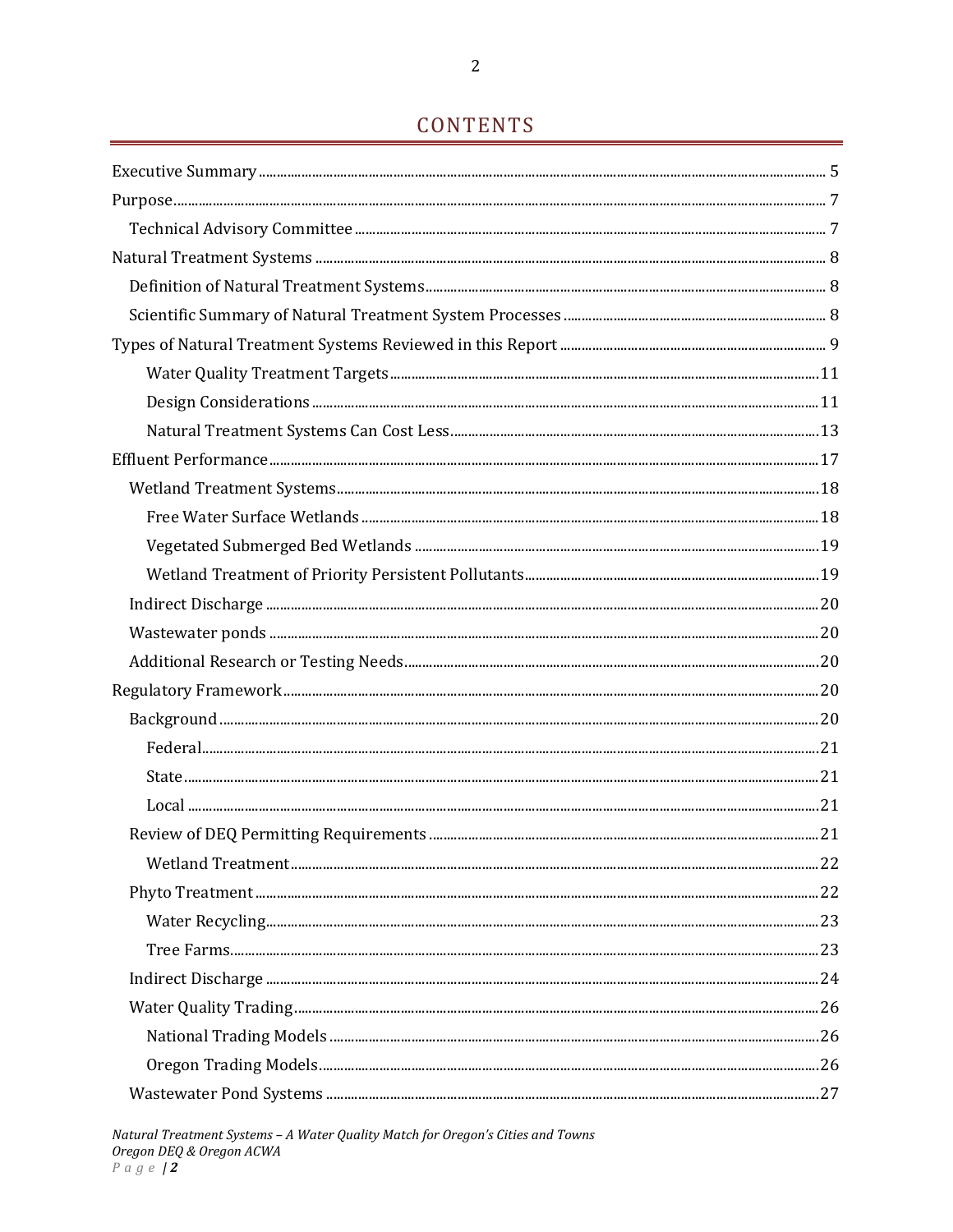# CONTENTS

- Executive Summary ..... 5
- Purpose ..... 7
  - Technical Advisory Committee ..... 7
- Natural Treatment Systems ..... 8
  - Definition of Natural Treatment Systems ..... 8
  - Scientific Summary of Natural Treatment System Processes ..... 8
- Types of Natural Treatment Systems Reviewed in this Report ..... 9
    - Water Quality Treatment Targets ..... 11
    - Design Considerations ..... 11
    - Natural Treatment Systems Can Cost Less ..... 13
- Effluent Performance ..... 17
  - Wetland Treatment Systems ..... 18
    - Free Water Surface Wetlands ..... 18
    - Vegetated Submerged Bed Wetlands ..... 19
    - Wetland Treatment of Priority Persistent Pollutants ..... 19
  - Indirect Discharge ..... 20
  - Wastewater ponds ..... 20
  - Additional Research or Testing Needs ..... 20
- Regulatory Framework ..... 20
  - Background ..... 20
    - Federal ..... 21
    - State ..... 21
    - Local ..... 21
  - Review of DEQ Permitting Requirements ..... 21
    - Wetland Treatment ..... 22
  - Phyto Treatment ..... 22
    - Water Recycling ..... 23
    - Tree Farms ..... 23
  - Indirect Discharge ..... 24
  - Water Quality Trading ..... 26
    - National Trading Models ..... 26
    - Oregon Trading Models ..... 26
  - Wastewater Pond Systems ..... 27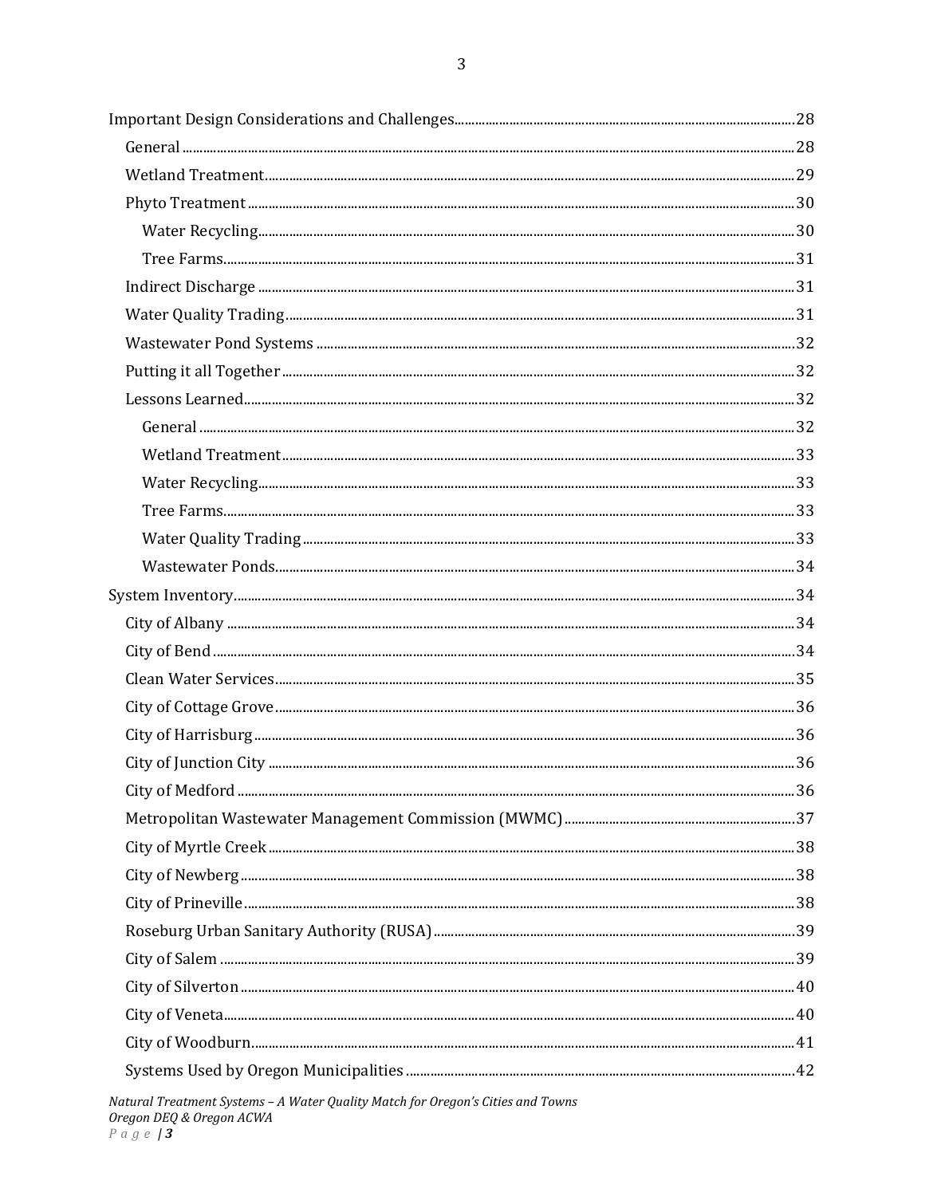- Important Design Considerations and Challenges ... 28
  - General ... 28
  - Wetland Treatment ... 29
  - Phyto Treatment ... 30
    - Water Recycling ... 30
    - Tree Farms ... 31
  - Indirect Discharge ... 31
  - Water Quality Trading ... 31
  - Wastewater Pond Systems ... 32
  - Putting it all Together ... 32
  - Lessons Learned ... 32
    - General ... 32
    - Wetland Treatment ... 33
    - Water Recycling ... 33
    - Tree Farms ... 33
    - Water Quality Trading ... 33
    - Wastewater Ponds ... 34
- System Inventory ... 34
  - City of Albany ... 34
  - City of Bend ... 34
  - Clean Water Services ... 35
  - City of Cottage Grove ... 36
  - City of Harrisburg ... 36
  - City of Junction City ... 36
  - City of Medford ... 36
  - Metropolitan Wastewater Management Commission (MWMC) ... 37
  - City of Myrtle Creek ... 38
  - City of Newberg ... 38
  - City of Prineville ... 38
  - Roseburg Urban Sanitary Authority (RUSA) ... 39
  - City of Salem ... 39
  - City of Silverton ... 40
  - City of Veneta ... 40
  - City of Woodburn ... 41
  - Systems Used by Oregon Municipalities ... 42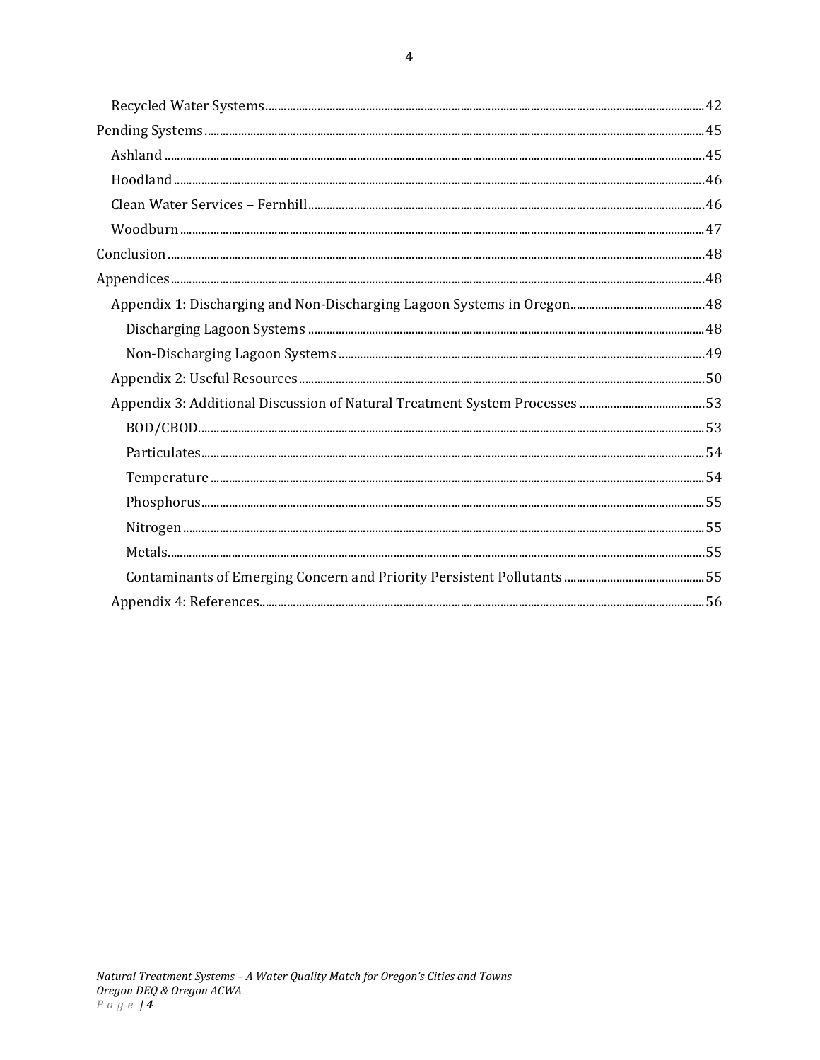- Recycled Water Systems ..... 42
- Pending Systems ..... 45
  - Ashland ..... 45
  - Hoodland ..... 46
  - Clean Water Services – Fernhill ..... 46
  - Woodburn ..... 47
- Conclusion ..... 48
- Appendices ..... 48
  - Appendix 1: Discharging and Non-Discharging Lagoon Systems in Oregon ..... 48
    - Discharging Lagoon Systems ..... 48
    - Non-Discharging Lagoon Systems ..... 49
  - Appendix 2: Useful Resources ..... 50
  - Appendix 3: Additional Discussion of Natural Treatment System Processes ..... 53
    - BOD/CBOD ..... 53
    - Particulates ..... 54
    - Temperature ..... 54
    - Phosphorus ..... 55
    - Nitrogen ..... 55
    - Metals ..... 55
    - Contaminants of Emerging Concern and Priority Persistent Pollutants ..... 55
  - Appendix 4: References ..... 56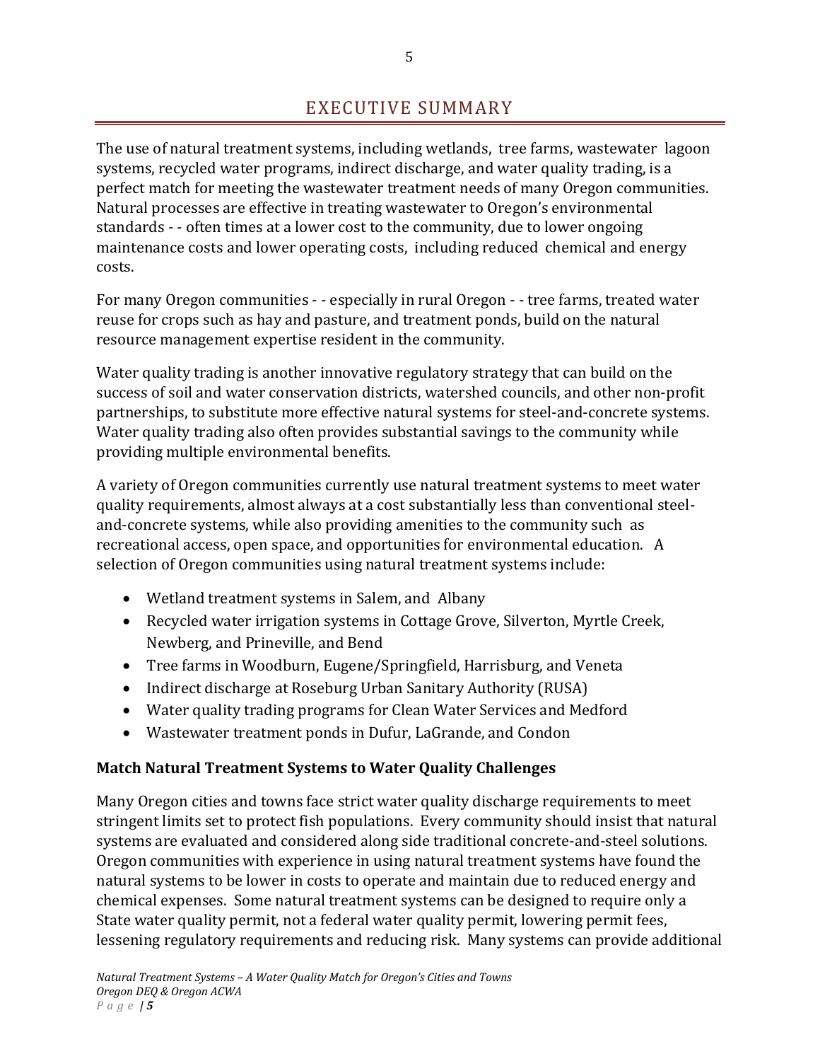# EXECUTIVE SUMMARY

The use of natural treatment systems, including wetlands, tree farms, wastewater lagoon systems, recycled water programs, indirect discharge, and water quality trading, is a perfect match for meeting the wastewater treatment needs of many Oregon communities. Natural processes are effective in treating wastewater to Oregon's environmental standards - - often times at a lower cost to the community, due to lower ongoing maintenance costs and lower operating costs, including reduced chemical and energy costs.

For many Oregon communities - - especially in rural Oregon - - tree farms, treated water reuse for crops such as hay and pasture, and treatment ponds, build on the natural resource management expertise resident in the community.

Water quality trading is another innovative regulatory strategy that can build on the success of soil and water conservation districts, watershed councils, and other non-profit partnerships, to substitute more effective natural systems for steel-and-concrete systems. Water quality trading also often provides substantial savings to the community while providing multiple environmental benefits.

A variety of Oregon communities currently use natural treatment systems to meet water quality requirements, almost always at a cost substantially less than conventional steel-and-concrete systems, while also providing amenities to the community such as recreational access, open space, and opportunities for environmental education. A selection of Oregon communities using natural treatment systems include:

- Wetland treatment systems in Salem, and Albany
- Recycled water irrigation systems in Cottage Grove, Silverton, Myrtle Creek, Newberg, and Prineville, and Bend
- Tree farms in Woodburn, Eugene/Springfield, Harrisburg, and Veneta
- Indirect discharge at Roseburg Urban Sanitary Authority (RUSA)
- Water quality trading programs for Clean Water Services and Medford
- Wastewater treatment ponds in Dufur, LaGrande, and Condon

**Match Natural Treatment Systems to Water Quality Challenges**

Many Oregon cities and towns face strict water quality discharge requirements to meet stringent limits set to protect fish populations. Every community should insist that natural systems are evaluated and considered along side traditional concrete-and-steel solutions. Oregon communities with experience in using natural treatment systems have found the natural systems to be lower in costs to operate and maintain due to reduced energy and chemical expenses. Some natural treatment systems can be designed to require only a State water quality permit, not a federal water quality permit, lowering permit fees, lessening regulatory requirements and reducing risk. Many systems can provide additional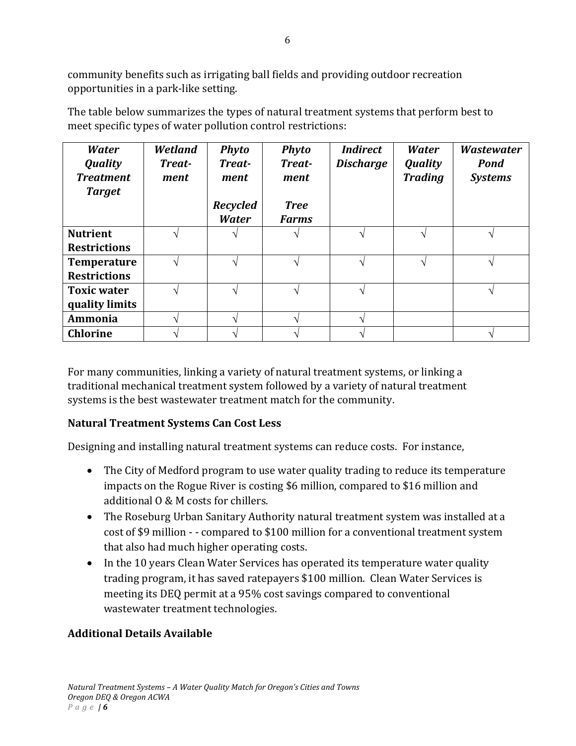community benefits such as irrigating ball fields and providing outdoor recreation opportunities in a park-like setting.

The table below summarizes the types of natural treatment systems that perform best to meet specific types of water pollution control restrictions:

| *Water Quality Treatment Target* | *Wetland Treatment* | *Phyto Treatment* <br><br> *Recycled Water* | *Phyto Treatment* <br><br> *Tree Farms* | *Indirect Discharge* | *Water Quality Trading* | *Wastewater Pond Systems* |
|---|---|---|---|---|---|---|
| **Nutrient Restrictions** | √ | √ | √ | √ | √ | √ |
| **Temperature Restrictions** | √ | √ | √ | √ | √ | √ |
| **Toxic water quality limits** | √ | √ | √ | √ | | √ |
| **Ammonia** | √ | √ | √ | √ | | |
| **Chlorine** | √ | √ | √ | √ | | √ |

For many communities, linking a variety of natural treatment systems, or linking a traditional mechanical treatment system followed by a variety of natural treatment systems is the best wastewater treatment match for the community.

**Natural Treatment Systems Can Cost Less**

Designing and installing natural treatment systems can reduce costs. For instance,

- The City of Medford program to use water quality trading to reduce its temperature impacts on the Rogue River is costing $6 million, compared to $16 million and additional O & M costs for chillers.
- The Roseburg Urban Sanitary Authority natural treatment system was installed at a cost of $9 million - - compared to $100 million for a conventional treatment system that also had much higher operating costs.
- In the 10 years Clean Water Services has operated its temperature water quality trading program, it has saved ratepayers $100 million. Clean Water Services is meeting its DEQ permit at a 95% cost savings compared to conventional wastewater treatment technologies.

**Additional Details Available**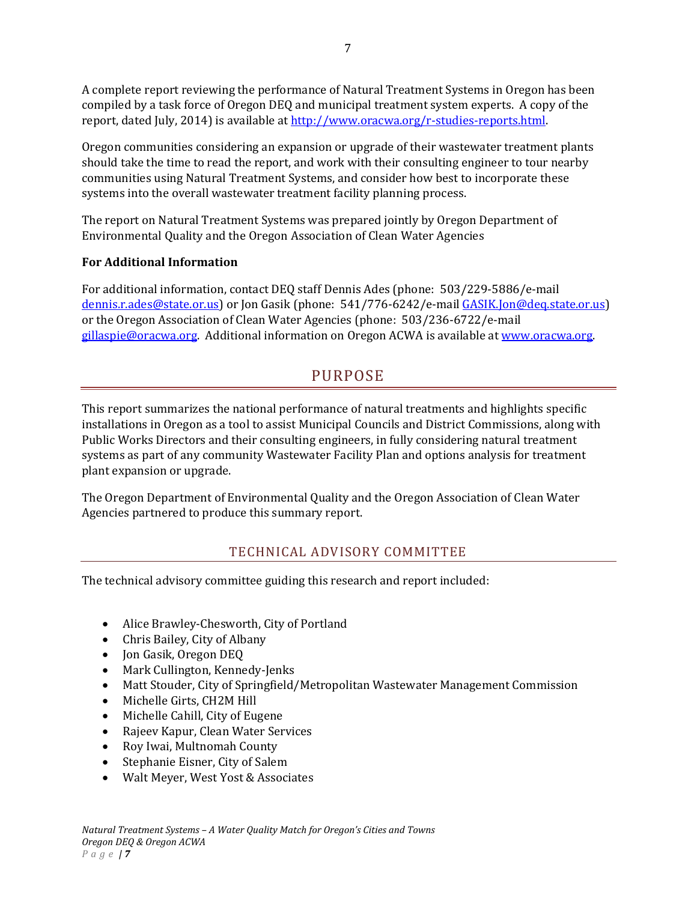A complete report reviewing the performance of Natural Treatment Systems in Oregon has been compiled by a task force of Oregon DEQ and municipal treatment system experts. A copy of the report, dated July, 2014) is available at [http://www.oracwa.org/r-studies-reports.html](http://www.oracwa.org/r-studies-reports.html).

Oregon communities considering an expansion or upgrade of their wastewater treatment plants should take the time to read the report, and work with their consulting engineer to tour nearby communities using Natural Treatment Systems, and consider how best to incorporate these systems into the overall wastewater treatment facility planning process.

The report on Natural Treatment Systems was prepared jointly by Oregon Department of Environmental Quality and the Oregon Association of Clean Water Agencies

**For Additional Information**

For additional information, contact DEQ staff Dennis Ades (phone: 503/229-5886/e-mail [dennis.r.ades@state.or.us](mailto:dennis.r.ades@state.or.us)) or Jon Gasik (phone: 541/776-6242/e-mail [GASIK.Jon@deq.state.or.us](mailto:GASIK.Jon@deq.state.or.us)) or the Oregon Association of Clean Water Agencies (phone: 503/236-6722/e-mail [gillaspie@oracwa.org](mailto:gillaspie@oracwa.org). Additional information on Oregon ACWA is available at [www.oracwa.org](http://www.oracwa.org).

# PURPOSE

This report summarizes the national performance of natural treatments and highlights specific installations in Oregon as a tool to assist Municipal Councils and District Commissions, along with Public Works Directors and their consulting engineers, in fully considering natural treatment systems as part of any community Wastewater Facility Plan and options analysis for treatment plant expansion or upgrade.

The Oregon Department of Environmental Quality and the Oregon Association of Clean Water Agencies partnered to produce this summary report.

## TECHNICAL ADVISORY COMMITTEE

The technical advisory committee guiding this research and report included:

- Alice Brawley-Chesworth, City of Portland
- Chris Bailey, City of Albany
- Jon Gasik, Oregon DEQ
- Mark Cullington, Kennedy-Jenks
- Matt Stouder, City of Springfield/Metropolitan Wastewater Management Commission
- Michelle Girts, CH2M Hill
- Michelle Cahill, City of Eugene
- Rajeev Kapur, Clean Water Services
- Roy Iwai, Multnomah County
- Stephanie Eisner, City of Salem
- Walt Meyer, West Yost & Associates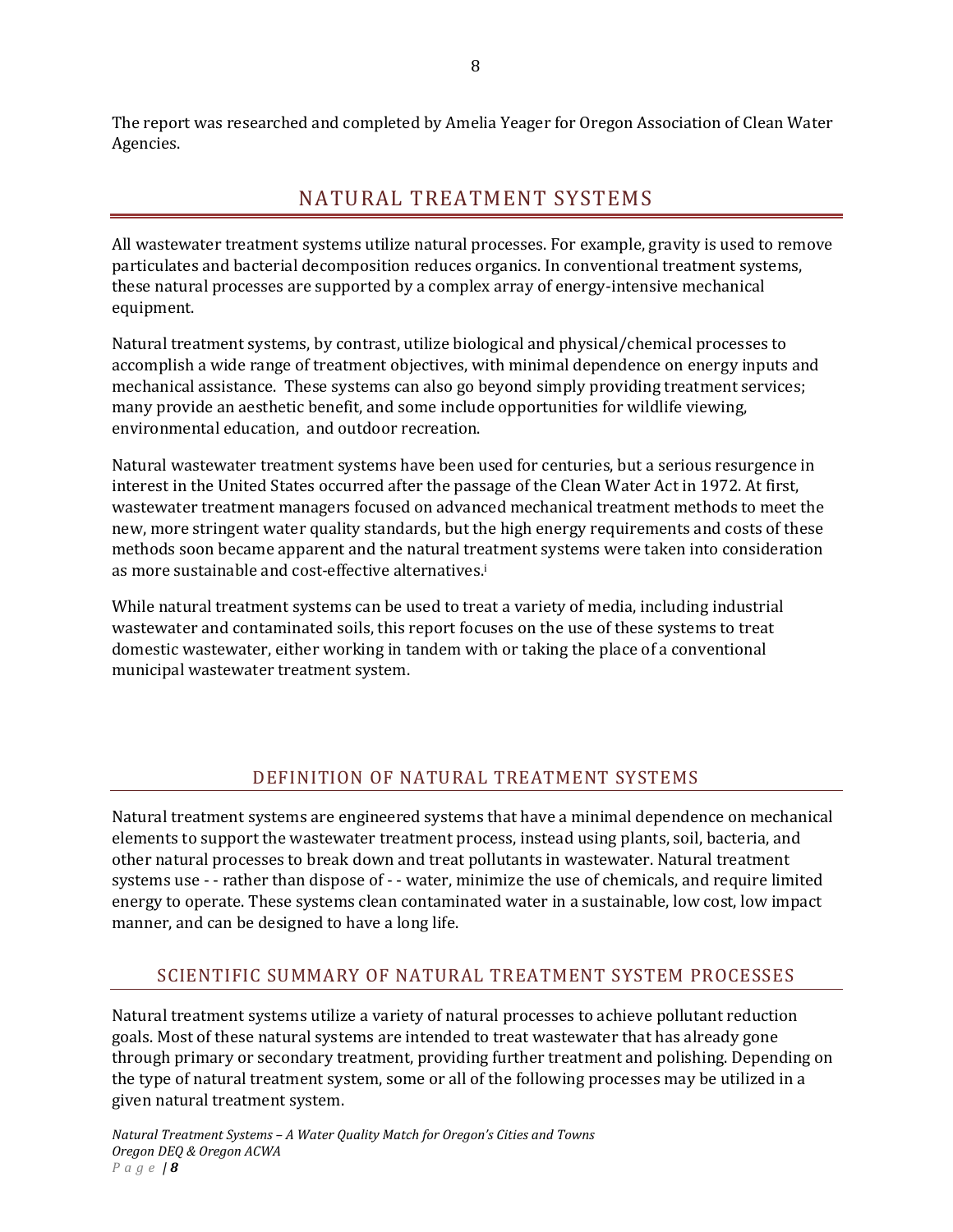The report was researched and completed by Amelia Yeager for Oregon Association of Clean Water Agencies.

# NATURAL TREATMENT SYSTEMS

All wastewater treatment systems utilize natural processes. For example, gravity is used to remove particulates and bacterial decomposition reduces organics. In conventional treatment systems, these natural processes are supported by a complex array of energy-intensive mechanical equipment.

Natural treatment systems, by contrast, utilize biological and physical/chemical processes to accomplish a wide range of treatment objectives, with minimal dependence on energy inputs and mechanical assistance.  These systems can also go beyond simply providing treatment services; many provide an aesthetic benefit, and some include opportunities for wildlife viewing, environmental education,  and outdoor recreation.

Natural wastewater treatment systems have been used for centuries, but a serious resurgence in interest in the United States occurred after the passage of the Clean Water Act in 1972. At first, wastewater treatment managers focused on advanced mechanical treatment methods to meet the new, more stringent water quality standards, but the high energy requirements and costs of these methods soon became apparent and the natural treatment systems were taken into consideration as more sustainable and cost-effective alternatives.[i]

While natural treatment systems can be used to treat a variety of media, including industrial wastewater and contaminated soils, this report focuses on the use of these systems to treat domestic wastewater, either working in tandem with or taking the place of a conventional municipal wastewater treatment system.

## DEFINITION OF NATURAL TREATMENT SYSTEMS

Natural treatment systems are engineered systems that have a minimal dependence on mechanical elements to support the wastewater treatment process, instead using plants, soil, bacteria, and other natural processes to break down and treat pollutants in wastewater. Natural treatment systems use - - rather than dispose of - - water, minimize the use of chemicals, and require limited energy to operate. These systems clean contaminated water in a sustainable, low cost, low impact manner, and can be designed to have a long life.

## SCIENTIFIC SUMMARY OF NATURAL TREATMENT SYSTEM PROCESSES

Natural treatment systems utilize a variety of natural processes to achieve pollutant reduction goals. Most of these natural systems are intended to treat wastewater that has already gone through primary or secondary treatment, providing further treatment and polishing. Depending on the type of natural treatment system, some or all of the following processes may be utilized in a given natural treatment system.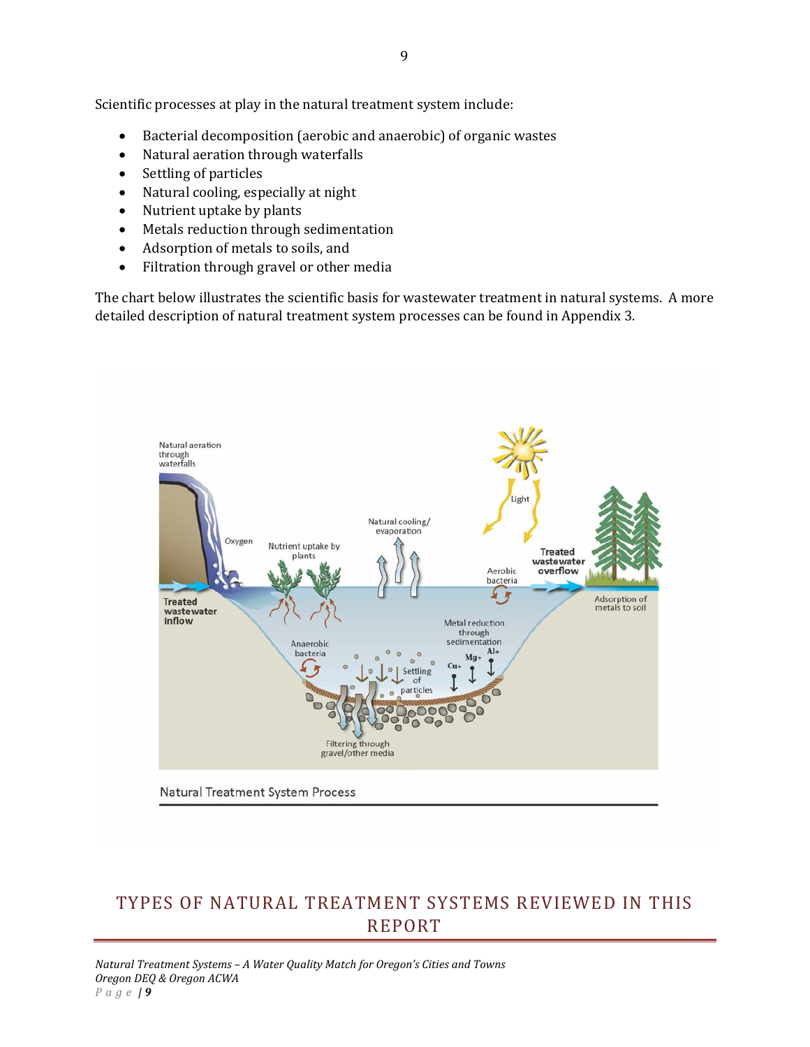Scientific processes at play in the natural treatment system include:

- Bacterial decomposition (aerobic and anaerobic) of organic wastes
- Natural aeration through waterfalls
- Settling of particles
- Natural cooling, especially at night
- Nutrient uptake by plants
- Metals reduction through sedimentation
- Adsorption of metals to soils, and
- Filtration through gravel or other media

The chart below illustrates the scientific basis for wastewater treatment in natural systems. A more detailed description of natural treatment system processes can be found in Appendix 3.

Natural Treatment System Process

## TYPES OF NATURAL TREATMENT SYSTEMS REVIEWED IN THIS REPORT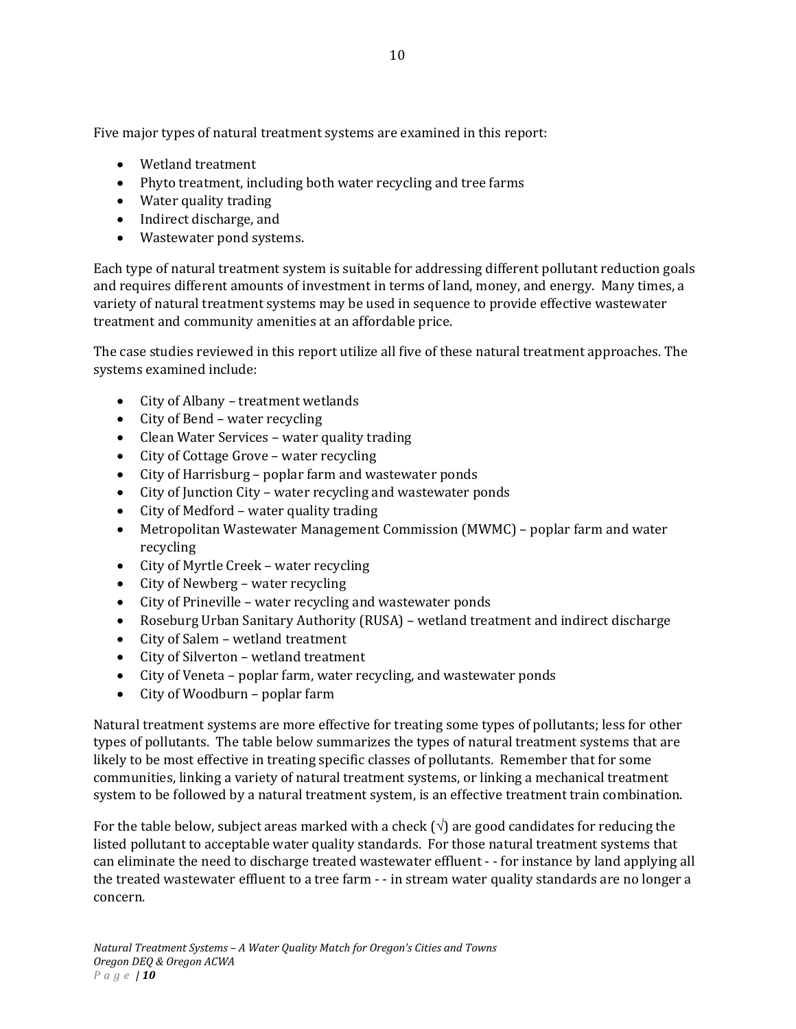Five major types of natural treatment systems are examined in this report:

- Wetland treatment
- Phyto treatment, including both water recycling and tree farms
- Water quality trading
- Indirect discharge, and
- Wastewater pond systems.

Each type of natural treatment system is suitable for addressing different pollutant reduction goals and requires different amounts of investment in terms of land, money, and energy. Many times, a variety of natural treatment systems may be used in sequence to provide effective wastewater treatment and community amenities at an affordable price.

The case studies reviewed in this report utilize all five of these natural treatment approaches. The systems examined include:

- City of Albany – treatment wetlands
- City of Bend – water recycling
- Clean Water Services – water quality trading
- City of Cottage Grove – water recycling
- City of Harrisburg – poplar farm and wastewater ponds
- City of Junction City – water recycling and wastewater ponds
- City of Medford – water quality trading
- Metropolitan Wastewater Management Commission (MWMC) – poplar farm and water recycling
- City of Myrtle Creek – water recycling
- City of Newberg – water recycling
- City of Prineville – water recycling and wastewater ponds
- Roseburg Urban Sanitary Authority (RUSA) – wetland treatment and indirect discharge
- City of Salem – wetland treatment
- City of Silverton – wetland treatment
- City of Veneta – poplar farm, water recycling, and wastewater ponds
- City of Woodburn – poplar farm

Natural treatment systems are more effective for treating some types of pollutants; less for other types of pollutants. The table below summarizes the types of natural treatment systems that are likely to be most effective in treating specific classes of pollutants. Remember that for some communities, linking a variety of natural treatment systems, or linking a mechanical treatment system to be followed by a natural treatment system, is an effective treatment train combination.

For the table below, subject areas marked with a check (√) are good candidates for reducing the listed pollutant to acceptable water quality standards. For those natural treatment systems that can eliminate the need to discharge treated wastewater effluent - - for instance by land applying all the treated wastewater effluent to a tree farm - - in stream water quality standards are no longer a concern.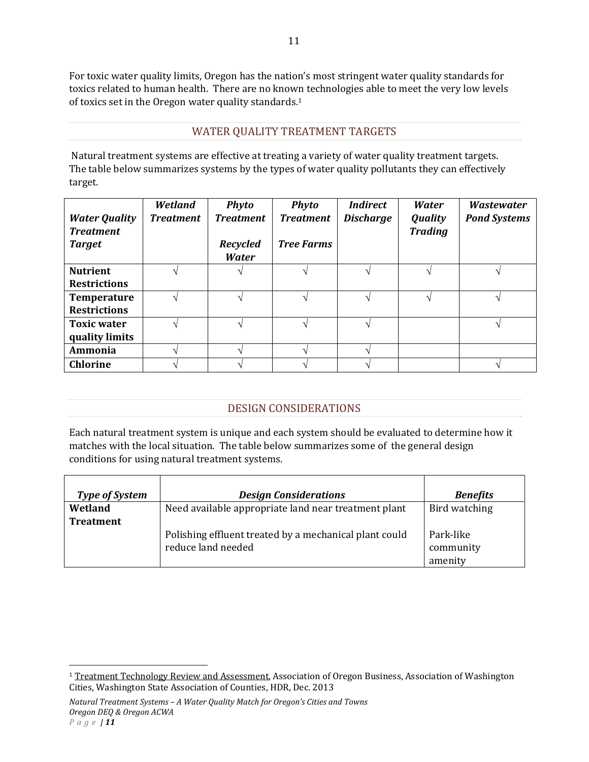For toxic water quality limits, Oregon has the nation's most stringent water quality standards for toxics related to human health. There are no known technologies able to meet the very low levels of toxics set in the Oregon water quality standards.[1]

## WATER QUALITY TREATMENT TARGETS

Natural treatment systems are effective at treating a variety of water quality treatment targets. The table below summarizes systems by the types of water quality pollutants they can effectively target.

| ***Water Quality Treatment Target*** | ***Wetland Treatment*** | ***Phyto Treatment Recycled Water*** | ***Phyto Treatment Tree Farms*** | ***Indirect Discharge*** | ***Water Quality Trading*** | ***Wastewater Pond Systems*** |
|---|---|---|---|---|---|---|
| **Nutrient Restrictions** | √ | √ | √ | √ | √ | √ |
| **Temperature Restrictions** | √ | √ | √ | √ | √ | √ |
| **Toxic water quality limits** | √ | √ | √ | √ | | √ |
| **Ammonia** | √ | √ | √ | √ | | |
| **Chlorine** | √ | √ | √ | √ | | √ |

## DESIGN CONSIDERATIONS

Each natural treatment system is unique and each system should be evaluated to determine how it matches with the local situation. The table below summarizes some of the general design conditions for using natural treatment systems.

| ***Type of System*** | ***Design Considerations*** | ***Benefits*** |
|---|---|---|
| **Wetland Treatment** | Need available appropriate land near treatment plant | Bird watching |
| | Polishing effluent treated by a mechanical plant could reduce land needed | Park-like community amenity |

[1] Treatment Technology Review and Assessment, Association of Oregon Business, Association of Washington Cities, Washington State Association of Counties, HDR, Dec. 2013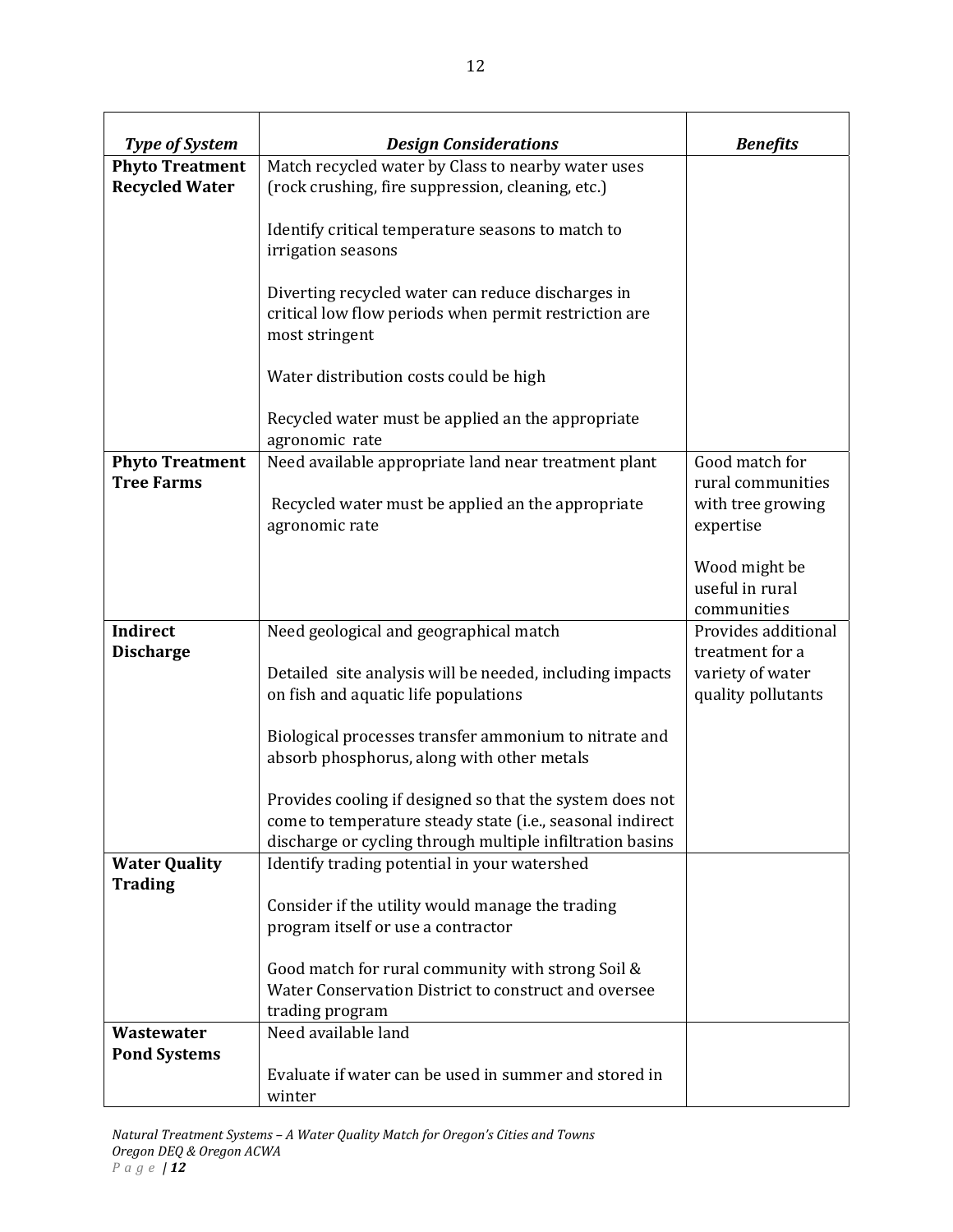| *Type of System* | *Design Considerations* | *Benefits* |
|---|---|---|
| **Phyto Treatment Recycled Water** | Match recycled water by Class to nearby water uses (rock crushing, fire suppression, cleaning, etc.)<br><br>Identify critical temperature seasons to match to irrigation seasons<br><br>Diverting recycled water can reduce discharges in critical low flow periods when permit restriction are most stringent<br><br>Water distribution costs could be high<br><br>Recycled water must be applied an the appropriate agronomic rate | |
| **Phyto Treatment Tree Farms** | Need available appropriate land near treatment plant<br><br>Recycled water must be applied an the appropriate agronomic rate | Good match for rural communities with tree growing expertise<br><br>Wood might be useful in rural communities |
| **Indirect Discharge** | Need geological and geographical match<br><br>Detailed site analysis will be needed, including impacts on fish and aquatic life populations<br><br>Biological processes transfer ammonium to nitrate and absorb phosphorus, along with other metals<br><br>Provides cooling if designed so that the system does not come to temperature steady state (i.e., seasonal indirect discharge or cycling through multiple infiltration basins | Provides additional treatment for a variety of water quality pollutants |
| **Water Quality Trading** | Identify trading potential in your watershed<br><br>Consider if the utility would manage the trading program itself or use a contractor<br><br>Good match for rural community with strong Soil & Water Conservation District to construct and oversee trading program | |
| **Wastewater Pond Systems** | Need available land<br><br>Evaluate if water can be used in summer and stored in winter | |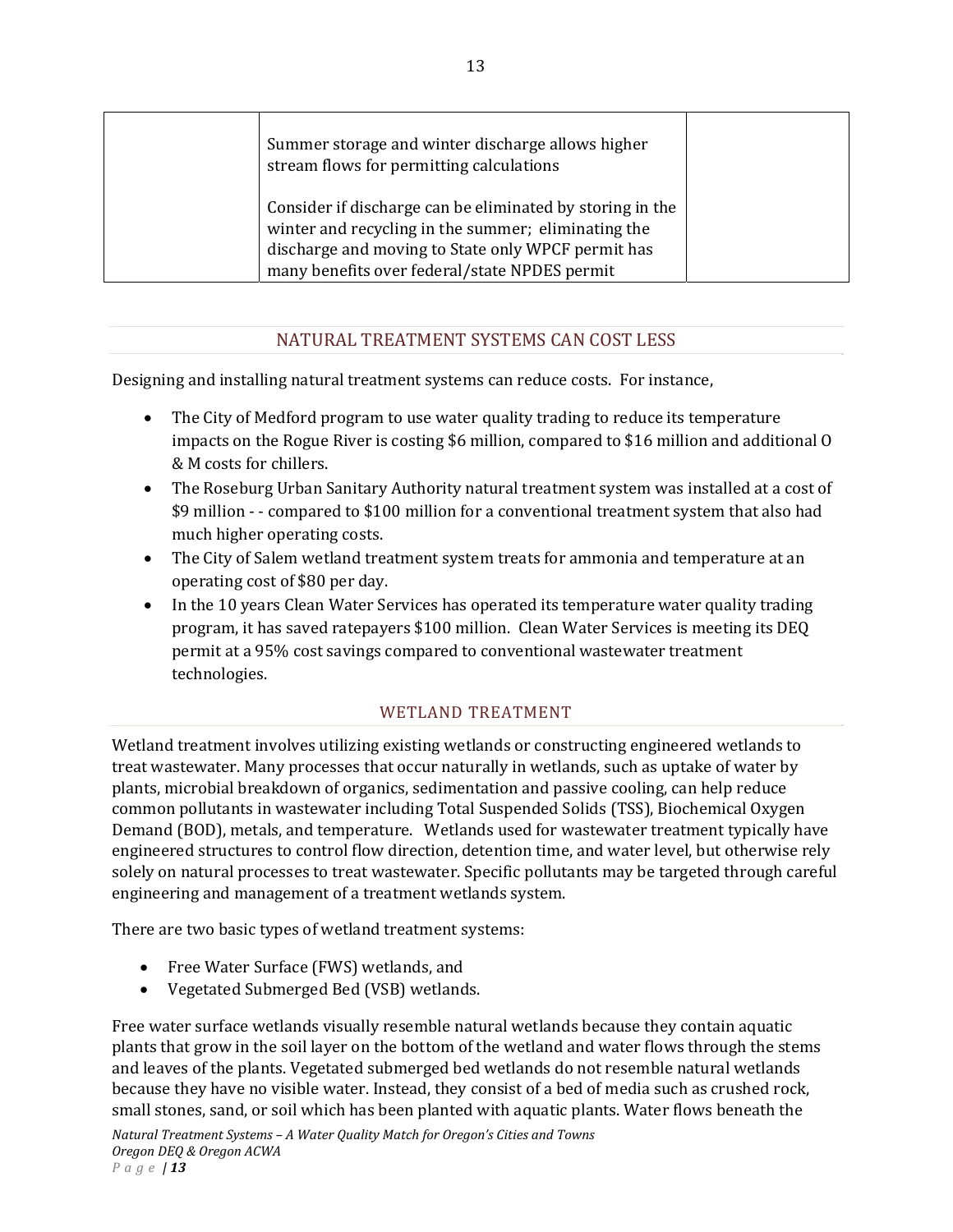| | | |
|---|---|---|
| | Summer storage and winter discharge allows higher stream flows for permitting calculations<br><br>Consider if discharge can be eliminated by storing in the winter and recycling in the summer; eliminating the discharge and moving to State only WPCF permit has many benefits over federal/state NPDES permit | |

## NATURAL TREATMENT SYSTEMS CAN COST LESS

Designing and installing natural treatment systems can reduce costs. For instance,

- The City of Medford program to use water quality trading to reduce its temperature impacts on the Rogue River is costing $6 million, compared to $16 million and additional O & M costs for chillers.
- The Roseburg Urban Sanitary Authority natural treatment system was installed at a cost of $9 million - - compared to $100 million for a conventional treatment system that also had much higher operating costs.
- The City of Salem wetland treatment system treats for ammonia and temperature at an operating cost of $80 per day.
- In the 10 years Clean Water Services has operated its temperature water quality trading program, it has saved ratepayers $100 million. Clean Water Services is meeting its DEQ permit at a 95% cost savings compared to conventional wastewater treatment technologies.

## WETLAND TREATMENT

Wetland treatment involves utilizing existing wetlands or constructing engineered wetlands to treat wastewater. Many processes that occur naturally in wetlands, such as uptake of water by plants, microbial breakdown of organics, sedimentation and passive cooling, can help reduce common pollutants in wastewater including Total Suspended Solids (TSS), Biochemical Oxygen Demand (BOD), metals, and temperature. Wetlands used for wastewater treatment typically have engineered structures to control flow direction, detention time, and water level, but otherwise rely solely on natural processes to treat wastewater. Specific pollutants may be targeted through careful engineering and management of a treatment wetlands system.

There are two basic types of wetland treatment systems:

- Free Water Surface (FWS) wetlands, and
- Vegetated Submerged Bed (VSB) wetlands.

Free water surface wetlands visually resemble natural wetlands because they contain aquatic plants that grow in the soil layer on the bottom of the wetland and water flows through the stems and leaves of the plants. Vegetated submerged bed wetlands do not resemble natural wetlands because they have no visible water. Instead, they consist of a bed of media such as crushed rock, small stones, sand, or soil which has been planted with aquatic plants. Water flows beneath the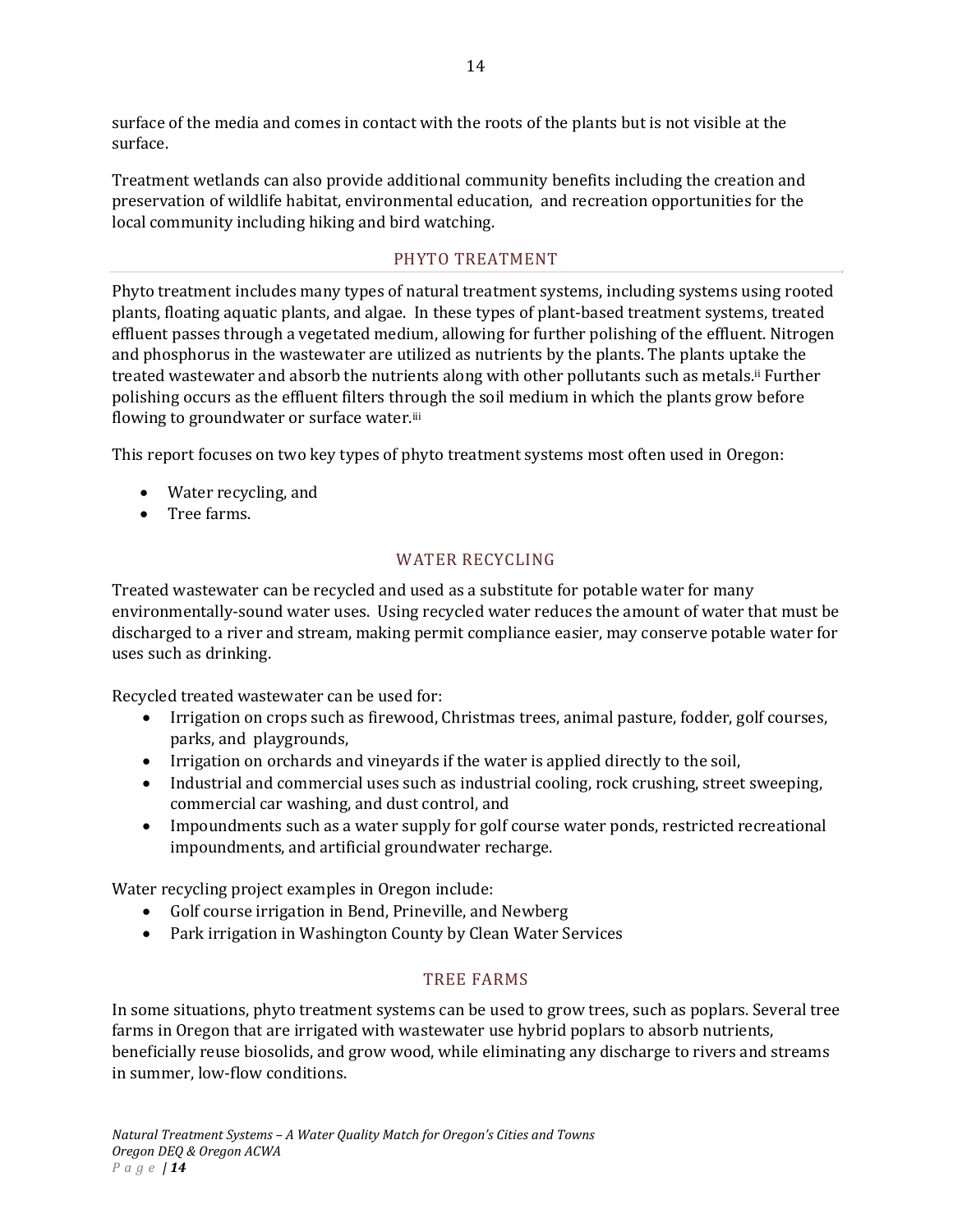surface of the media and comes in contact with the roots of the plants but is not visible at the surface.

Treatment wetlands can also provide additional community benefits including the creation and preservation of wildlife habitat, environmental education, and recreation opportunities for the local community including hiking and bird watching.

## PHYTO TREATMENT

Phyto treatment includes many types of natural treatment systems, including systems using rooted plants, floating aquatic plants, and algae. In these types of plant-based treatment systems, treated effluent passes through a vegetated medium, allowing for further polishing of the effluent. Nitrogen and phosphorus in the wastewater are utilized as nutrients by the plants. The plants uptake the treated wastewater and absorb the nutrients along with other pollutants such as metals.[ii] Further polishing occurs as the effluent filters through the soil medium in which the plants grow before flowing to groundwater or surface water.[iii]

This report focuses on two key types of phyto treatment systems most often used in Oregon:

- Water recycling, and
- Tree farms.

### WATER RECYCLING

Treated wastewater can be recycled and used as a substitute for potable water for many environmentally-sound water uses. Using recycled water reduces the amount of water that must be discharged to a river and stream, making permit compliance easier, may conserve potable water for uses such as drinking.

Recycled treated wastewater can be used for:

- Irrigation on crops such as firewood, Christmas trees, animal pasture, fodder, golf courses, parks, and playgrounds,
- Irrigation on orchards and vineyards if the water is applied directly to the soil,
- Industrial and commercial uses such as industrial cooling, rock crushing, street sweeping, commercial car washing, and dust control, and
- Impoundments such as a water supply for golf course water ponds, restricted recreational impoundments, and artificial groundwater recharge.

Water recycling project examples in Oregon include:

- Golf course irrigation in Bend, Prineville, and Newberg
- Park irrigation in Washington County by Clean Water Services

### TREE FARMS

In some situations, phyto treatment systems can be used to grow trees, such as poplars. Several tree farms in Oregon that are irrigated with wastewater use hybrid poplars to absorb nutrients, beneficially reuse biosolids, and grow wood, while eliminating any discharge to rivers and streams in summer, low-flow conditions.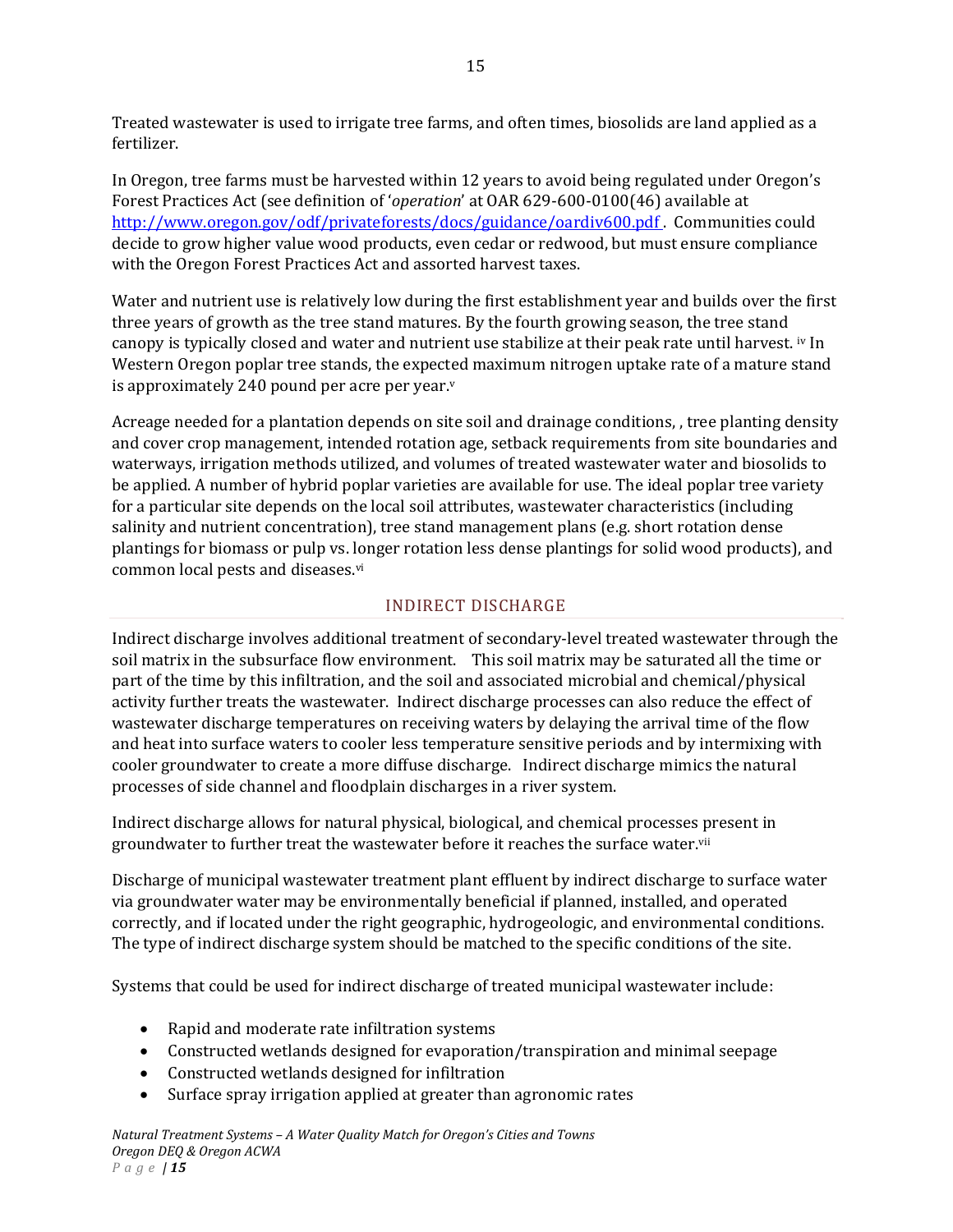Treated wastewater is used to irrigate tree farms, and often times, biosolids are land applied as a fertilizer.

In Oregon, tree farms must be harvested within 12 years to avoid being regulated under Oregon's Forest Practices Act (see definition of '*operation*' at OAR 629-600-0100(46) available at http://www.oregon.gov/odf/privateforests/docs/guidance/oardiv600.pdf . Communities could decide to grow higher value wood products, even cedar or redwood, but must ensure compliance with the Oregon Forest Practices Act and assorted harvest taxes.

Water and nutrient use is relatively low during the first establishment year and builds over the first three years of growth as the tree stand matures. By the fourth growing season, the tree stand canopy is typically closed and water and nutrient use stabilize at their peak rate until harvest. [iv] In Western Oregon poplar tree stands, the expected maximum nitrogen uptake rate of a mature stand is approximately 240 pound per acre per year.[v]

Acreage needed for a plantation depends on site soil and drainage conditions, , tree planting density and cover crop management, intended rotation age, setback requirements from site boundaries and waterways, irrigation methods utilized, and volumes of treated wastewater water and biosolids to be applied. A number of hybrid poplar varieties are available for use. The ideal poplar tree variety for a particular site depends on the local soil attributes, wastewater characteristics (including salinity and nutrient concentration), tree stand management plans (e.g. short rotation dense plantings for biomass or pulp vs. longer rotation less dense plantings for solid wood products), and common local pests and diseases.[vi]

## INDIRECT DISCHARGE

Indirect discharge involves additional treatment of secondary-level treated wastewater through the soil matrix in the subsurface flow environment. This soil matrix may be saturated all the time or part of the time by this infiltration, and the soil and associated microbial and chemical/physical activity further treats the wastewater. Indirect discharge processes can also reduce the effect of wastewater discharge temperatures on receiving waters by delaying the arrival time of the flow and heat into surface waters to cooler less temperature sensitive periods and by intermixing with cooler groundwater to create a more diffuse discharge. Indirect discharge mimics the natural processes of side channel and floodplain discharges in a river system.

Indirect discharge allows for natural physical, biological, and chemical processes present in groundwater to further treat the wastewater before it reaches the surface water.[vii]

Discharge of municipal wastewater treatment plant effluent by indirect discharge to surface water via groundwater water may be environmentally beneficial if planned, installed, and operated correctly, and if located under the right geographic, hydrogeologic, and environmental conditions. The type of indirect discharge system should be matched to the specific conditions of the site.

Systems that could be used for indirect discharge of treated municipal wastewater include:

- Rapid and moderate rate infiltration systems
- Constructed wetlands designed for evaporation/transpiration and minimal seepage
- Constructed wetlands designed for infiltration
- Surface spray irrigation applied at greater than agronomic rates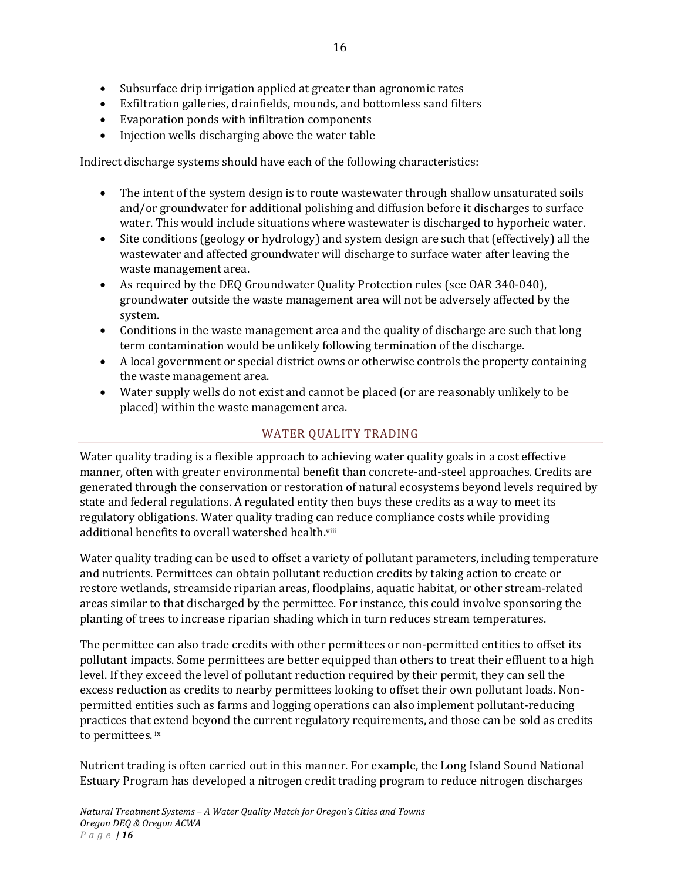- Subsurface drip irrigation applied at greater than agronomic rates
- Exfiltration galleries, drainfields, mounds, and bottomless sand filters
- Evaporation ponds with infiltration components
- Injection wells discharging above the water table

Indirect discharge systems should have each of the following characteristics:

- The intent of the system design is to route wastewater through shallow unsaturated soils and/or groundwater for additional polishing and diffusion before it discharges to surface water. This would include situations where wastewater is discharged to hyporheic water.
- Site conditions (geology or hydrology) and system design are such that (effectively) all the wastewater and affected groundwater will discharge to surface water after leaving the waste management area.
- As required by the DEQ Groundwater Quality Protection rules (see OAR 340-040), groundwater outside the waste management area will not be adversely affected by the system.
- Conditions in the waste management area and the quality of discharge are such that long term contamination would be unlikely following termination of the discharge.
- A local government or special district owns or otherwise controls the property containing the waste management area.
- Water supply wells do not exist and cannot be placed (or are reasonably unlikely to be placed) within the waste management area.

## WATER QUALITY TRADING

Water quality trading is a flexible approach to achieving water quality goals in a cost effective manner, often with greater environmental benefit than concrete-and-steel approaches. Credits are generated through the conservation or restoration of natural ecosystems beyond levels required by state and federal regulations. A regulated entity then buys these credits as a way to meet its regulatory obligations. Water quality trading can reduce compliance costs while providing additional benefits to overall watershed health.[viii]

Water quality trading can be used to offset a variety of pollutant parameters, including temperature and nutrients. Permittees can obtain pollutant reduction credits by taking action to create or restore wetlands, streamside riparian areas, floodplains, aquatic habitat, or other stream-related areas similar to that discharged by the permittee. For instance, this could involve sponsoring the planting of trees to increase riparian shading which in turn reduces stream temperatures.

The permittee can also trade credits with other permittees or non-permitted entities to offset its pollutant impacts. Some permittees are better equipped than others to treat their effluent to a high level. If they exceed the level of pollutant reduction required by their permit, they can sell the excess reduction as credits to nearby permittees looking to offset their own pollutant loads. Non-permitted entities such as farms and logging operations can also implement pollutant-reducing practices that extend beyond the current regulatory requirements, and those can be sold as credits to permittees. [ix]

Nutrient trading is often carried out in this manner. For example, the Long Island Sound National Estuary Program has developed a nitrogen credit trading program to reduce nitrogen discharges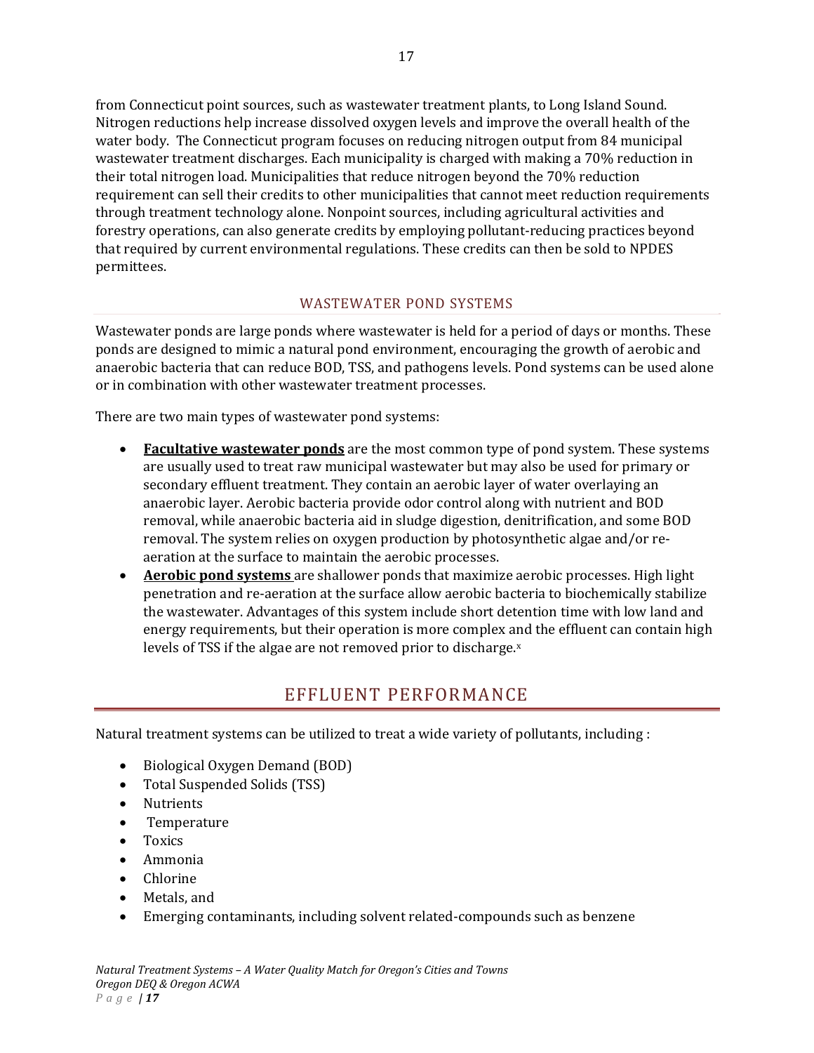from Connecticut point sources, such as wastewater treatment plants, to Long Island Sound. Nitrogen reductions help increase dissolved oxygen levels and improve the overall health of the water body. The Connecticut program focuses on reducing nitrogen output from 84 municipal wastewater treatment discharges. Each municipality is charged with making a 70% reduction in their total nitrogen load. Municipalities that reduce nitrogen beyond the 70% reduction requirement can sell their credits to other municipalities that cannot meet reduction requirements through treatment technology alone. Nonpoint sources, including agricultural activities and forestry operations, can also generate credits by employing pollutant-reducing practices beyond that required by current environmental regulations. These credits can then be sold to NPDES permittees.

### WASTEWATER POND SYSTEMS

Wastewater ponds are large ponds where wastewater is held for a period of days or months. These ponds are designed to mimic a natural pond environment, encouraging the growth of aerobic and anaerobic bacteria that can reduce BOD, TSS, and pathogens levels. Pond systems can be used alone or in combination with other wastewater treatment processes.

There are two main types of wastewater pond systems:

- **Facultative wastewater ponds** are the most common type of pond system. These systems are usually used to treat raw municipal wastewater but may also be used for primary or secondary effluent treatment. They contain an aerobic layer of water overlaying an anaerobic layer. Aerobic bacteria provide odor control along with nutrient and BOD removal, while anaerobic bacteria aid in sludge digestion, denitrification, and some BOD removal. The system relies on oxygen production by photosynthetic algae and/or re-aeration at the surface to maintain the aerobic processes.
- **Aerobic pond systems** are shallower ponds that maximize aerobic processes. High light penetration and re-aeration at the surface allow aerobic bacteria to biochemically stabilize the wastewater. Advantages of this system include short detention time with low land and energy requirements, but their operation is more complex and the effluent can contain high levels of TSS if the algae are not removed prior to discharge.[x]

## EFFLUENT PERFORMANCE

Natural treatment systems can be utilized to treat a wide variety of pollutants, including :

- Biological Oxygen Demand (BOD)
- Total Suspended Solids (TSS)
- Nutrients
- Temperature
- Toxics
- Ammonia
- Chlorine
- Metals, and
- Emerging contaminants, including solvent related-compounds such as benzene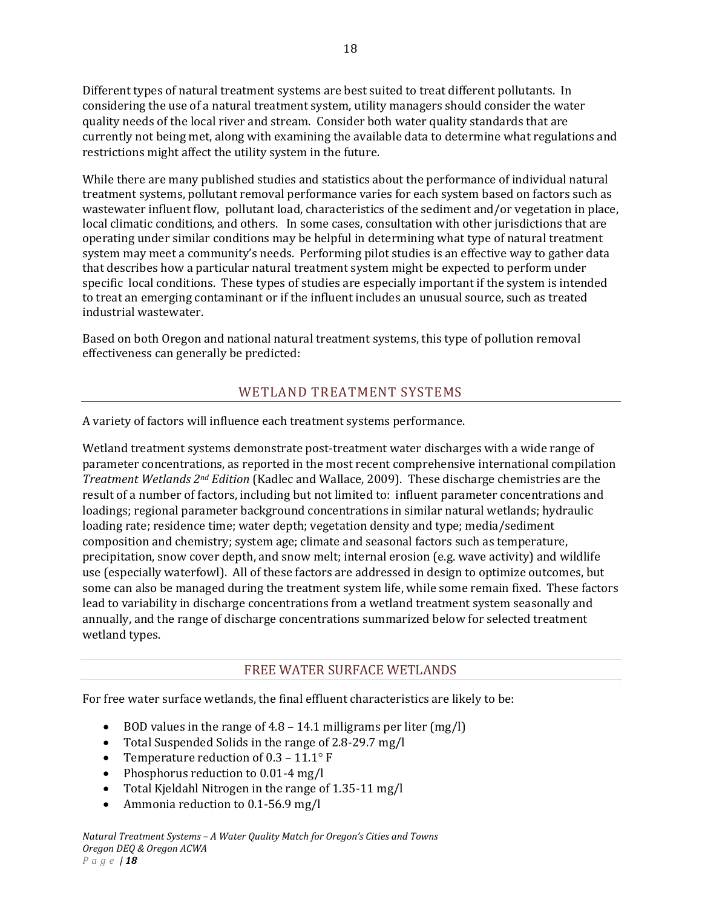Different types of natural treatment systems are best suited to treat different pollutants. In considering the use of a natural treatment system, utility managers should consider the water quality needs of the local river and stream. Consider both water quality standards that are currently not being met, along with examining the available data to determine what regulations and restrictions might affect the utility system in the future.

While there are many published studies and statistics about the performance of individual natural treatment systems, pollutant removal performance varies for each system based on factors such as wastewater influent flow, pollutant load, characteristics of the sediment and/or vegetation in place, local climatic conditions, and others. In some cases, consultation with other jurisdictions that are operating under similar conditions may be helpful in determining what type of natural treatment system may meet a community's needs. Performing pilot studies is an effective way to gather data that describes how a particular natural treatment system might be expected to perform under specific local conditions. These types of studies are especially important if the system is intended to treat an emerging contaminant or if the influent includes an unusual source, such as treated industrial wastewater.

Based on both Oregon and national natural treatment systems, this type of pollution removal effectiveness can generally be predicted:

## WETLAND TREATMENT SYSTEMS

A variety of factors will influence each treatment systems performance.

Wetland treatment systems demonstrate post-treatment water discharges with a wide range of parameter concentrations, as reported in the most recent comprehensive international compilation *Treatment Wetlands 2nd Edition* (Kadlec and Wallace, 2009). These discharge chemistries are the result of a number of factors, including but not limited to: influent parameter concentrations and loadings; regional parameter background concentrations in similar natural wetlands; hydraulic loading rate; residence time; water depth; vegetation density and type; media/sediment composition and chemistry; system age; climate and seasonal factors such as temperature, precipitation, snow cover depth, and snow melt; internal erosion (e.g. wave activity) and wildlife use (especially waterfowl). All of these factors are addressed in design to optimize outcomes, but some can also be managed during the treatment system life, while some remain fixed. These factors lead to variability in discharge concentrations from a wetland treatment system seasonally and annually, and the range of discharge concentrations summarized below for selected treatment wetland types.

### FREE WATER SURFACE WETLANDS

For free water surface wetlands, the final effluent characteristics are likely to be:

- BOD values in the range of 4.8 – 14.1 milligrams per liter (mg/l)
- Total Suspended Solids in the range of 2.8-29.7 mg/l
- Temperature reduction of 0.3 – 11.1° F
- Phosphorus reduction to 0.01-4 mg/l
- Total Kjeldahl Nitrogen in the range of 1.35-11 mg/l
- Ammonia reduction to 0.1-56.9 mg/l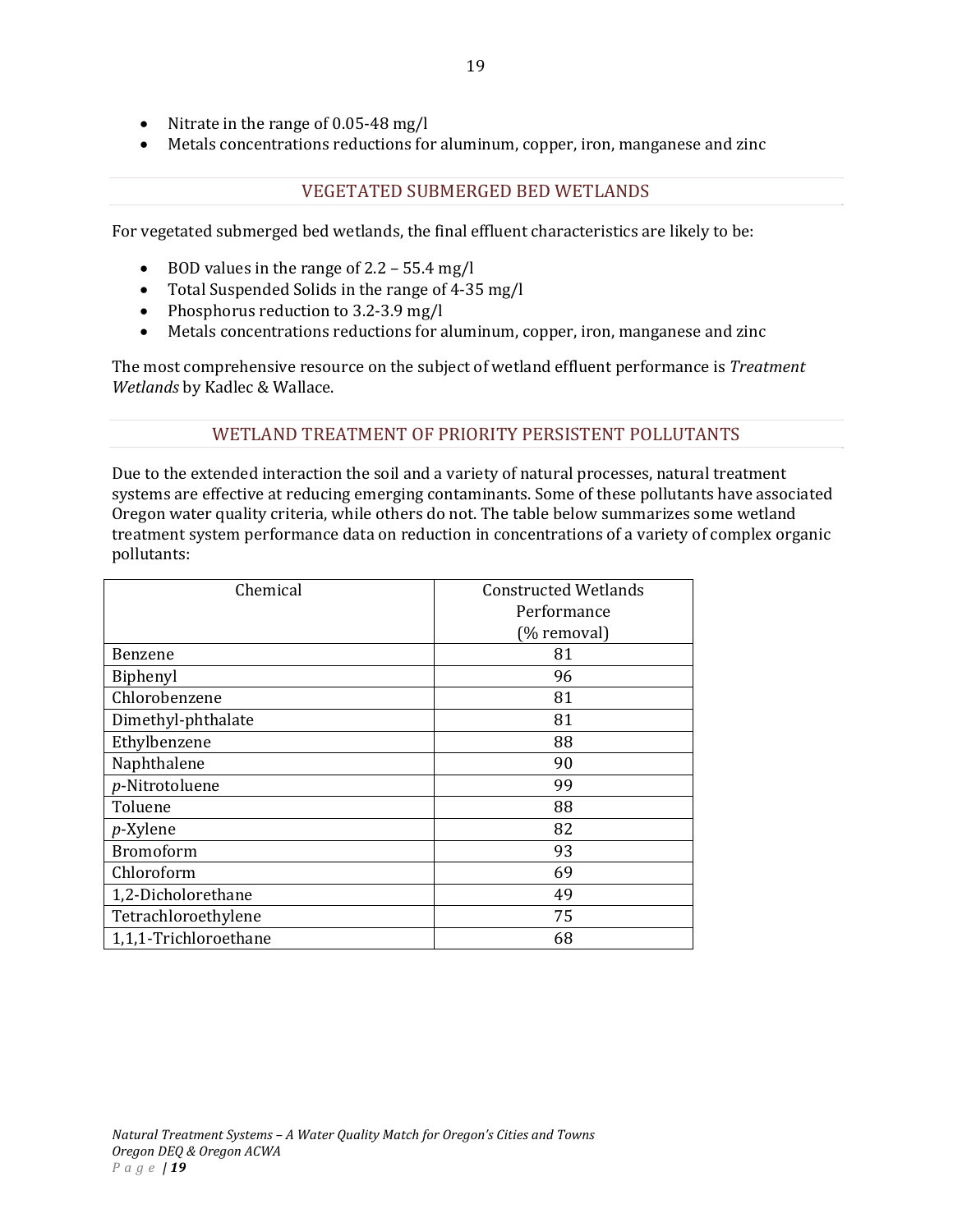- Nitrate in the range of 0.05-48 mg/l
- Metals concentrations reductions for aluminum, copper, iron, manganese and zinc

## VEGETATED SUBMERGED BED WETLANDS

For vegetated submerged bed wetlands, the final effluent characteristics are likely to be:

- BOD values in the range of 2.2 – 55.4 mg/l
- Total Suspended Solids in the range of 4-35 mg/l
- Phosphorus reduction to 3.2-3.9 mg/l
- Metals concentrations reductions for aluminum, copper, iron, manganese and zinc

The most comprehensive resource on the subject of wetland effluent performance is *Treatment Wetlands* by Kadlec & Wallace.

## WETLAND TREATMENT OF PRIORITY PERSISTENT POLLUTANTS

Due to the extended interaction the soil and a variety of natural processes, natural treatment systems are effective at reducing emerging contaminants. Some of these pollutants have associated Oregon water quality criteria, while others do not. The table below summarizes some wetland treatment system performance data on reduction in concentrations of a variety of complex organic pollutants:

| Chemical | Constructed Wetlands Performance (% removal) |
|---|---|
| Benzene | 81 |
| Biphenyl | 96 |
| Chlorobenzene | 81 |
| Dimethyl-phthalate | 81 |
| Ethylbenzene | 88 |
| Naphthalene | 90 |
| *p*-Nitrotoluene | 99 |
| Toluene | 88 |
| *p*-Xylene | 82 |
| Bromoform | 93 |
| Chloroform | 69 |
| 1,2-Dicholorethane | 49 |
| Tetrachloroethylene | 75 |
| 1,1,1-Trichloroethane | 68 |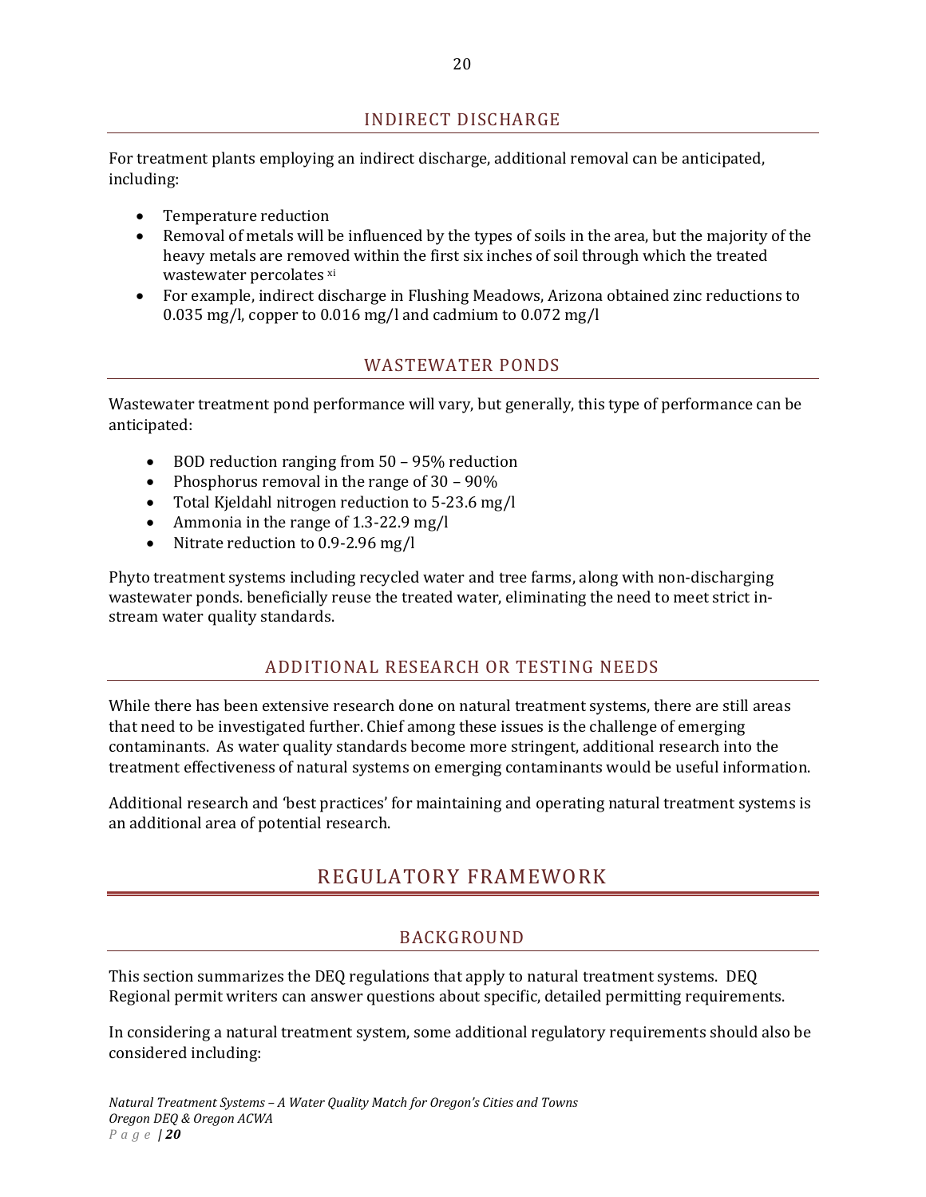## INDIRECT DISCHARGE

For treatment plants employing an indirect discharge, additional removal can be anticipated, including:

- Temperature reduction
- Removal of metals will be influenced by the types of soils in the area, but the majority of the heavy metals are removed within the first six inches of soil through which the treated wastewater percolates [xi]
- For example, indirect discharge in Flushing Meadows, Arizona obtained zinc reductions to 0.035 mg/l, copper to 0.016 mg/l and cadmium to 0.072 mg/l

## WASTEWATER PONDS

Wastewater treatment pond performance will vary, but generally, this type of performance can be anticipated:

- BOD reduction ranging from 50 – 95% reduction
- Phosphorus removal in the range of 30 – 90%
- Total Kjeldahl nitrogen reduction to 5-23.6 mg/l
- Ammonia in the range of 1.3-22.9 mg/l
- Nitrate reduction to 0.9-2.96 mg/l

Phyto treatment systems including recycled water and tree farms, along with non-discharging wastewater ponds. beneficially reuse the treated water, eliminating the need to meet strict in-stream water quality standards.

## ADDITIONAL RESEARCH OR TESTING NEEDS

While there has been extensive research done on natural treatment systems, there are still areas that need to be investigated further. Chief among these issues is the challenge of emerging contaminants. As water quality standards become more stringent, additional research into the treatment effectiveness of natural systems on emerging contaminants would be useful information.

Additional research and 'best practices' for maintaining and operating natural treatment systems is an additional area of potential research.

# REGULATORY FRAMEWORK

## BACKGROUND

This section summarizes the DEQ regulations that apply to natural treatment systems. DEQ Regional permit writers can answer questions about specific, detailed permitting requirements.

In considering a natural treatment system, some additional regulatory requirements should also be considered including: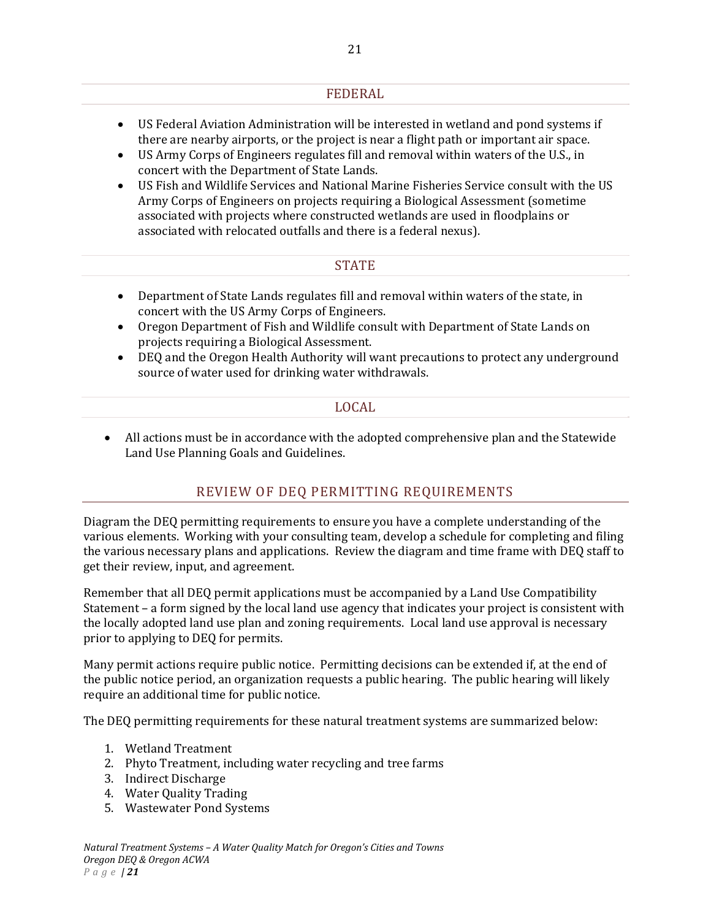### FEDERAL

- US Federal Aviation Administration will be interested in wetland and pond systems if there are nearby airports, or the project is near a flight path or important air space.
- US Army Corps of Engineers regulates fill and removal within waters of the U.S., in concert with the Department of State Lands.
- US Fish and Wildlife Services and National Marine Fisheries Service consult with the US Army Corps of Engineers on projects requiring a Biological Assessment (sometime associated with projects where constructed wetlands are used in floodplains or associated with relocated outfalls and there is a federal nexus).

### STATE

- Department of State Lands regulates fill and removal within waters of the state, in concert with the US Army Corps of Engineers.
- Oregon Department of Fish and Wildlife consult with Department of State Lands on projects requiring a Biological Assessment.
- DEQ and the Oregon Health Authority will want precautions to protect any underground source of water used for drinking water withdrawals.

### LOCAL

- All actions must be in accordance with the adopted comprehensive plan and the Statewide Land Use Planning Goals and Guidelines.

## REVIEW OF DEQ PERMITTING REQUIREMENTS

Diagram the DEQ permitting requirements to ensure you have a complete understanding of the various elements. Working with your consulting team, develop a schedule for completing and filing the various necessary plans and applications. Review the diagram and time frame with DEQ staff to get their review, input, and agreement.

Remember that all DEQ permit applications must be accompanied by a Land Use Compatibility Statement – a form signed by the local land use agency that indicates your project is consistent with the locally adopted land use plan and zoning requirements. Local land use approval is necessary prior to applying to DEQ for permits.

Many permit actions require public notice. Permitting decisions can be extended if, at the end of the public notice period, an organization requests a public hearing. The public hearing will likely require an additional time for public notice.

The DEQ permitting requirements for these natural treatment systems are summarized below:

1. Wetland Treatment
2. Phyto Treatment, including water recycling and tree farms
3. Indirect Discharge
4. Water Quality Trading
5. Wastewater Pond Systems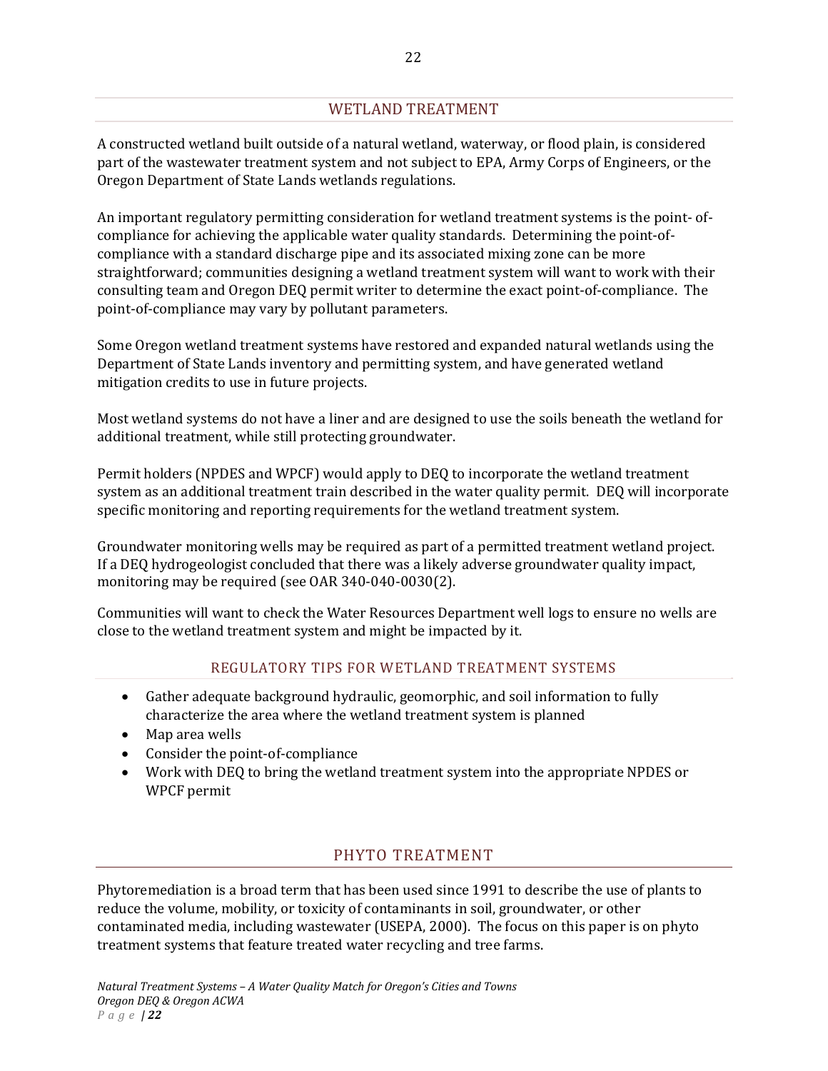## WETLAND TREATMENT

A constructed wetland built outside of a natural wetland, waterway, or flood plain, is considered part of the wastewater treatment system and not subject to EPA, Army Corps of Engineers, or the Oregon Department of State Lands wetlands regulations.

An important regulatory permitting consideration for wetland treatment systems is the point- of-compliance for achieving the applicable water quality standards. Determining the point-of-compliance with a standard discharge pipe and its associated mixing zone can be more straightforward; communities designing a wetland treatment system will want to work with their consulting team and Oregon DEQ permit writer to determine the exact point-of-compliance. The point-of-compliance may vary by pollutant parameters.

Some Oregon wetland treatment systems have restored and expanded natural wetlands using the Department of State Lands inventory and permitting system, and have generated wetland mitigation credits to use in future projects.

Most wetland systems do not have a liner and are designed to use the soils beneath the wetland for additional treatment, while still protecting groundwater.

Permit holders (NPDES and WPCF) would apply to DEQ to incorporate the wetland treatment system as an additional treatment train described in the water quality permit. DEQ will incorporate specific monitoring and reporting requirements for the wetland treatment system.

Groundwater monitoring wells may be required as part of a permitted treatment wetland project. If a DEQ hydrogeologist concluded that there was a likely adverse groundwater quality impact, monitoring may be required (see OAR 340-040-0030(2).

Communities will want to check the Water Resources Department well logs to ensure no wells are close to the wetland treatment system and might be impacted by it.

### REGULATORY TIPS FOR WETLAND TREATMENT SYSTEMS

- Gather adequate background hydraulic, geomorphic, and soil information to fully characterize the area where the wetland treatment system is planned
- Map area wells
- Consider the point-of-compliance
- Work with DEQ to bring the wetland treatment system into the appropriate NPDES or WPCF permit

## PHYTO TREATMENT

Phytoremediation is a broad term that has been used since 1991 to describe the use of plants to reduce the volume, mobility, or toxicity of contaminants in soil, groundwater, or other contaminated media, including wastewater (USEPA, 2000). The focus on this paper is on phyto treatment systems that feature treated water recycling and tree farms.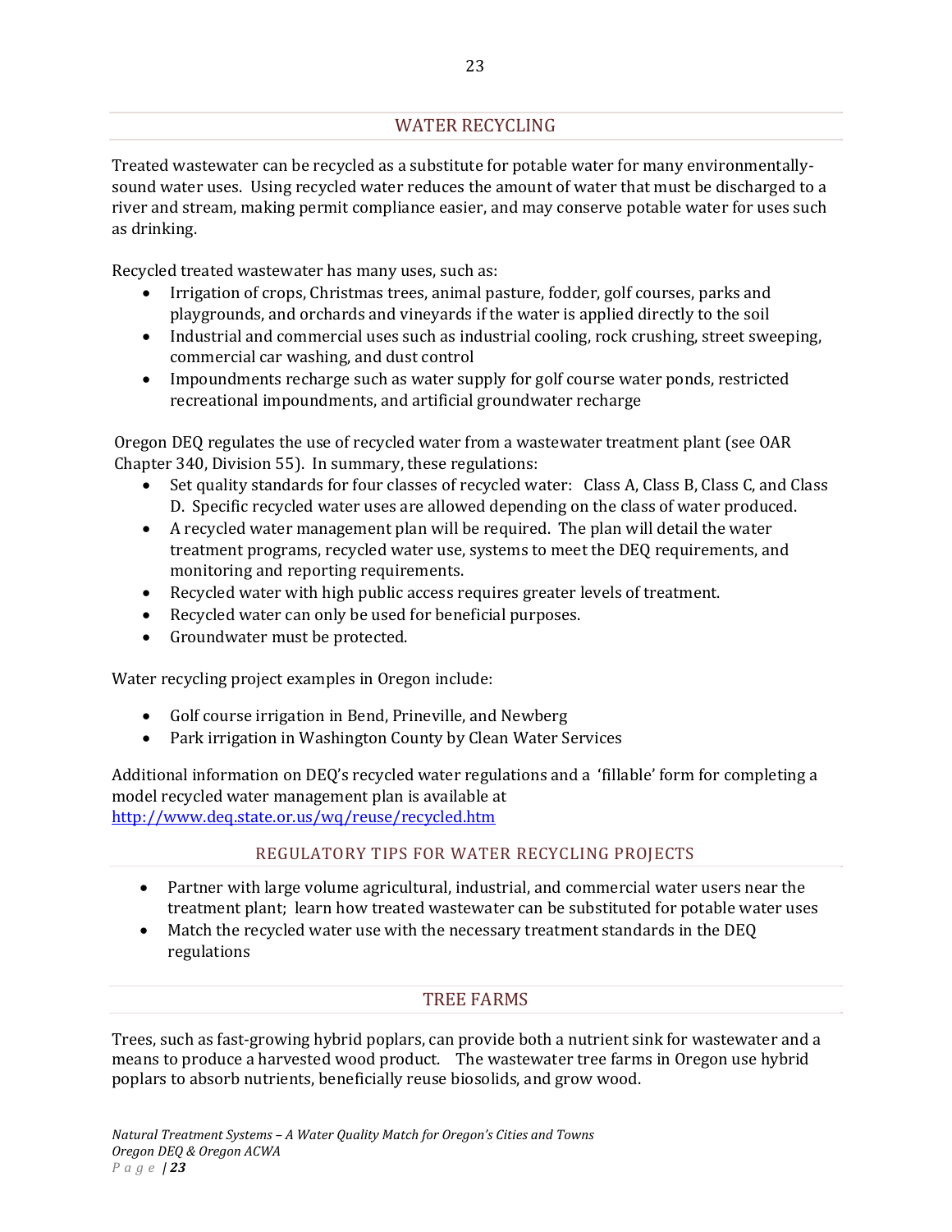## WATER RECYCLING

Treated wastewater can be recycled as a substitute for potable water for many environmentally-sound water uses. Using recycled water reduces the amount of water that must be discharged to a river and stream, making permit compliance easier, and may conserve potable water for uses such as drinking.

Recycled treated wastewater has many uses, such as:

- Irrigation of crops, Christmas trees, animal pasture, fodder, golf courses, parks and playgrounds, and orchards and vineyards if the water is applied directly to the soil
- Industrial and commercial uses such as industrial cooling, rock crushing, street sweeping, commercial car washing, and dust control
- Impoundments recharge such as water supply for golf course water ponds, restricted recreational impoundments, and artificial groundwater recharge

Oregon DEQ regulates the use of recycled water from a wastewater treatment plant (see OAR Chapter 340, Division 55). In summary, these regulations:

- Set quality standards for four classes of recycled water: Class A, Class B, Class C, and Class D. Specific recycled water uses are allowed depending on the class of water produced.
- A recycled water management plan will be required. The plan will detail the water treatment programs, recycled water use, systems to meet the DEQ requirements, and monitoring and reporting requirements.
- Recycled water with high public access requires greater levels of treatment.
- Recycled water can only be used for beneficial purposes.
- Groundwater must be protected.

Water recycling project examples in Oregon include:

- Golf course irrigation in Bend, Prineville, and Newberg
- Park irrigation in Washington County by Clean Water Services

Additional information on DEQ's recycled water regulations and a 'fillable' form for completing a model recycled water management plan is available at http://www.deq.state.or.us/wq/reuse/recycled.htm

### REGULATORY TIPS FOR WATER RECYCLING PROJECTS

- Partner with large volume agricultural, industrial, and commercial water users near the treatment plant; learn how treated wastewater can be substituted for potable water uses
- Match the recycled water use with the necessary treatment standards in the DEQ regulations

## TREE FARMS

Trees, such as fast-growing hybrid poplars, can provide both a nutrient sink for wastewater and a means to produce a harvested wood product. The wastewater tree farms in Oregon use hybrid poplars to absorb nutrients, beneficially reuse biosolids, and grow wood.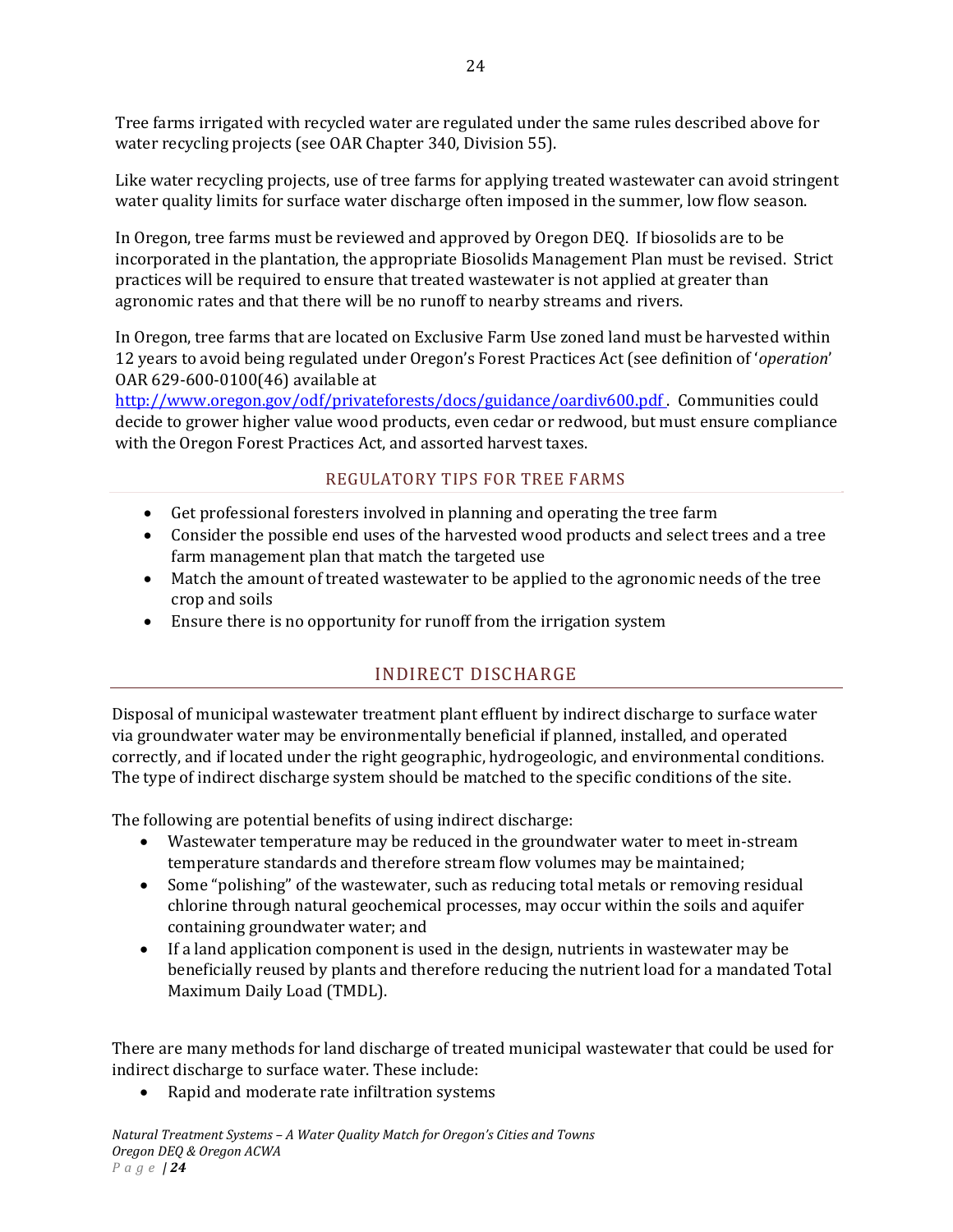Tree farms irrigated with recycled water are regulated under the same rules described above for water recycling projects (see OAR Chapter 340, Division 55).

Like water recycling projects, use of tree farms for applying treated wastewater can avoid stringent water quality limits for surface water discharge often imposed in the summer, low flow season.

In Oregon, tree farms must be reviewed and approved by Oregon DEQ. If biosolids are to be incorporated in the plantation, the appropriate Biosolids Management Plan must be revised. Strict practices will be required to ensure that treated wastewater is not applied at greater than agronomic rates and that there will be no runoff to nearby streams and rivers.

In Oregon, tree farms that are located on Exclusive Farm Use zoned land must be harvested within 12 years to avoid being regulated under Oregon's Forest Practices Act (see definition of '*operation*' OAR 629-600-0100(46) available at http://www.oregon.gov/odf/privateforests/docs/guidance/oardiv600.pdf. Communities could decide to grower higher value wood products, even cedar or redwood, but must ensure compliance with the Oregon Forest Practices Act, and assorted harvest taxes.

### REGULATORY TIPS FOR TREE FARMS

- Get professional foresters involved in planning and operating the tree farm
- Consider the possible end uses of the harvested wood products and select trees and a tree farm management plan that match the targeted use
- Match the amount of treated wastewater to be applied to the agronomic needs of the tree crop and soils
- Ensure there is no opportunity for runoff from the irrigation system

## INDIRECT DISCHARGE

Disposal of municipal wastewater treatment plant effluent by indirect discharge to surface water via groundwater water may be environmentally beneficial if planned, installed, and operated correctly, and if located under the right geographic, hydrogeologic, and environmental conditions. The type of indirect discharge system should be matched to the specific conditions of the site.

The following are potential benefits of using indirect discharge:

- Wastewater temperature may be reduced in the groundwater water to meet in-stream temperature standards and therefore stream flow volumes may be maintained;
- Some "polishing" of the wastewater, such as reducing total metals or removing residual chlorine through natural geochemical processes, may occur within the soils and aquifer containing groundwater water; and
- If a land application component is used in the design, nutrients in wastewater may be beneficially reused by plants and therefore reducing the nutrient load for a mandated Total Maximum Daily Load (TMDL).

There are many methods for land discharge of treated municipal wastewater that could be used for indirect discharge to surface water. These include:

- Rapid and moderate rate infiltration systems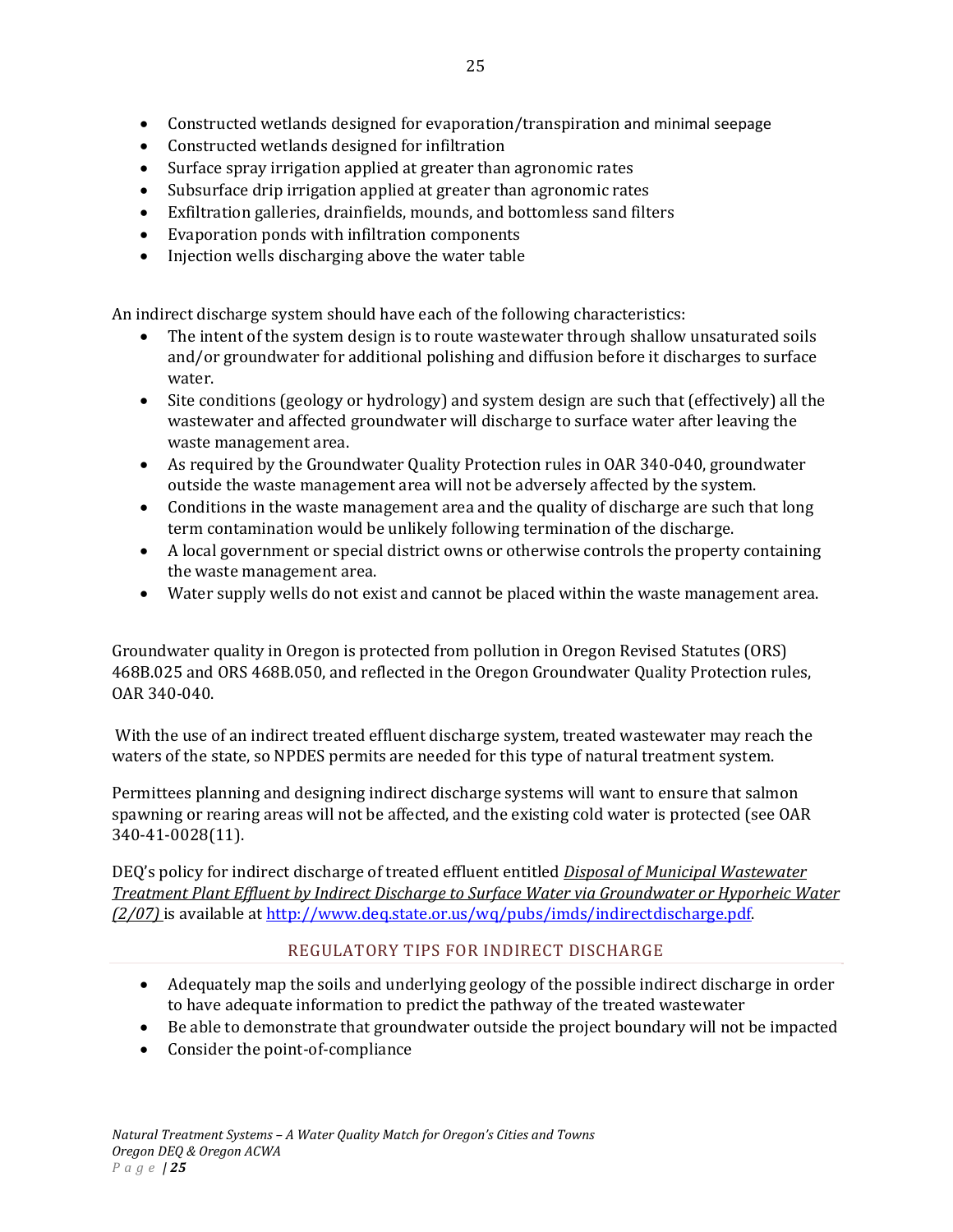- Constructed wetlands designed for evaporation/transpiration and minimal seepage
- Constructed wetlands designed for infiltration
- Surface spray irrigation applied at greater than agronomic rates
- Subsurface drip irrigation applied at greater than agronomic rates
- Exfiltration galleries, drainfields, mounds, and bottomless sand filters
- Evaporation ponds with infiltration components
- Injection wells discharging above the water table

An indirect discharge system should have each of the following characteristics:

- The intent of the system design is to route wastewater through shallow unsaturated soils and/or groundwater for additional polishing and diffusion before it discharges to surface water.
- Site conditions (geology or hydrology) and system design are such that (effectively) all the wastewater and affected groundwater will discharge to surface water after leaving the waste management area.
- As required by the Groundwater Quality Protection rules in OAR 340-040, groundwater outside the waste management area will not be adversely affected by the system.
- Conditions in the waste management area and the quality of discharge are such that long term contamination would be unlikely following termination of the discharge.
- A local government or special district owns or otherwise controls the property containing the waste management area.
- Water supply wells do not exist and cannot be placed within the waste management area.

Groundwater quality in Oregon is protected from pollution in Oregon Revised Statutes (ORS) 468B.025 and ORS 468B.050, and reflected in the Oregon Groundwater Quality Protection rules, OAR 340-040.

With the use of an indirect treated effluent discharge system, treated wastewater may reach the waters of the state, so NPDES permits are needed for this type of natural treatment system.

Permittees planning and designing indirect discharge systems will want to ensure that salmon spawning or rearing areas will not be affected, and the existing cold water is protected (see OAR 340-41-0028(11).

DEQ's policy for indirect discharge of treated effluent entitled *Disposal of Municipal Wastewater Treatment Plant Effluent by Indirect Discharge to Surface Water via Groundwater or Hyporheic Water (2/07)* is available at http://www.deq.state.or.us/wq/pubs/imds/indirectdischarge.pdf.

## REGULATORY TIPS FOR INDIRECT DISCHARGE

- Adequately map the soils and underlying geology of the possible indirect discharge in order to have adequate information to predict the pathway of the treated wastewater
- Be able to demonstrate that groundwater outside the project boundary will not be impacted
- Consider the point-of-compliance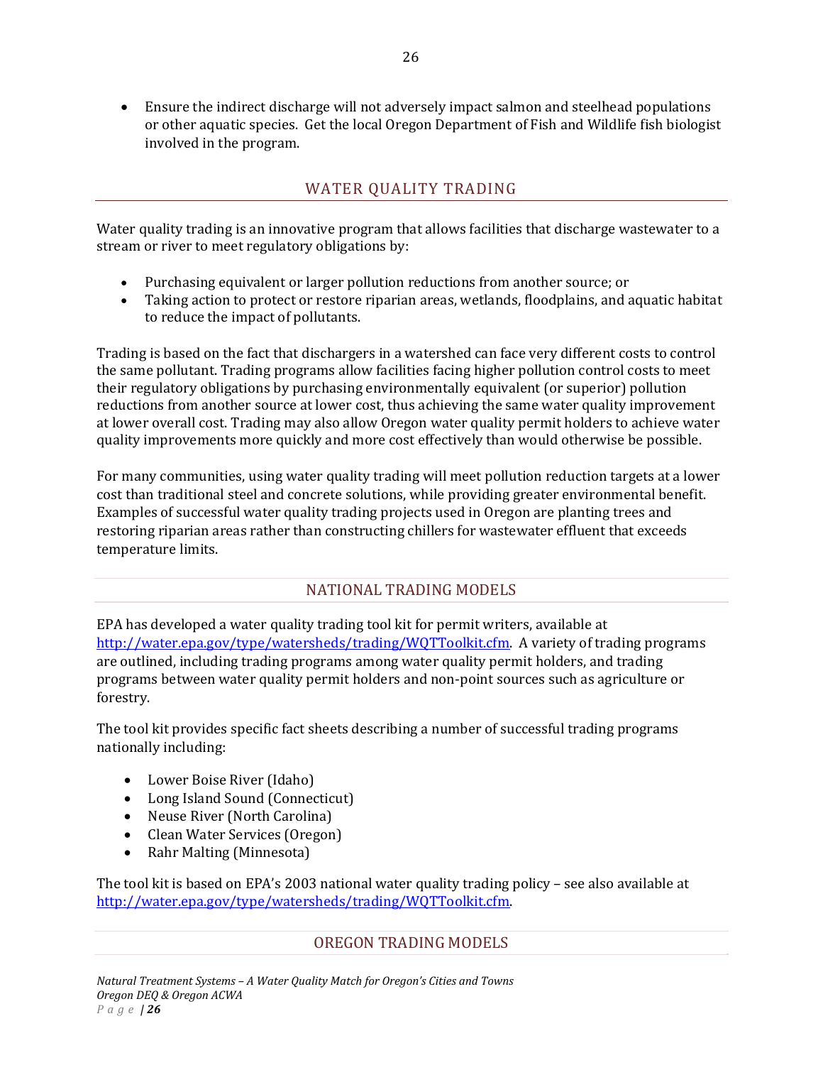- Ensure the indirect discharge will not adversely impact salmon and steelhead populations or other aquatic species. Get the local Oregon Department of Fish and Wildlife fish biologist involved in the program.

## WATER QUALITY TRADING

Water quality trading is an innovative program that allows facilities that discharge wastewater to a stream or river to meet regulatory obligations by:

- Purchasing equivalent or larger pollution reductions from another source; or
- Taking action to protect or restore riparian areas, wetlands, floodplains, and aquatic habitat to reduce the impact of pollutants.

Trading is based on the fact that dischargers in a watershed can face very different costs to control the same pollutant. Trading programs allow facilities facing higher pollution control costs to meet their regulatory obligations by purchasing environmentally equivalent (or superior) pollution reductions from another source at lower cost, thus achieving the same water quality improvement at lower overall cost. Trading may also allow Oregon water quality permit holders to achieve water quality improvements more quickly and more cost effectively than would otherwise be possible.

For many communities, using water quality trading will meet pollution reduction targets at a lower cost than traditional steel and concrete solutions, while providing greater environmental benefit. Examples of successful water quality trading projects used in Oregon are planting trees and restoring riparian areas rather than constructing chillers for wastewater effluent that exceeds temperature limits.

### NATIONAL TRADING MODELS

EPA has developed a water quality trading tool kit for permit writers, available at http://water.epa.gov/type/watersheds/trading/WQTToolkit.cfm. A variety of trading programs are outlined, including trading programs among water quality permit holders, and trading programs between water quality permit holders and non-point sources such as agriculture or forestry.

The tool kit provides specific fact sheets describing a number of successful trading programs nationally including:

- Lower Boise River (Idaho)
- Long Island Sound (Connecticut)
- Neuse River (North Carolina)
- Clean Water Services (Oregon)
- Rahr Malting (Minnesota)

The tool kit is based on EPA's 2003 national water quality trading policy – see also available at http://water.epa.gov/type/watersheds/trading/WQTToolkit.cfm.

### OREGON TRADING MODELS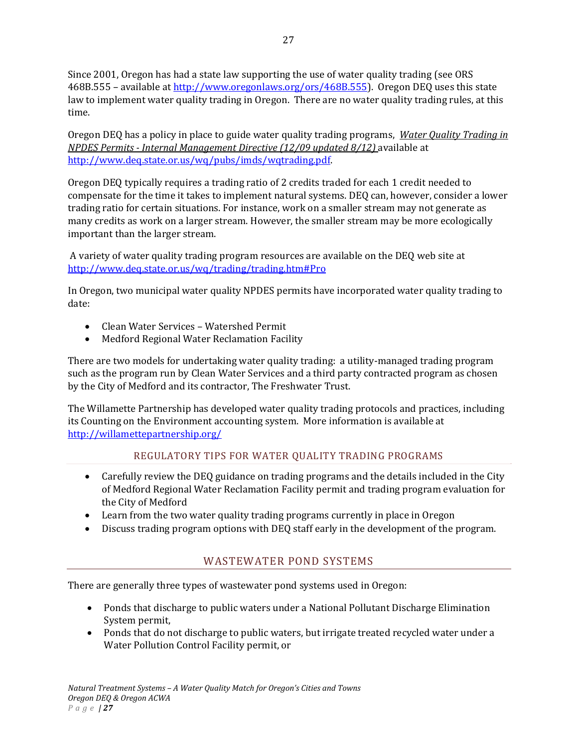Since 2001, Oregon has had a state law supporting the use of water quality trading (see ORS 468B.555 – available at http://www.oregonlaws.org/ors/468B.555). Oregon DEQ uses this state law to implement water quality trading in Oregon. There are no water quality trading rules, at this time.

Oregon DEQ has a policy in place to guide water quality trading programs, *Water Quality Trading in NPDES Permits - Internal Management Directive (12/09 updated 8/12)* available at http://www.deq.state.or.us/wq/pubs/imds/wqtrading.pdf.

Oregon DEQ typically requires a trading ratio of 2 credits traded for each 1 credit needed to compensate for the time it takes to implement natural systems. DEQ can, however, consider a lower trading ratio for certain situations. For instance, work on a smaller stream may not generate as many credits as work on a larger stream. However, the smaller stream may be more ecologically important than the larger stream.

A variety of water quality trading program resources are available on the DEQ web site at http://www.deq.state.or.us/wq/trading/trading.htm#Pro

In Oregon, two municipal water quality NPDES permits have incorporated water quality trading to date:

- Clean Water Services – Watershed Permit
- Medford Regional Water Reclamation Facility

There are two models for undertaking water quality trading: a utility-managed trading program such as the program run by Clean Water Services and a third party contracted program as chosen by the City of Medford and its contractor, The Freshwater Trust.

The Willamette Partnership has developed water quality trading protocols and practices, including its Counting on the Environment accounting system. More information is available at http://willamettepartnership.org/

### REGULATORY TIPS FOR WATER QUALITY TRADING PROGRAMS

- Carefully review the DEQ guidance on trading programs and the details included in the City of Medford Regional Water Reclamation Facility permit and trading program evaluation for the City of Medford
- Learn from the two water quality trading programs currently in place in Oregon
- Discuss trading program options with DEQ staff early in the development of the program.

## WASTEWATER POND SYSTEMS

There are generally three types of wastewater pond systems used in Oregon:

- Ponds that discharge to public waters under a National Pollutant Discharge Elimination System permit,
- Ponds that do not discharge to public waters, but irrigate treated recycled water under a Water Pollution Control Facility permit, or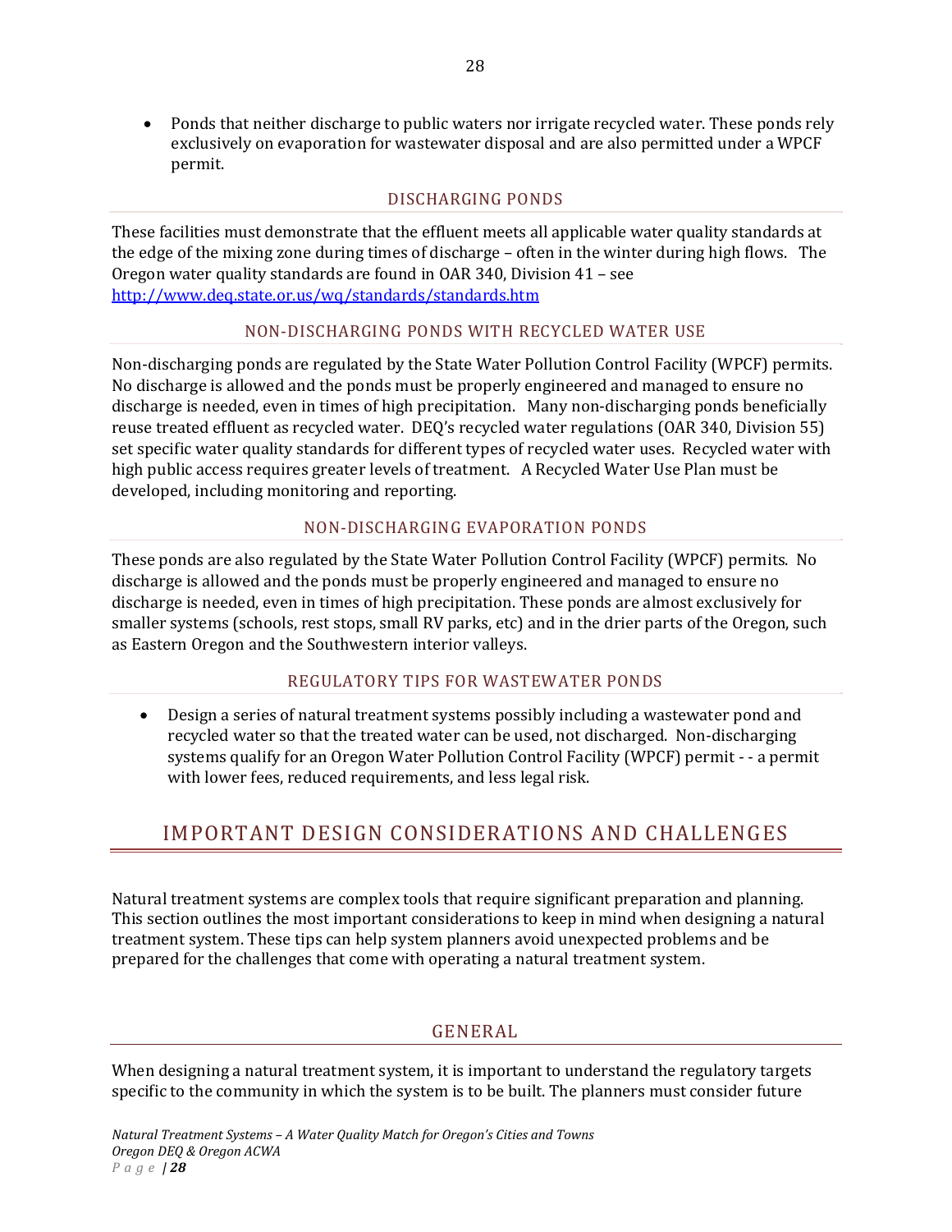- Ponds that neither discharge to public waters nor irrigate recycled water. These ponds rely exclusively on evaporation for wastewater disposal and are also permitted under a WPCF permit.

### DISCHARGING PONDS

These facilities must demonstrate that the effluent meets all applicable water quality standards at the edge of the mixing zone during times of discharge – often in the winter during high flows. The Oregon water quality standards are found in OAR 340, Division 41 – see http://www.deq.state.or.us/wq/standards/standards.htm

### NON-DISCHARGING PONDS WITH RECYCLED WATER USE

Non-discharging ponds are regulated by the State Water Pollution Control Facility (WPCF) permits. No discharge is allowed and the ponds must be properly engineered and managed to ensure no discharge is needed, even in times of high precipitation. Many non-discharging ponds beneficially reuse treated effluent as recycled water. DEQ's recycled water regulations (OAR 340, Division 55) set specific water quality standards for different types of recycled water uses. Recycled water with high public access requires greater levels of treatment. A Recycled Water Use Plan must be developed, including monitoring and reporting.

### NON-DISCHARGING EVAPORATION PONDS

These ponds are also regulated by the State Water Pollution Control Facility (WPCF) permits. No discharge is allowed and the ponds must be properly engineered and managed to ensure no discharge is needed, even in times of high precipitation. These ponds are almost exclusively for smaller systems (schools, rest stops, small RV parks, etc) and in the drier parts of the Oregon, such as Eastern Oregon and the Southwestern interior valleys.

### REGULATORY TIPS FOR WASTEWATER PONDS

- Design a series of natural treatment systems possibly including a wastewater pond and recycled water so that the treated water can be used, not discharged. Non-discharging systems qualify for an Oregon Water Pollution Control Facility (WPCF) permit - - a permit with lower fees, reduced requirements, and less legal risk.

# IMPORTANT DESIGN CONSIDERATIONS AND CHALLENGES

Natural treatment systems are complex tools that require significant preparation and planning. This section outlines the most important considerations to keep in mind when designing a natural treatment system. These tips can help system planners avoid unexpected problems and be prepared for the challenges that come with operating a natural treatment system.

## GENERAL

When designing a natural treatment system, it is important to understand the regulatory targets specific to the community in which the system is to be built. The planners must consider future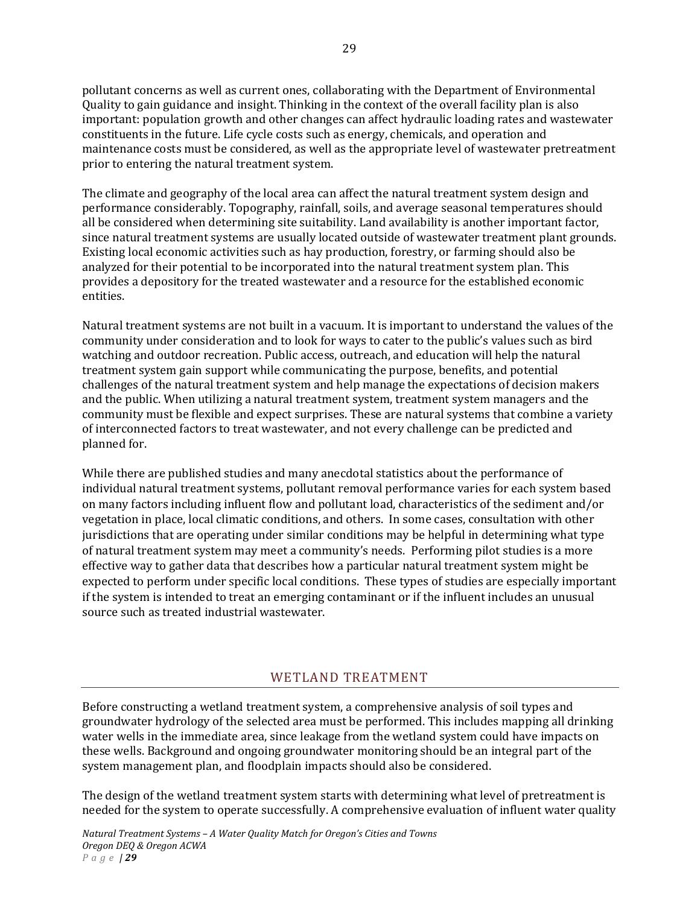pollutant concerns as well as current ones, collaborating with the Department of Environmental Quality to gain guidance and insight. Thinking in the context of the overall facility plan is also important: population growth and other changes can affect hydraulic loading rates and wastewater constituents in the future. Life cycle costs such as energy, chemicals, and operation and maintenance costs must be considered, as well as the appropriate level of wastewater pretreatment prior to entering the natural treatment system.

The climate and geography of the local area can affect the natural treatment system design and performance considerably. Topography, rainfall, soils, and average seasonal temperatures should all be considered when determining site suitability. Land availability is another important factor, since natural treatment systems are usually located outside of wastewater treatment plant grounds. Existing local economic activities such as hay production, forestry, or farming should also be analyzed for their potential to be incorporated into the natural treatment system plan. This provides a depository for the treated wastewater and a resource for the established economic entities.

Natural treatment systems are not built in a vacuum. It is important to understand the values of the community under consideration and to look for ways to cater to the public's values such as bird watching and outdoor recreation. Public access, outreach, and education will help the natural treatment system gain support while communicating the purpose, benefits, and potential challenges of the natural treatment system and help manage the expectations of decision makers and the public. When utilizing a natural treatment system, treatment system managers and the community must be flexible and expect surprises. These are natural systems that combine a variety of interconnected factors to treat wastewater, and not every challenge can be predicted and planned for.

While there are published studies and many anecdotal statistics about the performance of individual natural treatment systems, pollutant removal performance varies for each system based on many factors including influent flow and pollutant load, characteristics of the sediment and/or vegetation in place, local climatic conditions, and others. In some cases, consultation with other jurisdictions that are operating under similar conditions may be helpful in determining what type of natural treatment system may meet a community's needs. Performing pilot studies is a more effective way to gather data that describes how a particular natural treatment system might be expected to perform under specific local conditions. These types of studies are especially important if the system is intended to treat an emerging contaminant or if the influent includes an unusual source such as treated industrial wastewater.

## WETLAND TREATMENT

Before constructing a wetland treatment system, a comprehensive analysis of soil types and groundwater hydrology of the selected area must be performed. This includes mapping all drinking water wells in the immediate area, since leakage from the wetland system could have impacts on these wells. Background and ongoing groundwater monitoring should be an integral part of the system management plan, and floodplain impacts should also be considered.

The design of the wetland treatment system starts with determining what level of pretreatment is needed for the system to operate successfully. A comprehensive evaluation of influent water quality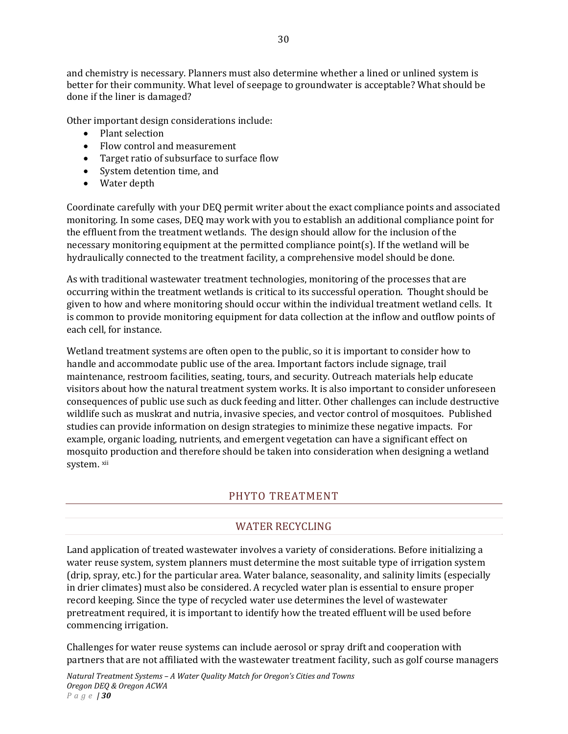and chemistry is necessary. Planners must also determine whether a lined or unlined system is better for their community. What level of seepage to groundwater is acceptable? What should be done if the liner is damaged?

Other important design considerations include:

- Plant selection
- Flow control and measurement
- Target ratio of subsurface to surface flow
- System detention time, and
- Water depth

Coordinate carefully with your DEQ permit writer about the exact compliance points and associated monitoring. In some cases, DEQ may work with you to establish an additional compliance point for the effluent from the treatment wetlands. The design should allow for the inclusion of the necessary monitoring equipment at the permitted compliance point(s). If the wetland will be hydraulically connected to the treatment facility, a comprehensive model should be done.

As with traditional wastewater treatment technologies, monitoring of the processes that are occurring within the treatment wetlands is critical to its successful operation. Thought should be given to how and where monitoring should occur within the individual treatment wetland cells. It is common to provide monitoring equipment for data collection at the inflow and outflow points of each cell, for instance.

Wetland treatment systems are often open to the public, so it is important to consider how to handle and accommodate public use of the area. Important factors include signage, trail maintenance, restroom facilities, seating, tours, and security. Outreach materials help educate visitors about how the natural treatment system works. It is also important to consider unforeseen consequences of public use such as duck feeding and litter. Other challenges can include destructive wildlife such as muskrat and nutria, invasive species, and vector control of mosquitoes. Published studies can provide information on design strategies to minimize these negative impacts. For example, organic loading, nutrients, and emergent vegetation can have a significant effect on mosquito production and therefore should be taken into consideration when designing a wetland system. [xii]

## PHYTO TREATMENT

## WATER RECYCLING

Land application of treated wastewater involves a variety of considerations. Before initializing a water reuse system, system planners must determine the most suitable type of irrigation system (drip, spray, etc.) for the particular area. Water balance, seasonality, and salinity limits (especially in drier climates) must also be considered. A recycled water plan is essential to ensure proper record keeping. Since the type of recycled water use determines the level of wastewater pretreatment required, it is important to identify how the treated effluent will be used before commencing irrigation.

Challenges for water reuse systems can include aerosol or spray drift and cooperation with partners that are not affiliated with the wastewater treatment facility, such as golf course managers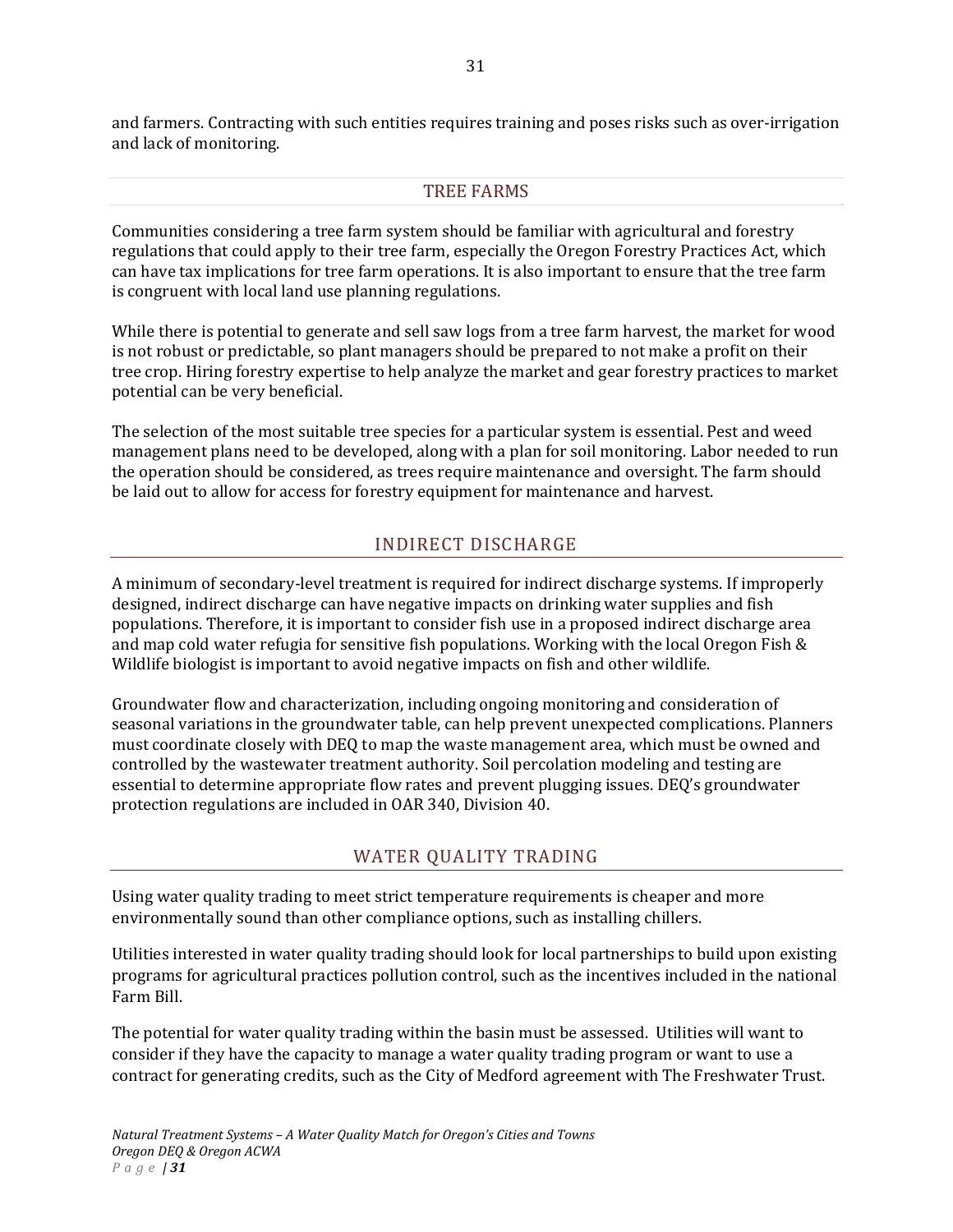and farmers. Contracting with such entities requires training and poses risks such as over-irrigation and lack of monitoring.

## TREE FARMS

Communities considering a tree farm system should be familiar with agricultural and forestry regulations that could apply to their tree farm, especially the Oregon Forestry Practices Act, which can have tax implications for tree farm operations. It is also important to ensure that the tree farm is congruent with local land use planning regulations.

While there is potential to generate and sell saw logs from a tree farm harvest, the market for wood is not robust or predictable, so plant managers should be prepared to not make a profit on their tree crop. Hiring forestry expertise to help analyze the market and gear forestry practices to market potential can be very beneficial.

The selection of the most suitable tree species for a particular system is essential. Pest and weed management plans need to be developed, along with a plan for soil monitoring. Labor needed to run the operation should be considered, as trees require maintenance and oversight. The farm should be laid out to allow for access for forestry equipment for maintenance and harvest.

## INDIRECT DISCHARGE

A minimum of secondary-level treatment is required for indirect discharge systems. If improperly designed, indirect discharge can have negative impacts on drinking water supplies and fish populations. Therefore, it is important to consider fish use in a proposed indirect discharge area and map cold water refugia for sensitive fish populations. Working with the local Oregon Fish & Wildlife biologist is important to avoid negative impacts on fish and other wildlife.

Groundwater flow and characterization, including ongoing monitoring and consideration of seasonal variations in the groundwater table, can help prevent unexpected complications. Planners must coordinate closely with DEQ to map the waste management area, which must be owned and controlled by the wastewater treatment authority. Soil percolation modeling and testing are essential to determine appropriate flow rates and prevent plugging issues. DEQ's groundwater protection regulations are included in OAR 340, Division 40.

## WATER QUALITY TRADING

Using water quality trading to meet strict temperature requirements is cheaper and more environmentally sound than other compliance options, such as installing chillers.

Utilities interested in water quality trading should look for local partnerships to build upon existing programs for agricultural practices pollution control, such as the incentives included in the national Farm Bill.

The potential for water quality trading within the basin must be assessed. Utilities will want to consider if they have the capacity to manage a water quality trading program or want to use a contract for generating credits, such as the City of Medford agreement with The Freshwater Trust.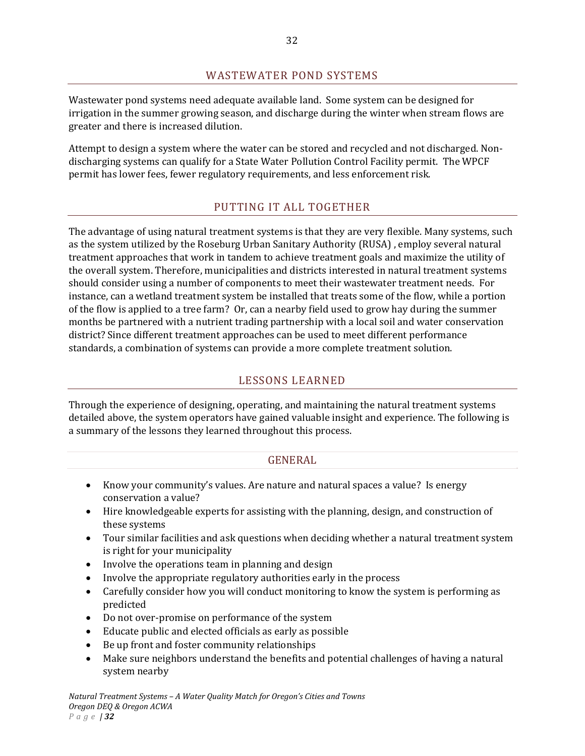## WASTEWATER POND SYSTEMS

Wastewater pond systems need adequate available land. Some system can be designed for irrigation in the summer growing season, and discharge during the winter when stream flows are greater and there is increased dilution.

Attempt to design a system where the water can be stored and recycled and not discharged. Non-discharging systems can qualify for a State Water Pollution Control Facility permit. The WPCF permit has lower fees, fewer regulatory requirements, and less enforcement risk.

## PUTTING IT ALL TOGETHER

The advantage of using natural treatment systems is that they are very flexible. Many systems, such as the system utilized by the Roseburg Urban Sanitary Authority (RUSA) , employ several natural treatment approaches that work in tandem to achieve treatment goals and maximize the utility of the overall system. Therefore, municipalities and districts interested in natural treatment systems should consider using a number of components to meet their wastewater treatment needs. For instance, can a wetland treatment system be installed that treats some of the flow, while a portion of the flow is applied to a tree farm? Or, can a nearby field used to grow hay during the summer months be partnered with a nutrient trading partnership with a local soil and water conservation district? Since different treatment approaches can be used to meet different performance standards, a combination of systems can provide a more complete treatment solution.

## LESSONS LEARNED

Through the experience of designing, operating, and maintaining the natural treatment systems detailed above, the system operators have gained valuable insight and experience. The following is a summary of the lessons they learned throughout this process.

### GENERAL

- Know your community's values. Are nature and natural spaces a value? Is energy conservation a value?
- Hire knowledgeable experts for assisting with the planning, design, and construction of these systems
- Tour similar facilities and ask questions when deciding whether a natural treatment system is right for your municipality
- Involve the operations team in planning and design
- Involve the appropriate regulatory authorities early in the process
- Carefully consider how you will conduct monitoring to know the system is performing as predicted
- Do not over-promise on performance of the system
- Educate public and elected officials as early as possible
- Be up front and foster community relationships
- Make sure neighbors understand the benefits and potential challenges of having a natural system nearby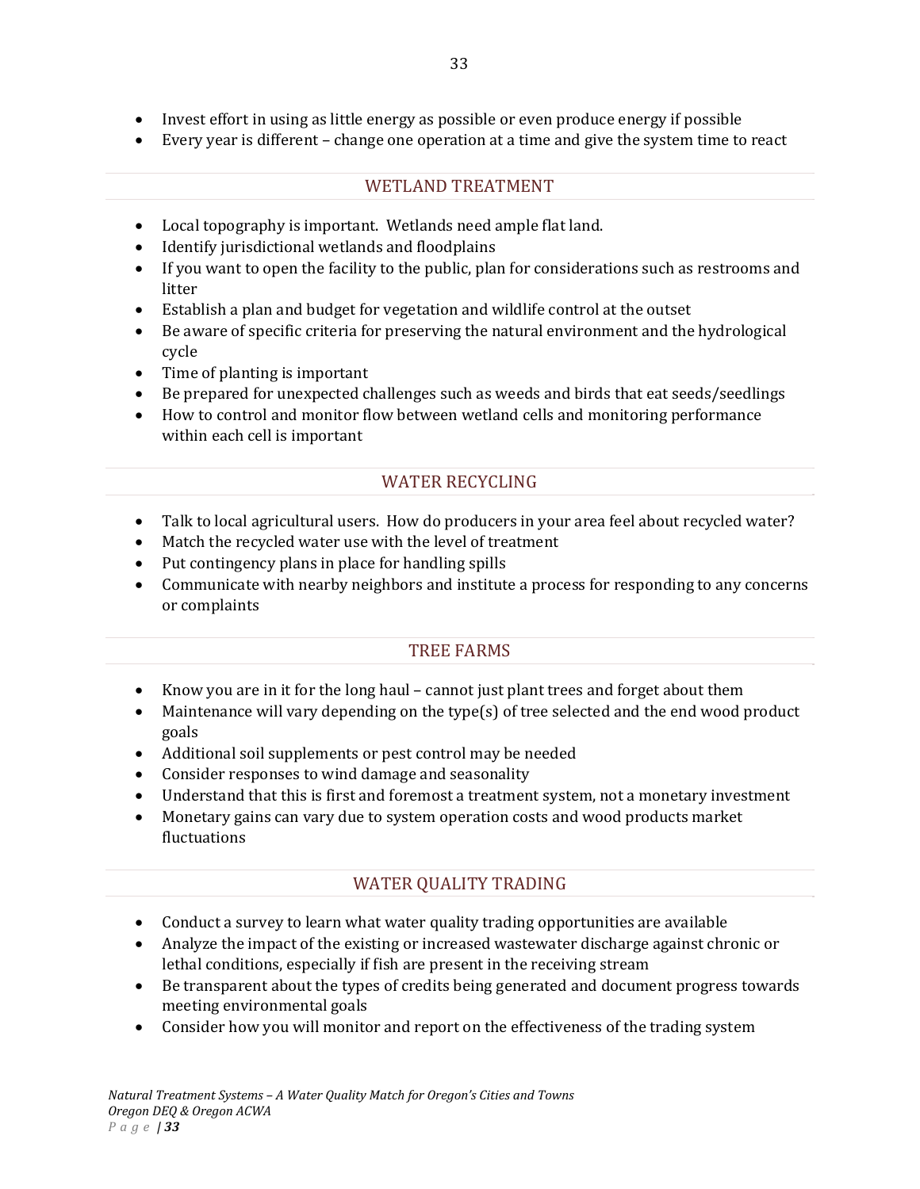- Invest effort in using as little energy as possible or even produce energy if possible
- Every year is different – change one operation at a time and give the system time to react

## WETLAND TREATMENT

- Local topography is important. Wetlands need ample flat land.
- Identify jurisdictional wetlands and floodplains
- If you want to open the facility to the public, plan for considerations such as restrooms and litter
- Establish a plan and budget for vegetation and wildlife control at the outset
- Be aware of specific criteria for preserving the natural environment and the hydrological cycle
- Time of planting is important
- Be prepared for unexpected challenges such as weeds and birds that eat seeds/seedlings
- How to control and monitor flow between wetland cells and monitoring performance within each cell is important

## WATER RECYCLING

- Talk to local agricultural users. How do producers in your area feel about recycled water?
- Match the recycled water use with the level of treatment
- Put contingency plans in place for handling spills
- Communicate with nearby neighbors and institute a process for responding to any concerns or complaints

## TREE FARMS

- Know you are in it for the long haul – cannot just plant trees and forget about them
- Maintenance will vary depending on the type(s) of tree selected and the end wood product goals
- Additional soil supplements or pest control may be needed
- Consider responses to wind damage and seasonality
- Understand that this is first and foremost a treatment system, not a monetary investment
- Monetary gains can vary due to system operation costs and wood products market fluctuations

## WATER QUALITY TRADING

- Conduct a survey to learn what water quality trading opportunities are available
- Analyze the impact of the existing or increased wastewater discharge against chronic or lethal conditions, especially if fish are present in the receiving stream
- Be transparent about the types of credits being generated and document progress towards meeting environmental goals
- Consider how you will monitor and report on the effectiveness of the trading system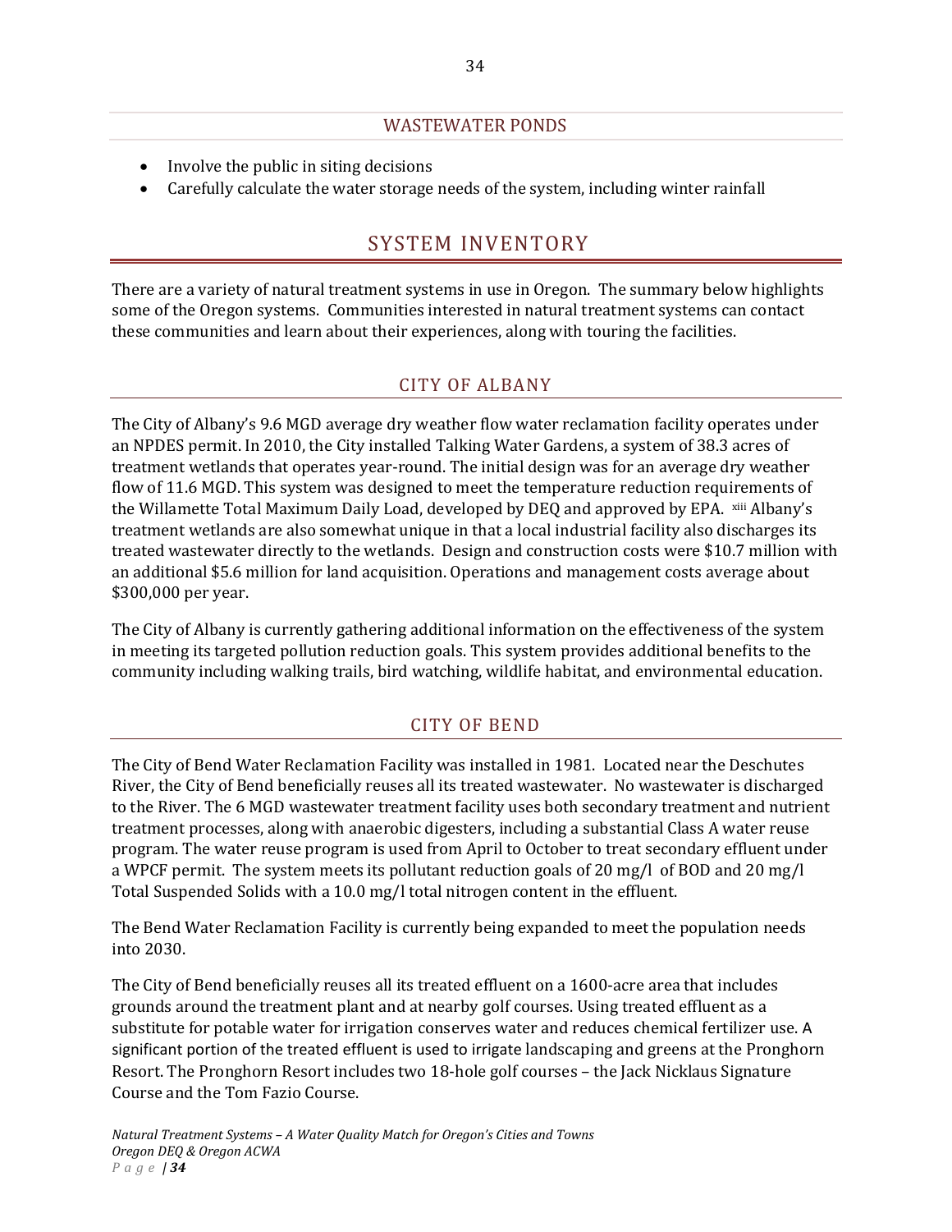## WASTEWATER PONDS

- Involve the public in siting decisions
- Carefully calculate the water storage needs of the system, including winter rainfall

# SYSTEM INVENTORY

There are a variety of natural treatment systems in use in Oregon. The summary below highlights some of the Oregon systems. Communities interested in natural treatment systems can contact these communities and learn about their experiences, along with touring the facilities.

## CITY OF ALBANY

The City of Albany's 9.6 MGD average dry weather flow water reclamation facility operates under an NPDES permit. In 2010, the City installed Talking Water Gardens, a system of 38.3 acres of treatment wetlands that operates year-round. The initial design was for an average dry weather flow of 11.6 MGD. This system was designed to meet the temperature reduction requirements of the Willamette Total Maximum Daily Load, developed by DEQ and approved by EPA. [xiii] Albany's treatment wetlands are also somewhat unique in that a local industrial facility also discharges its treated wastewater directly to the wetlands. Design and construction costs were $10.7 million with an additional $5.6 million for land acquisition. Operations and management costs average about $300,000 per year.

The City of Albany is currently gathering additional information on the effectiveness of the system in meeting its targeted pollution reduction goals. This system provides additional benefits to the community including walking trails, bird watching, wildlife habitat, and environmental education.

## CITY OF BEND

The City of Bend Water Reclamation Facility was installed in 1981. Located near the Deschutes River, the City of Bend beneficially reuses all its treated wastewater. No wastewater is discharged to the River. The 6 MGD wastewater treatment facility uses both secondary treatment and nutrient treatment processes, along with anaerobic digesters, including a substantial Class A water reuse program. The water reuse program is used from April to October to treat secondary effluent under a WPCF permit. The system meets its pollutant reduction goals of 20 mg/l of BOD and 20 mg/l Total Suspended Solids with a 10.0 mg/l total nitrogen content in the effluent.

The Bend Water Reclamation Facility is currently being expanded to meet the population needs into 2030.

The City of Bend beneficially reuses all its treated effluent on a 1600-acre area that includes grounds around the treatment plant and at nearby golf courses. Using treated effluent as a substitute for potable water for irrigation conserves water and reduces chemical fertilizer use. A significant portion of the treated effluent is used to irrigate landscaping and greens at the Pronghorn Resort. The Pronghorn Resort includes two 18-hole golf courses – the Jack Nicklaus Signature Course and the Tom Fazio Course.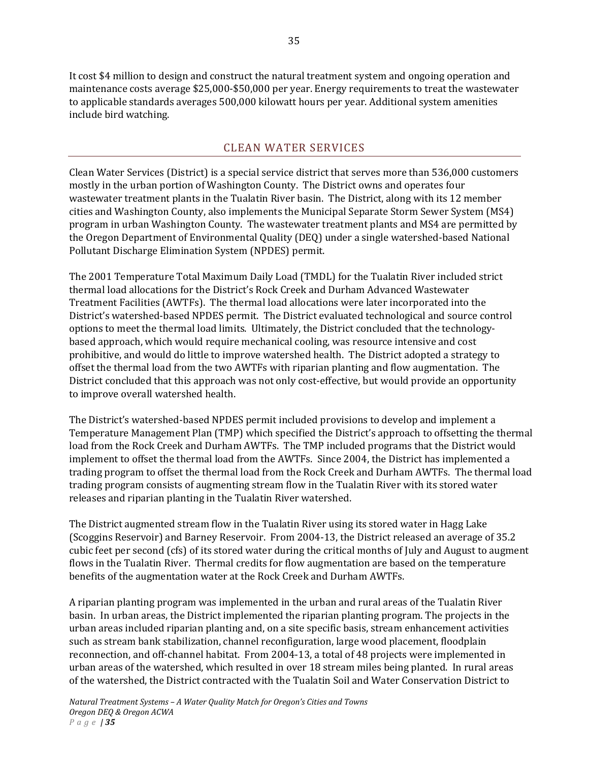It cost $4 million to design and construct the natural treatment system and ongoing operation and maintenance costs average $25,000-$50,000 per year. Energy requirements to treat the wastewater to applicable standards averages 500,000 kilowatt hours per year. Additional system amenities include bird watching.

## CLEAN WATER SERVICES

Clean Water Services (District) is a special service district that serves more than 536,000 customers mostly in the urban portion of Washington County. The District owns and operates four wastewater treatment plants in the Tualatin River basin. The District, along with its 12 member cities and Washington County, also implements the Municipal Separate Storm Sewer System (MS4) program in urban Washington County. The wastewater treatment plants and MS4 are permitted by the Oregon Department of Environmental Quality (DEQ) under a single watershed-based National Pollutant Discharge Elimination System (NPDES) permit.

The 2001 Temperature Total Maximum Daily Load (TMDL) for the Tualatin River included strict thermal load allocations for the District's Rock Creek and Durham Advanced Wastewater Treatment Facilities (AWTFs). The thermal load allocations were later incorporated into the District's watershed-based NPDES permit. The District evaluated technological and source control options to meet the thermal load limits. Ultimately, the District concluded that the technology-based approach, which would require mechanical cooling, was resource intensive and cost prohibitive, and would do little to improve watershed health. The District adopted a strategy to offset the thermal load from the two AWTFs with riparian planting and flow augmentation. The District concluded that this approach was not only cost-effective, but would provide an opportunity to improve overall watershed health.

The District's watershed-based NPDES permit included provisions to develop and implement a Temperature Management Plan (TMP) which specified the District's approach to offsetting the thermal load from the Rock Creek and Durham AWTFs. The TMP included programs that the District would implement to offset the thermal load from the AWTFs. Since 2004, the District has implemented a trading program to offset the thermal load from the Rock Creek and Durham AWTFs. The thermal load trading program consists of augmenting stream flow in the Tualatin River with its stored water releases and riparian planting in the Tualatin River watershed.

The District augmented stream flow in the Tualatin River using its stored water in Hagg Lake (Scoggins Reservoir) and Barney Reservoir. From 2004-13, the District released an average of 35.2 cubic feet per second (cfs) of its stored water during the critical months of July and August to augment flows in the Tualatin River. Thermal credits for flow augmentation are based on the temperature benefits of the augmentation water at the Rock Creek and Durham AWTFs.

A riparian planting program was implemented in the urban and rural areas of the Tualatin River basin. In urban areas, the District implemented the riparian planting program. The projects in the urban areas included riparian planting and, on a site specific basis, stream enhancement activities such as stream bank stabilization, channel reconfiguration, large wood placement, floodplain reconnection, and off-channel habitat. From 2004-13, a total of 48 projects were implemented in urban areas of the watershed, which resulted in over 18 stream miles being planted. In rural areas of the watershed, the District contracted with the Tualatin Soil and Water Conservation District to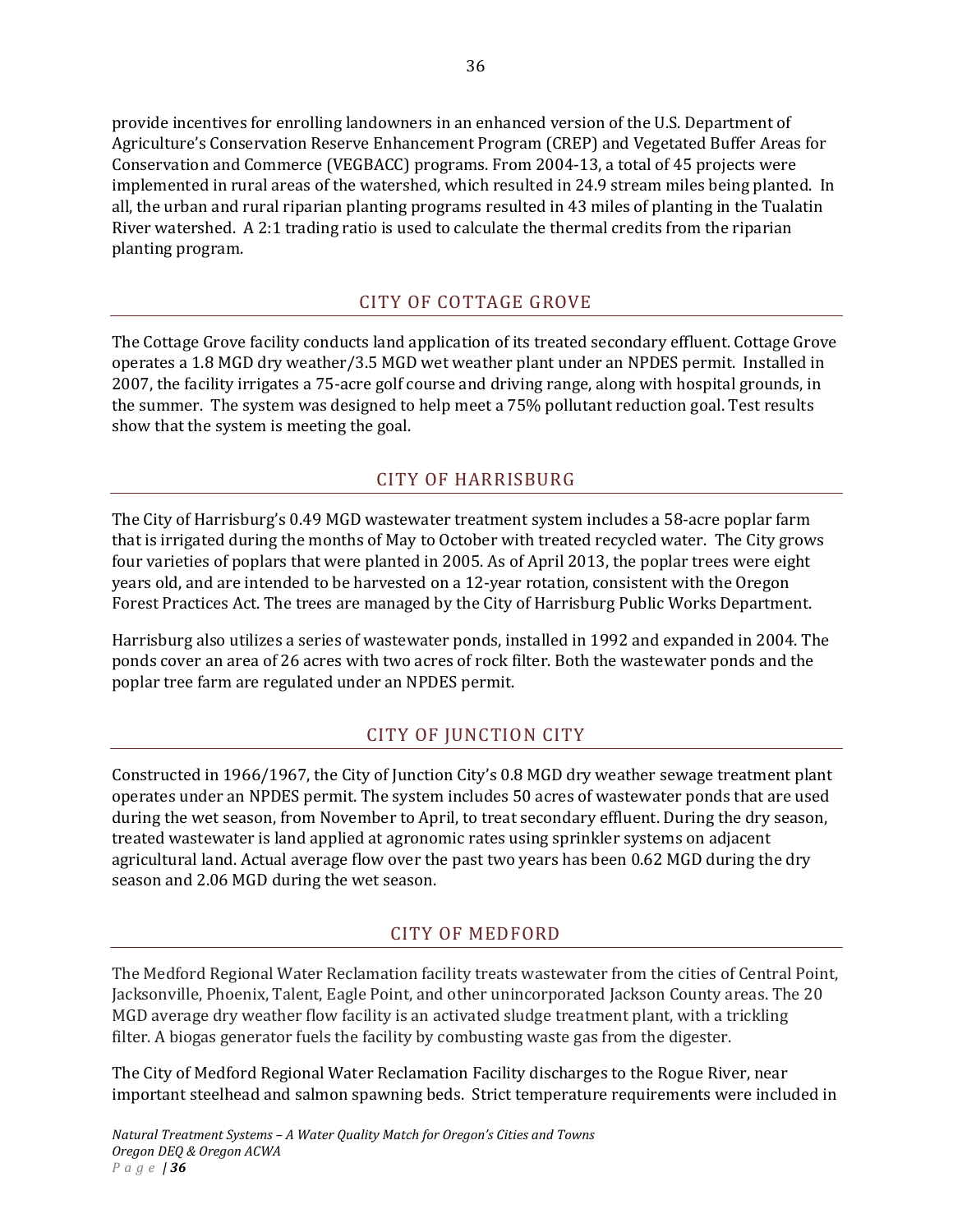provide incentives for enrolling landowners in an enhanced version of the U.S. Department of Agriculture's Conservation Reserve Enhancement Program (CREP) and Vegetated Buffer Areas for Conservation and Commerce (VEGBACC) programs. From 2004-13, a total of 45 projects were implemented in rural areas of the watershed, which resulted in 24.9 stream miles being planted. In all, the urban and rural riparian planting programs resulted in 43 miles of planting in the Tualatin River watershed. A 2:1 trading ratio is used to calculate the thermal credits from the riparian planting program.

## CITY OF COTTAGE GROVE

The Cottage Grove facility conducts land application of its treated secondary effluent. Cottage Grove operates a 1.8 MGD dry weather/3.5 MGD wet weather plant under an NPDES permit. Installed in 2007, the facility irrigates a 75-acre golf course and driving range, along with hospital grounds, in the summer. The system was designed to help meet a 75% pollutant reduction goal. Test results show that the system is meeting the goal.

## CITY OF HARRISBURG

The City of Harrisburg's 0.49 MGD wastewater treatment system includes a 58-acre poplar farm that is irrigated during the months of May to October with treated recycled water. The City grows four varieties of poplars that were planted in 2005. As of April 2013, the poplar trees were eight years old, and are intended to be harvested on a 12-year rotation, consistent with the Oregon Forest Practices Act. The trees are managed by the City of Harrisburg Public Works Department.

Harrisburg also utilizes a series of wastewater ponds, installed in 1992 and expanded in 2004. The ponds cover an area of 26 acres with two acres of rock filter. Both the wastewater ponds and the poplar tree farm are regulated under an NPDES permit.

## CITY OF JUNCTION CITY

Constructed in 1966/1967, the City of Junction City's 0.8 MGD dry weather sewage treatment plant operates under an NPDES permit. The system includes 50 acres of wastewater ponds that are used during the wet season, from November to April, to treat secondary effluent. During the dry season, treated wastewater is land applied at agronomic rates using sprinkler systems on adjacent agricultural land. Actual average flow over the past two years has been 0.62 MGD during the dry season and 2.06 MGD during the wet season.

## CITY OF MEDFORD

The Medford Regional Water Reclamation facility treats wastewater from the cities of Central Point, Jacksonville, Phoenix, Talent, Eagle Point, and other unincorporated Jackson County areas. The 20 MGD average dry weather flow facility is an activated sludge treatment plant, with a trickling filter. A biogas generator fuels the facility by combusting waste gas from the digester.

The City of Medford Regional Water Reclamation Facility discharges to the Rogue River, near important steelhead and salmon spawning beds. Strict temperature requirements were included in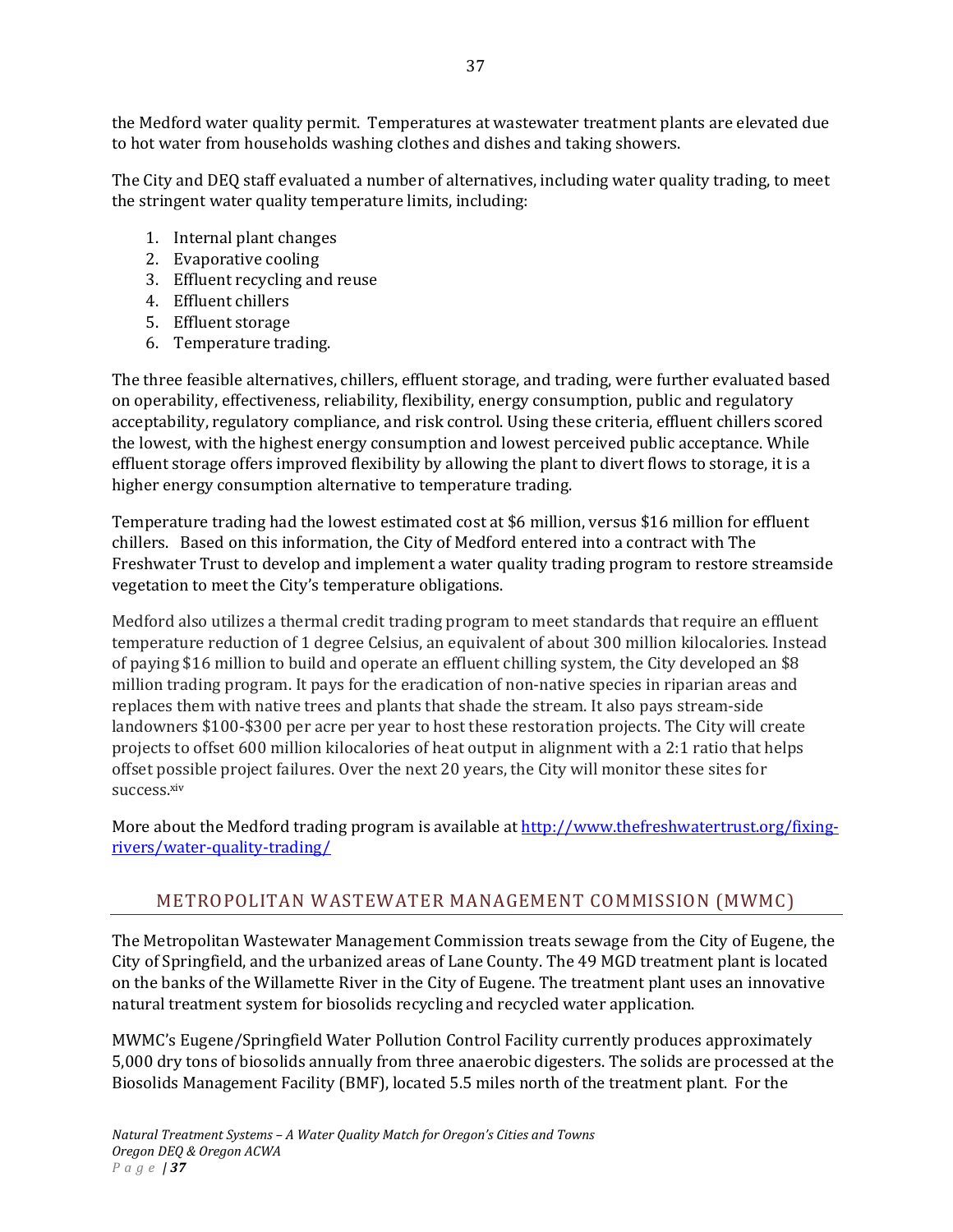the Medford water quality permit. Temperatures at wastewater treatment plants are elevated due to hot water from households washing clothes and dishes and taking showers.

The City and DEQ staff evaluated a number of alternatives, including water quality trading, to meet the stringent water quality temperature limits, including:

1. Internal plant changes
2. Evaporative cooling
3. Effluent recycling and reuse
4. Effluent chillers
5. Effluent storage
6. Temperature trading.

The three feasible alternatives, chillers, effluent storage, and trading, were further evaluated based on operability, effectiveness, reliability, flexibility, energy consumption, public and regulatory acceptability, regulatory compliance, and risk control. Using these criteria, effluent chillers scored the lowest, with the highest energy consumption and lowest perceived public acceptance. While effluent storage offers improved flexibility by allowing the plant to divert flows to storage, it is a higher energy consumption alternative to temperature trading.

Temperature trading had the lowest estimated cost at $6 million, versus $16 million for effluent chillers. Based on this information, the City of Medford entered into a contract with The Freshwater Trust to develop and implement a water quality trading program to restore streamside vegetation to meet the City's temperature obligations.

Medford also utilizes a thermal credit trading program to meet standards that require an effluent temperature reduction of 1 degree Celsius, an equivalent of about 300 million kilocalories. Instead of paying $16 million to build and operate an effluent chilling system, the City developed an $8 million trading program. It pays for the eradication of non-native species in riparian areas and replaces them with native trees and plants that shade the stream. It also pays stream-side landowners $100-$300 per acre per year to host these restoration projects. The City will create projects to offset 600 million kilocalories of heat output in alignment with a 2:1 ratio that helps offset possible project failures. Over the next 20 years, the City will monitor these sites for success.[xiv]

More about the Medford trading program is available at [http://www.thefreshwatertrust.org/fixing-rivers/water-quality-trading/](http://www.thefreshwatertrust.org/fixing-rivers/water-quality-trading/)

## METROPOLITAN WASTEWATER MANAGEMENT COMMISSION (MWMC)

The Metropolitan Wastewater Management Commission treats sewage from the City of Eugene, the City of Springfield, and the urbanized areas of Lane County. The 49 MGD treatment plant is located on the banks of the Willamette River in the City of Eugene. The treatment plant uses an innovative natural treatment system for biosolids recycling and recycled water application.

MWMC's Eugene/Springfield Water Pollution Control Facility currently produces approximately 5,000 dry tons of biosolids annually from three anaerobic digesters. The solids are processed at the Biosolids Management Facility (BMF), located 5.5 miles north of the treatment plant. For the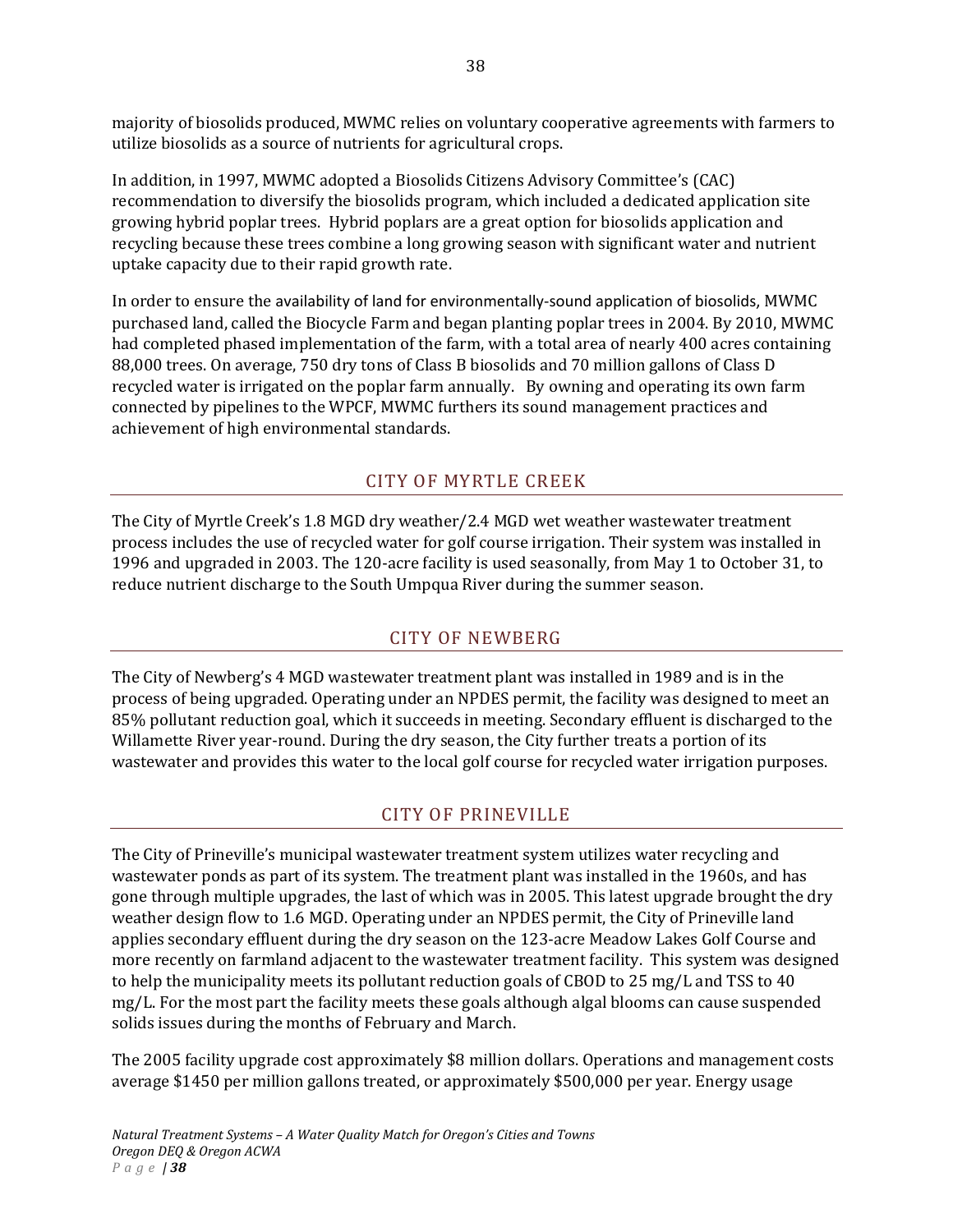majority of biosolids produced, MWMC relies on voluntary cooperative agreements with farmers to utilize biosolids as a source of nutrients for agricultural crops.

In addition, in 1997, MWMC adopted a Biosolids Citizens Advisory Committee's (CAC) recommendation to diversify the biosolids program, which included a dedicated application site growing hybrid poplar trees. Hybrid poplars are a great option for biosolids application and recycling because these trees combine a long growing season with significant water and nutrient uptake capacity due to their rapid growth rate.

In order to ensure the availability of land for environmentally-sound application of biosolids, MWMC purchased land, called the Biocycle Farm and began planting poplar trees in 2004. By 2010, MWMC had completed phased implementation of the farm, with a total area of nearly 400 acres containing 88,000 trees. On average, 750 dry tons of Class B biosolids and 70 million gallons of Class D recycled water is irrigated on the poplar farm annually. By owning and operating its own farm connected by pipelines to the WPCF, MWMC furthers its sound management practices and achievement of high environmental standards.

## CITY OF MYRTLE CREEK

The City of Myrtle Creek's 1.8 MGD dry weather/2.4 MGD wet weather wastewater treatment process includes the use of recycled water for golf course irrigation. Their system was installed in 1996 and upgraded in 2003. The 120-acre facility is used seasonally, from May 1 to October 31, to reduce nutrient discharge to the South Umpqua River during the summer season.

## CITY OF NEWBERG

The City of Newberg's 4 MGD wastewater treatment plant was installed in 1989 and is in the process of being upgraded. Operating under an NPDES permit, the facility was designed to meet an 85% pollutant reduction goal, which it succeeds in meeting. Secondary effluent is discharged to the Willamette River year-round. During the dry season, the City further treats a portion of its wastewater and provides this water to the local golf course for recycled water irrigation purposes.

## CITY OF PRINEVILLE

The City of Prineville's municipal wastewater treatment system utilizes water recycling and wastewater ponds as part of its system. The treatment plant was installed in the 1960s, and has gone through multiple upgrades, the last of which was in 2005. This latest upgrade brought the dry weather design flow to 1.6 MGD. Operating under an NPDES permit, the City of Prineville land applies secondary effluent during the dry season on the 123-acre Meadow Lakes Golf Course and more recently on farmland adjacent to the wastewater treatment facility. This system was designed to help the municipality meets its pollutant reduction goals of CBOD to 25 mg/L and TSS to 40 mg/L. For the most part the facility meets these goals although algal blooms can cause suspended solids issues during the months of February and March.

The 2005 facility upgrade cost approximately $8 million dollars. Operations and management costs average $1450 per million gallons treated, or approximately $500,000 per year. Energy usage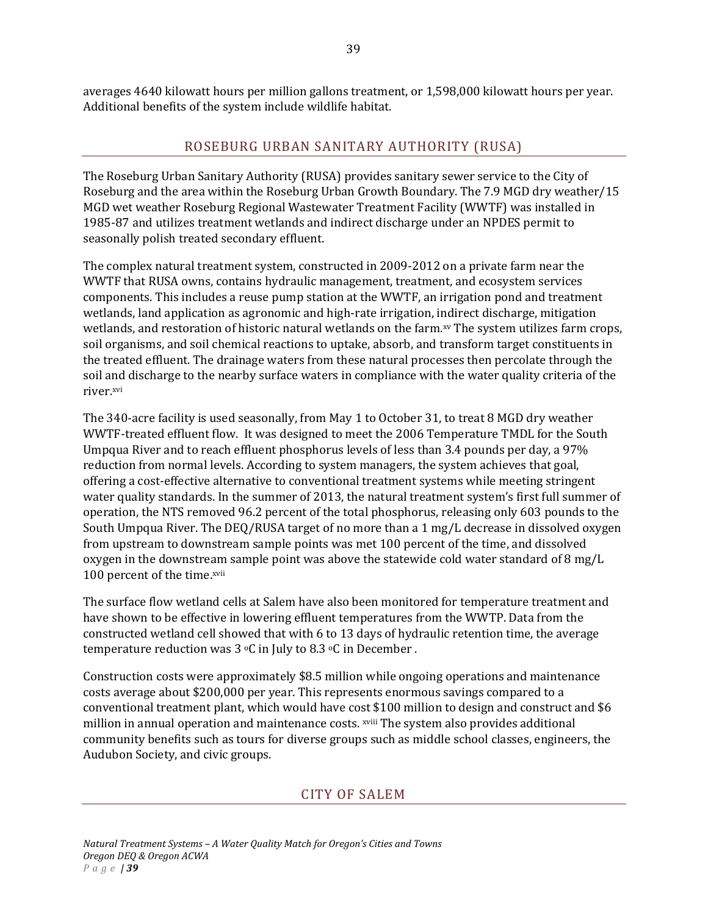averages 4640 kilowatt hours per million gallons treatment, or 1,598,000 kilowatt hours per year. Additional benefits of the system include wildlife habitat.

## ROSEBURG URBAN SANITARY AUTHORITY (RUSA)

The Roseburg Urban Sanitary Authority (RUSA) provides sanitary sewer service to the City of Roseburg and the area within the Roseburg Urban Growth Boundary. The 7.9 MGD dry weather/15 MGD wet weather Roseburg Regional Wastewater Treatment Facility (WWTF) was installed in 1985-87 and utilizes treatment wetlands and indirect discharge under an NPDES permit to seasonally polish treated secondary effluent.

The complex natural treatment system, constructed in 2009-2012 on a private farm near the WWTF that RUSA owns, contains hydraulic management, treatment, and ecosystem services components. This includes a reuse pump station at the WWTF, an irrigation pond and treatment wetlands, land application as agronomic and high-rate irrigation, indirect discharge, mitigation wetlands, and restoration of historic natural wetlands on the farm.[xv] The system utilizes farm crops, soil organisms, and soil chemical reactions to uptake, absorb, and transform target constituents in the treated effluent. The drainage waters from these natural processes then percolate through the soil and discharge to the nearby surface waters in compliance with the water quality criteria of the river.[xvi]

The 340-acre facility is used seasonally, from May 1 to October 31, to treat 8 MGD dry weather WWTF-treated effluent flow. It was designed to meet the 2006 Temperature TMDL for the South Umpqua River and to reach effluent phosphorus levels of less than 3.4 pounds per day, a 97% reduction from normal levels. According to system managers, the system achieves that goal, offering a cost-effective alternative to conventional treatment systems while meeting stringent water quality standards. In the summer of 2013, the natural treatment system's first full summer of operation, the NTS removed 96.2 percent of the total phosphorus, releasing only 603 pounds to the South Umpqua River. The DEQ/RUSA target of no more than a 1 mg/L decrease in dissolved oxygen from upstream to downstream sample points was met 100 percent of the time, and dissolved oxygen in the downstream sample point was above the statewide cold water standard of 8 mg/L 100 percent of the time.[xvii]

The surface flow wetland cells at Salem have also been monitored for temperature treatment and have shown to be effective in lowering effluent temperatures from the WWTP. Data from the constructed wetland cell showed that with 6 to 13 days of hydraulic retention time, the average temperature reduction was 3 °C in July to 8.3 °C in December .

Construction costs were approximately $8.5 million while ongoing operations and maintenance costs average about $200,000 per year. This represents enormous savings compared to a conventional treatment plant, which would have cost $100 million to design and construct and $6 million in annual operation and maintenance costs. [xviii] The system also provides additional community benefits such as tours for diverse groups such as middle school classes, engineers, the Audubon Society, and civic groups.

## CITY OF SALEM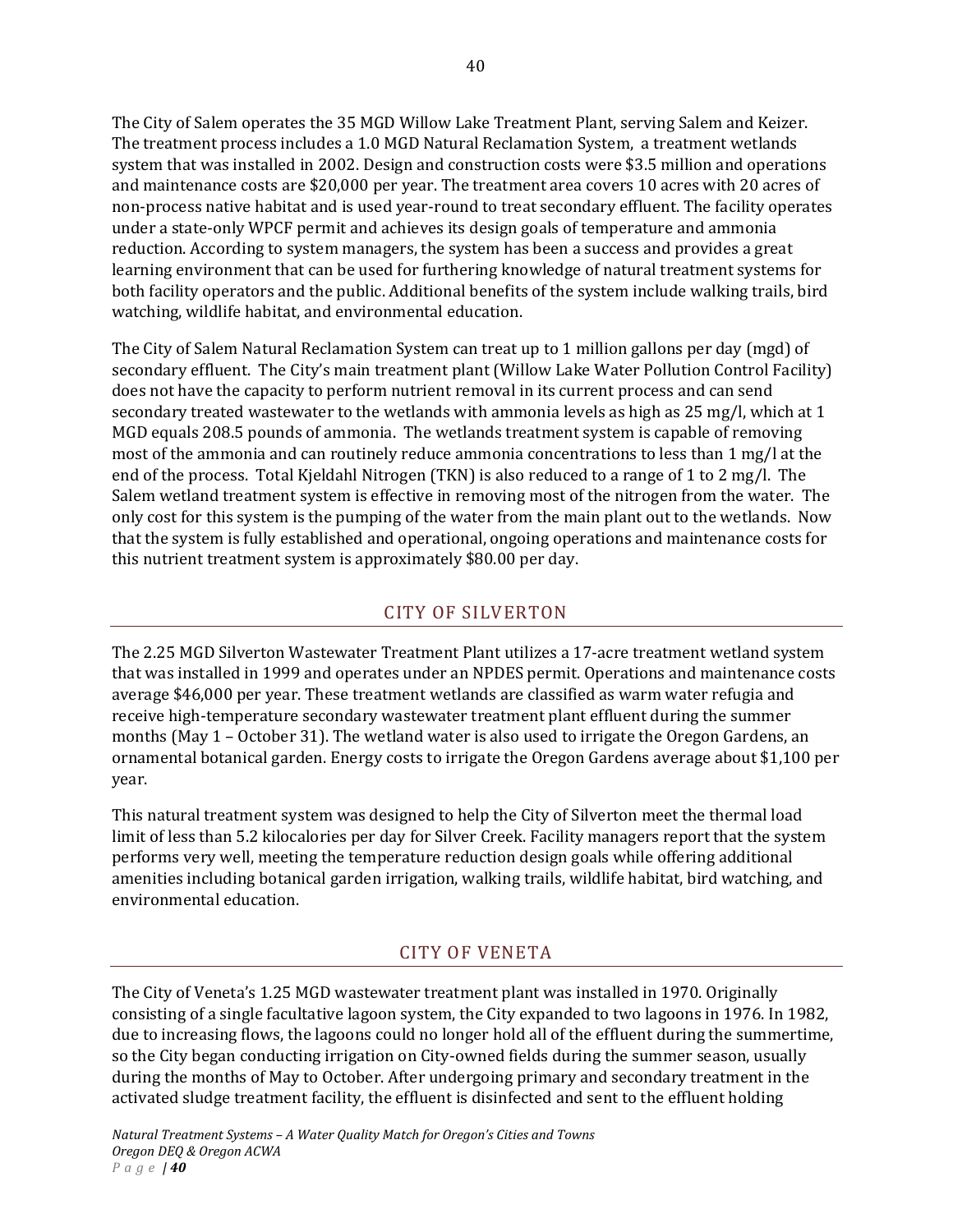The City of Salem operates the 35 MGD Willow Lake Treatment Plant, serving Salem and Keizer. The treatment process includes a 1.0 MGD Natural Reclamation System, a treatment wetlands system that was installed in 2002. Design and construction costs were $3.5 million and operations and maintenance costs are $20,000 per year. The treatment area covers 10 acres with 20 acres of non-process native habitat and is used year-round to treat secondary effluent. The facility operates under a state-only WPCF permit and achieves its design goals of temperature and ammonia reduction. According to system managers, the system has been a success and provides a great learning environment that can be used for furthering knowledge of natural treatment systems for both facility operators and the public. Additional benefits of the system include walking trails, bird watching, wildlife habitat, and environmental education.

The City of Salem Natural Reclamation System can treat up to 1 million gallons per day (mgd) of secondary effluent. The City's main treatment plant (Willow Lake Water Pollution Control Facility) does not have the capacity to perform nutrient removal in its current process and can send secondary treated wastewater to the wetlands with ammonia levels as high as 25 mg/l, which at 1 MGD equals 208.5 pounds of ammonia. The wetlands treatment system is capable of removing most of the ammonia and can routinely reduce ammonia concentrations to less than 1 mg/l at the end of the process. Total Kjeldahl Nitrogen (TKN) is also reduced to a range of 1 to 2 mg/l. The Salem wetland treatment system is effective in removing most of the nitrogen from the water. The only cost for this system is the pumping of the water from the main plant out to the wetlands. Now that the system is fully established and operational, ongoing operations and maintenance costs for this nutrient treatment system is approximately $80.00 per day.

## CITY OF SILVERTON

The 2.25 MGD Silverton Wastewater Treatment Plant utilizes a 17-acre treatment wetland system that was installed in 1999 and operates under an NPDES permit. Operations and maintenance costs average $46,000 per year. These treatment wetlands are classified as warm water refugia and receive high-temperature secondary wastewater treatment plant effluent during the summer months (May 1 – October 31). The wetland water is also used to irrigate the Oregon Gardens, an ornamental botanical garden. Energy costs to irrigate the Oregon Gardens average about $1,100 per year.

This natural treatment system was designed to help the City of Silverton meet the thermal load limit of less than 5.2 kilocalories per day for Silver Creek. Facility managers report that the system performs very well, meeting the temperature reduction design goals while offering additional amenities including botanical garden irrigation, walking trails, wildlife habitat, bird watching, and environmental education.

## CITY OF VENETA

The City of Veneta's 1.25 MGD wastewater treatment plant was installed in 1970. Originally consisting of a single facultative lagoon system, the City expanded to two lagoons in 1976. In 1982, due to increasing flows, the lagoons could no longer hold all of the effluent during the summertime, so the City began conducting irrigation on City-owned fields during the summer season, usually during the months of May to October. After undergoing primary and secondary treatment in the activated sludge treatment facility, the effluent is disinfected and sent to the effluent holding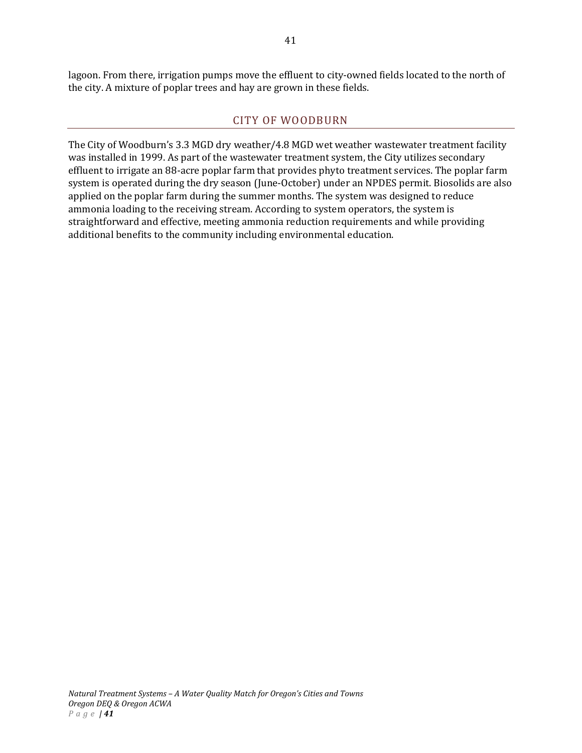lagoon. From there, irrigation pumps move the effluent to city-owned fields located to the north of the city. A mixture of poplar trees and hay are grown in these fields.

## CITY OF WOODBURN

The City of Woodburn's 3.3 MGD dry weather/4.8 MGD wet weather wastewater treatment facility was installed in 1999. As part of the wastewater treatment system, the City utilizes secondary effluent to irrigate an 88-acre poplar farm that provides phyto treatment services. The poplar farm system is operated during the dry season (June-October) under an NPDES permit. Biosolids are also applied on the poplar farm during the summer months. The system was designed to reduce ammonia loading to the receiving stream. According to system operators, the system is straightforward and effective, meeting ammonia reduction requirements and while providing additional benefits to the community including environmental education.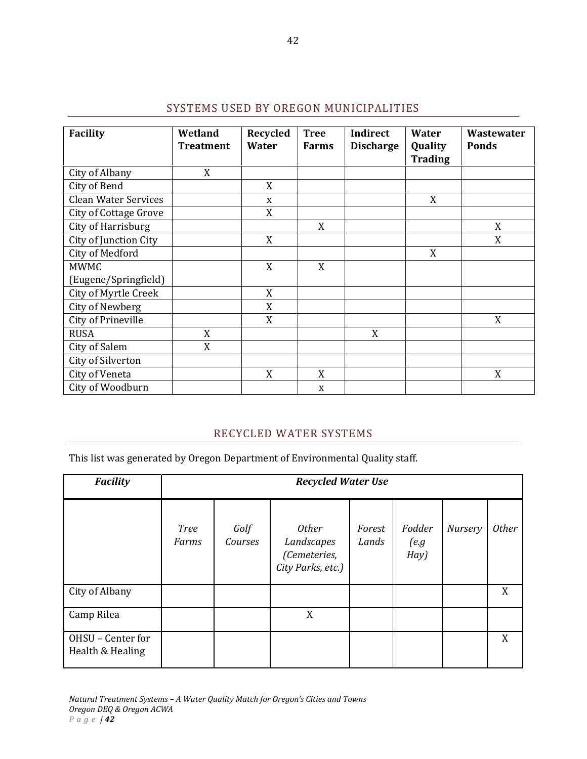## SYSTEMS USED BY OREGON MUNICIPALITIES

| Facility | Wetland Treatment | Recycled Water | Tree Farms | Indirect Discharge | Water Quality Trading | Wastewater Ponds |
|---|---|---|---|---|---|---|
| City of Albany | X | | | | | |
| City of Bend | | X | | | | |
| Clean Water Services | | x | | | X | |
| City of Cottage Grove | | X | | | | |
| City of Harrisburg | | | X | | | X |
| City of Junction City | | X | | | | X |
| City of Medford | | | | | X | |
| MWMC (Eugene/Springfield) | | X | X | | | |
| City of Myrtle Creek | | X | | | | |
| City of Newberg | | X | | | | |
| City of Prineville | | X | | | | X |
| RUSA | X | | | X | | |
| City of Salem | X | | | | | |
| City of Silverton | | | | | | |
| City of Veneta | | X | X | | | X |
| City of Woodburn | | | x | | | |

## RECYCLED WATER SYSTEMS

This list was generated by Oregon Department of Environmental Quality staff.

| ***Facility*** | ***Recycled Water Use*** | | | | | | |
|---|---|---|---|---|---|---|---|
| | *Tree Farms* | *Golf Courses* | *Other Landscapes (Cemeteries, City Parks, etc.)* | *Forest Lands* | *Fodder (e.g Hay)* | *Nursery* | *Other* |
| City of Albany | | | | | | | X |
| Camp Rilea | | | X | | | | |
| OHSU – Center for Health & Healing | | | | | | | X |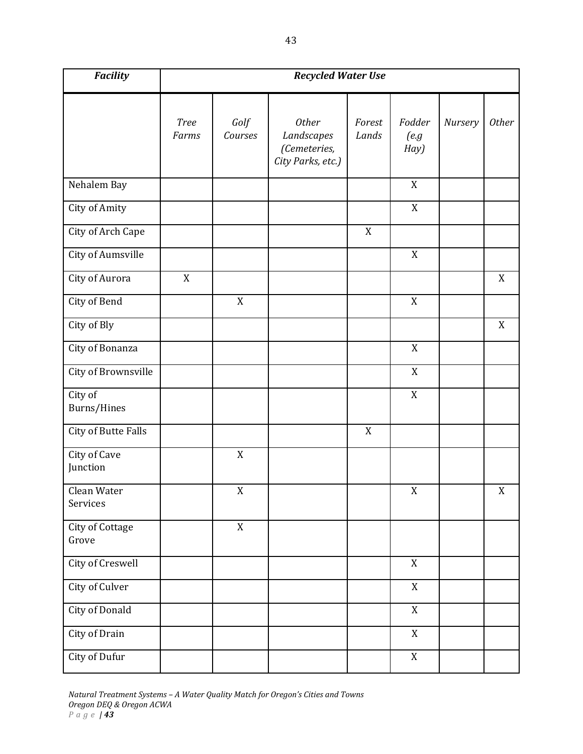| *Facility* | *Recycled Water Use* | | | | | | |
|---|---|---|---|---|---|---|---|
| | *Tree Farms* | *Golf Courses* | *Other Landscapes (Cemeteries, City Parks, etc.)* | *Forest Lands* | *Fodder (e.g Hay)* | *Nursery* | *Other* |
| Nehalem Bay | | | | | X | | |
| City of Amity | | | | | X | | |
| City of Arch Cape | | | | X | | | |
| City of Aumsville | | | | | X | | |
| City of Aurora | X | | | | | | X |
| City of Bend | | X | | | X | | |
| City of Bly | | | | | | | X |
| City of Bonanza | | | | | X | | |
| City of Brownsville | | | | | X | | |
| City of Burns/Hines | | | | | X | | |
| City of Butte Falls | | | | X | | | |
| City of Cave Junction | | X | | | | | |
| Clean Water Services | | X | | | X | | X |
| City of Cottage Grove | | X | | | | | |
| City of Creswell | | | | | X | | |
| City of Culver | | | | | X | | |
| City of Donald | | | | | X | | |
| City of Drain | | | | | X | | |
| City of Dufur | | | | | X | | |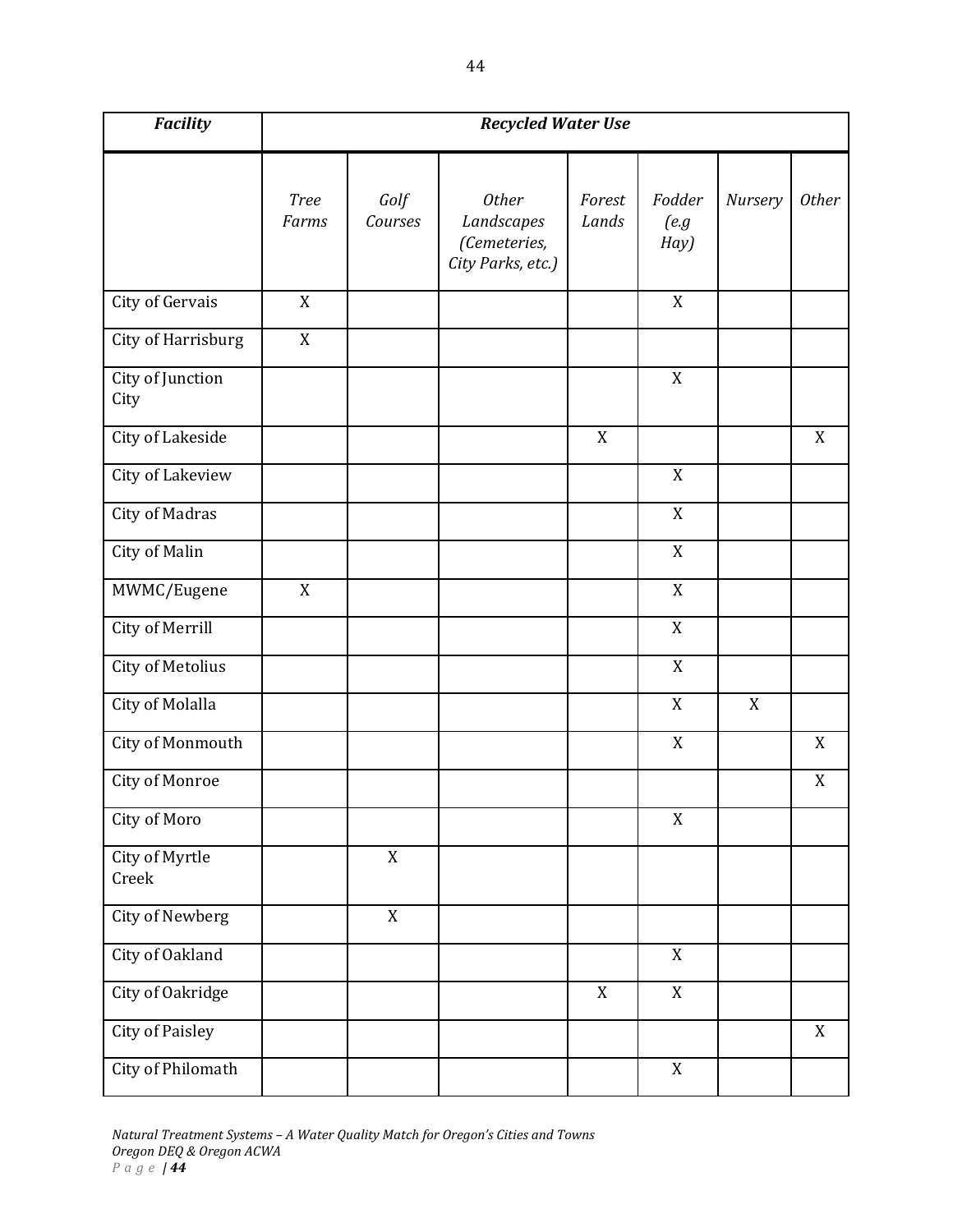| *Facility* | *Recycled Water Use* | | | | | | |
|---|---|---|---|---|---|---|---|
| | *Tree Farms* | *Golf Courses* | *Other Landscapes (Cemeteries, City Parks, etc.)* | *Forest Lands* | *Fodder (e.g Hay)* | *Nursery* | *Other* |
| City of Gervais | X | | | | X | | |
| City of Harrisburg | X | | | | | | |
| City of Junction City | | | | | X | | |
| City of Lakeside | | | | X | | | X |
| City of Lakeview | | | | | X | | |
| City of Madras | | | | | X | | |
| City of Malin | | | | | X | | |
| MWMC/Eugene | X | | | | X | | |
| City of Merrill | | | | | X | | |
| City of Metolius | | | | | X | | |
| City of Molalla | | | | | X | X | |
| City of Monmouth | | | | | X | | X |
| City of Monroe | | | | | | | X |
| City of Moro | | | | | X | | |
| City of Myrtle Creek | | X | | | | | |
| City of Newberg | | X | | | | | |
| City of Oakland | | | | | X | | |
| City of Oakridge | | | | X | X | | |
| City of Paisley | | | | | | | X |
| City of Philomath | | | | | X | | |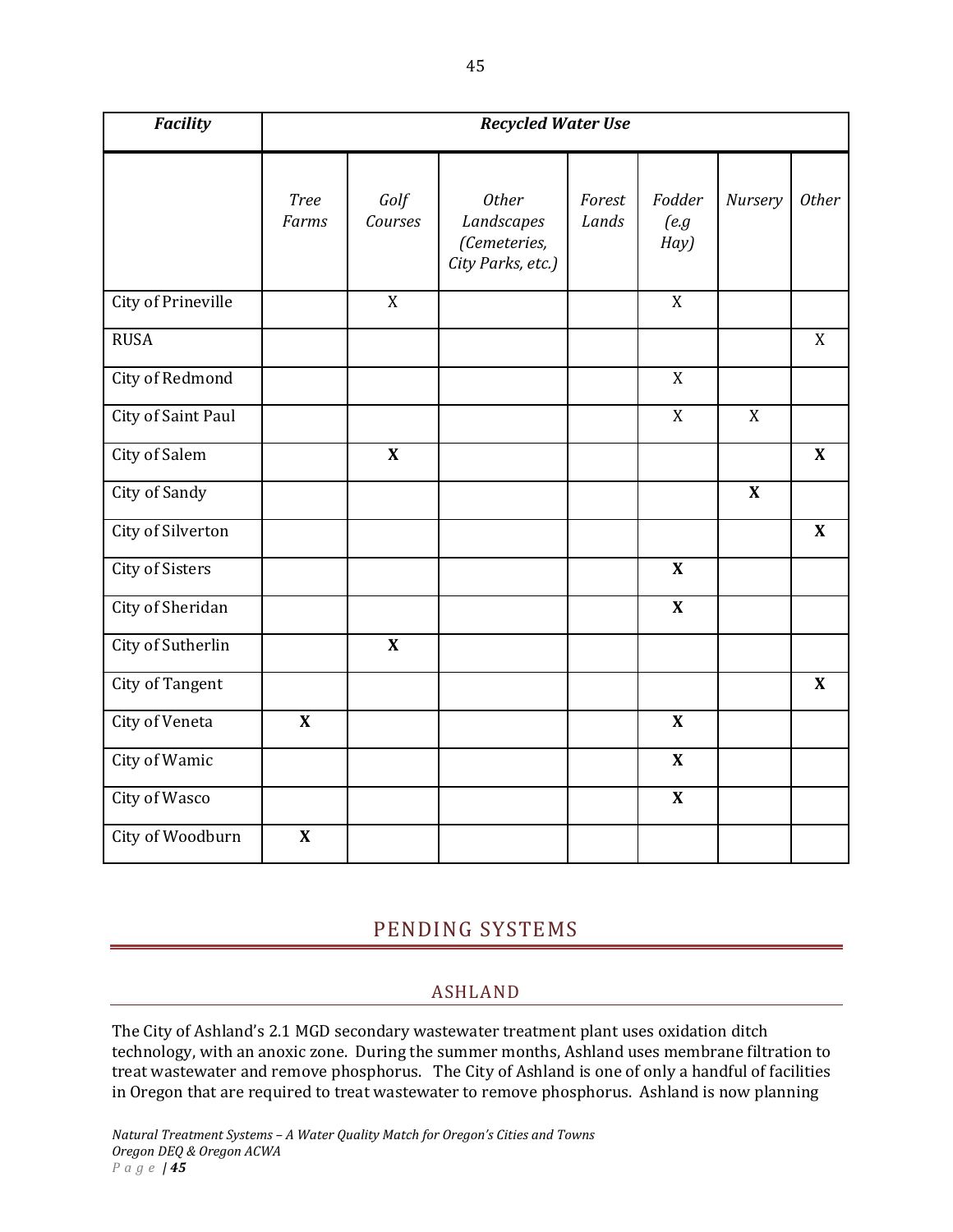| *Facility* | *Recycled Water Use* | | | | | | |
|---|---|---|---|---|---|---|---|
| | *Tree Farms* | *Golf Courses* | *Other Landscapes (Cemeteries, City Parks, etc.)* | *Forest Lands* | *Fodder (e.g Hay)* | *Nursery* | *Other* |
| City of Prineville | | X | | | X | | |
| RUSA | | | | | | | X |
| City of Redmond | | | | | X | | |
| City of Saint Paul | | | | | X | X | |
| City of Salem | | **X** | | | | | **X** |
| City of Sandy | | | | | | **X** | |
| City of Silverton | | | | | | | **X** |
| City of Sisters | | | | | **X** | | |
| City of Sheridan | | | | | **X** | | |
| City of Sutherlin | | **X** | | | | | |
| City of Tangent | | | | | | | **X** |
| City of Veneta | **X** | | | | **X** | | |
| City of Wamic | | | | | **X** | | |
| City of Wasco | | | | | **X** | | |
| City of Woodburn | **X** | | | | | | |

# PENDING SYSTEMS

## ASHLAND

The City of Ashland's 2.1 MGD secondary wastewater treatment plant uses oxidation ditch technology, with an anoxic zone. During the summer months, Ashland uses membrane filtration to treat wastewater and remove phosphorus. The City of Ashland is one of only a handful of facilities in Oregon that are required to treat wastewater to remove phosphorus. Ashland is now planning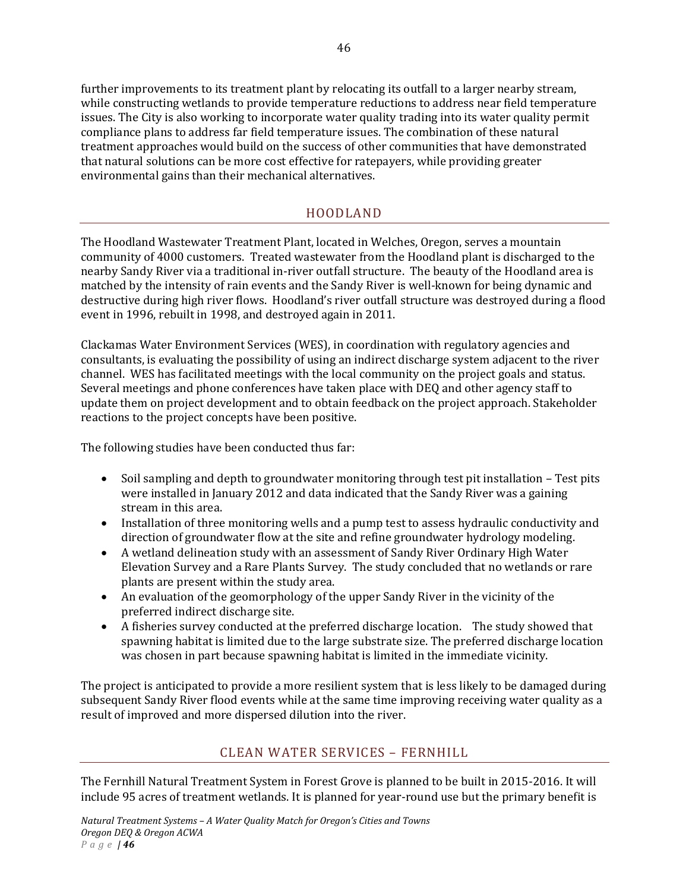further improvements to its treatment plant by relocating its outfall to a larger nearby stream, while constructing wetlands to provide temperature reductions to address near field temperature issues. The City is also working to incorporate water quality trading into its water quality permit compliance plans to address far field temperature issues. The combination of these natural treatment approaches would build on the success of other communities that have demonstrated that natural solutions can be more cost effective for ratepayers, while providing greater environmental gains than their mechanical alternatives.

## HOODLAND

The Hoodland Wastewater Treatment Plant, located in Welches, Oregon, serves a mountain community of 4000 customers. Treated wastewater from the Hoodland plant is discharged to the nearby Sandy River via a traditional in-river outfall structure. The beauty of the Hoodland area is matched by the intensity of rain events and the Sandy River is well-known for being dynamic and destructive during high river flows. Hoodland's river outfall structure was destroyed during a flood event in 1996, rebuilt in 1998, and destroyed again in 2011.

Clackamas Water Environment Services (WES), in coordination with regulatory agencies and consultants, is evaluating the possibility of using an indirect discharge system adjacent to the river channel. WES has facilitated meetings with the local community on the project goals and status. Several meetings and phone conferences have taken place with DEQ and other agency staff to update them on project development and to obtain feedback on the project approach. Stakeholder reactions to the project concepts have been positive.

The following studies have been conducted thus far:

- Soil sampling and depth to groundwater monitoring through test pit installation – Test pits were installed in January 2012 and data indicated that the Sandy River was a gaining stream in this area.
- Installation of three monitoring wells and a pump test to assess hydraulic conductivity and direction of groundwater flow at the site and refine groundwater hydrology modeling.
- A wetland delineation study with an assessment of Sandy River Ordinary High Water Elevation Survey and a Rare Plants Survey. The study concluded that no wetlands or rare plants are present within the study area.
- An evaluation of the geomorphology of the upper Sandy River in the vicinity of the preferred indirect discharge site.
- A fisheries survey conducted at the preferred discharge location. The study showed that spawning habitat is limited due to the large substrate size. The preferred discharge location was chosen in part because spawning habitat is limited in the immediate vicinity.

The project is anticipated to provide a more resilient system that is less likely to be damaged during subsequent Sandy River flood events while at the same time improving receiving water quality as a result of improved and more dispersed dilution into the river.

## CLEAN WATER SERVICES – FERNHILL

The Fernhill Natural Treatment System in Forest Grove is planned to be built in 2015-2016. It will include 95 acres of treatment wetlands. It is planned for year-round use but the primary benefit is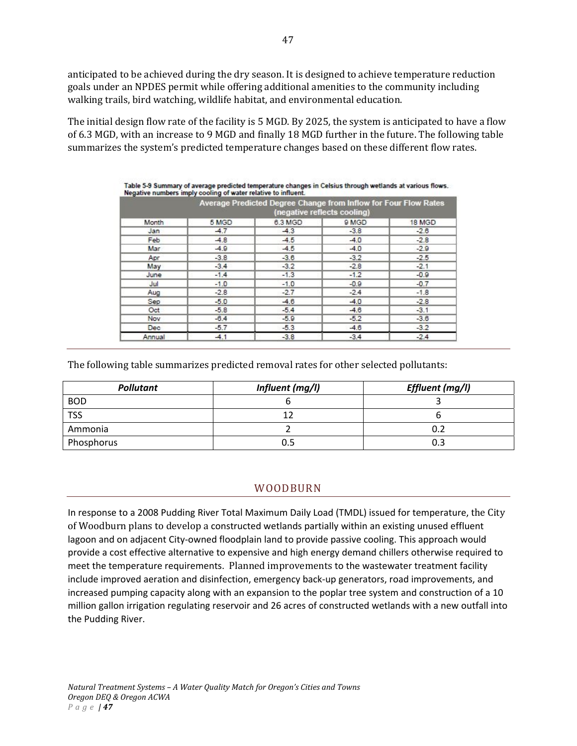anticipated to be achieved during the dry season. It is designed to achieve temperature reduction goals under an NPDES permit while offering additional amenities to the community including walking trails, bird watching, wildlife habitat, and environmental education.

The initial design flow rate of the facility is 5 MGD. By 2025, the system is anticipated to have a flow of 6.3 MGD, with an increase to 9 MGD and finally 18 MGD further in the future. The following table summarizes the system's predicted temperature changes based on these different flow rates.

**Table 5-9 Summary of average predicted temperature changes in Celsius through wetlands at various flows. Negative numbers imply cooling of water relative to influent.**

| | Average Predicted Degree Change from Inflow for Four Flow Rates (negative reflects cooling) | | | |
|---|---|---|---|---|
| Month | 5 MGD | 6.3 MGD | 9 MGD | 18 MGD |
| Jan | -4.7 | -4.3 | -3.8 | -2.6 |
| Feb | -4.8 | -4.5 | -4.0 | -2.8 |
| Mar | -4.9 | -4.5 | -4.0 | -2.9 |
| Apr | -3.8 | -3.6 | -3.2 | -2.5 |
| May | -3.4 | -3.2 | -2.8 | -2.1 |
| June | -1.4 | -1.3 | -1.2 | -0.9 |
| Jul | -1.0 | -1.0 | -0.9 | -0.7 |
| Aug | -2.8 | -2.7 | -2.4 | -1.8 |
| Sep | -5.0 | -4.6 | -4.0 | -2.8 |
| Oct | -5.8 | -5.4 | -4.6 | -3.1 |
| Nov | -6.4 | -5.9 | -5.2 | -3.6 |
| Dec | -5.7 | -5.3 | -4.6 | -3.2 |
| Annual | -4.1 | -3.8 | -3.4 | -2.4 |

The following table summarizes predicted removal rates for other selected pollutants:

| *Pollutant* | *Influent (mg/l)* | *Effluent (mg/l)* |
|---|---|---|
| BOD | 6 | 3 |
| TSS | 12 | 6 |
| Ammonia | 2 | 0.2 |
| Phosphorus | 0.5 | 0.3 |

## WOODBURN

In response to a 2008 Pudding River Total Maximum Daily Load (TMDL) issued for temperature, the City of Woodburn plans to develop a constructed wetlands partially within an existing unused effluent lagoon and on adjacent City-owned floodplain land to provide passive cooling. This approach would provide a cost effective alternative to expensive and high energy demand chillers otherwise required to meet the temperature requirements. Planned improvements to the wastewater treatment facility include improved aeration and disinfection, emergency back-up generators, road improvements, and increased pumping capacity along with an expansion to the poplar tree system and construction of a 10 million gallon irrigation regulating reservoir and 26 acres of constructed wetlands with a new outfall into the Pudding River.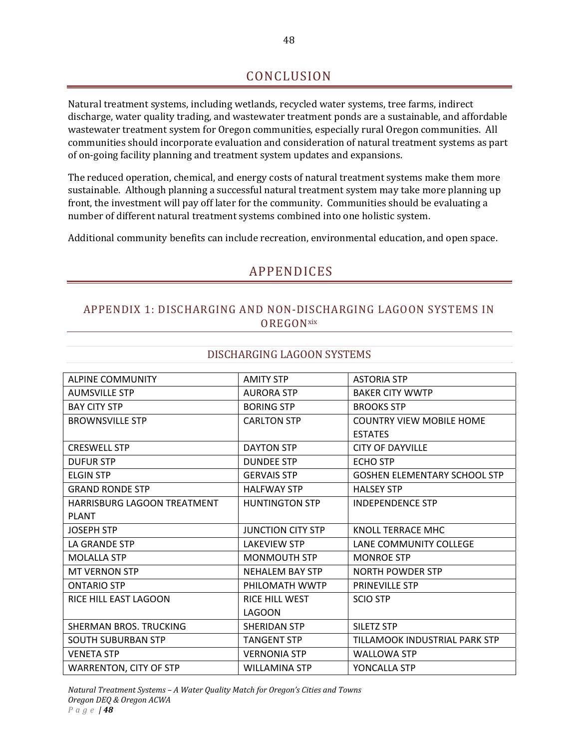# CONCLUSION

Natural treatment systems, including wetlands, recycled water systems, tree farms, indirect discharge, water quality trading, and wastewater treatment ponds are a sustainable, and affordable wastewater treatment system for Oregon communities, especially rural Oregon communities. All communities should incorporate evaluation and consideration of natural treatment systems as part of on-going facility planning and treatment system updates and expansions.

The reduced operation, chemical, and energy costs of natural treatment systems make them more sustainable. Although planning a successful natural treatment system may take more planning up front, the investment will pay off later for the community. Communities should be evaluating a number of different natural treatment systems combined into one holistic system.

Additional community benefits can include recreation, environmental education, and open space.

# APPENDICES

## APPENDIX 1: DISCHARGING AND NON-DISCHARGING LAGOON SYSTEMS IN OREGON[xix]

### DISCHARGING LAGOON SYSTEMS

| | | |
|---|---|---|
| ALPINE COMMUNITY | AMITY STP | ASTORIA STP |
| AUMSVILLE STP | AURORA STP | BAKER CITY WWTP |
| BAY CITY STP | BORING STP | BROOKS STP |
| BROWNSVILLE STP | CARLTON STP | COUNTRY VIEW MOBILE HOME ESTATES |
| CRESWELL STP | DAYTON STP | CITY OF DAYVILLE |
| DUFUR STP | DUNDEE STP | ECHO STP |
| ELGIN STP | GERVAIS STP | GOSHEN ELEMENTARY SCHOOL STP |
| GRAND RONDE STP | HALFWAY STP | HALSEY STP |
| HARRISBURG LAGOON TREATMENT PLANT | HUNTINGTON STP | INDEPENDENCE STP |
| JOSEPH STP | JUNCTION CITY STP | KNOLL TERRACE MHC |
| LA GRANDE STP | LAKEVIEW STP | LANE COMMUNITY COLLEGE |
| MOLALLA STP | MONMOUTH STP | MONROE STP |
| MT VERNON STP | NEHALEM BAY STP | NORTH POWDER STP |
| ONTARIO STP | PHILOMATH WWTP | PRINEVILLE STP |
| RICE HILL EAST LAGOON | RICE HILL WEST LAGOON | SCIO STP |
| SHERMAN BROS. TRUCKING | SHERIDAN STP | SILETZ STP |
| SOUTH SUBURBAN STP | TANGENT STP | TILLAMOOK INDUSTRIAL PARK STP |
| VENETA STP | VERNONIA STP | WALLOWA STP |
| WARRENTON, CITY OF STP | WILLAMINA STP | YONCALLA STP |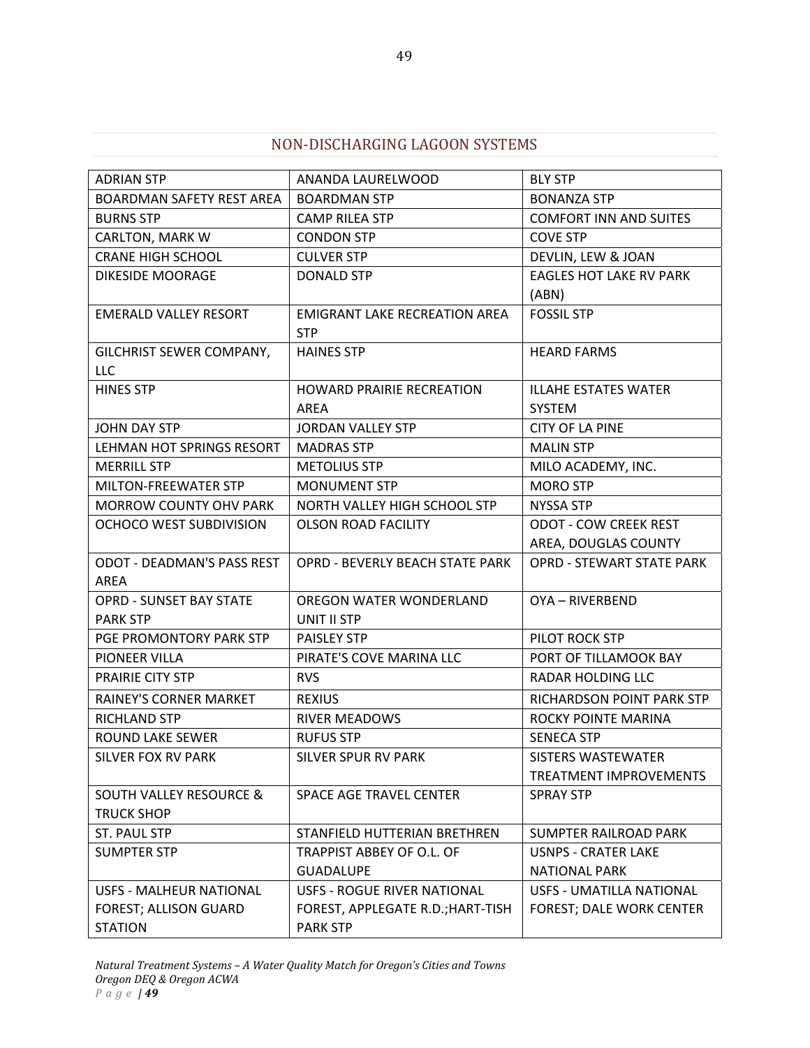## NON-DISCHARGING LAGOON SYSTEMS

| | | |
|---|---|---|
| ADRIAN STP | ANANDA LAURELWOOD | BLY STP |
| BOARDMAN SAFETY REST AREA | BOARDMAN STP | BONANZA STP |
| BURNS STP | CAMP RILEA STP | COMFORT INN AND SUITES |
| CARLTON, MARK W | CONDON STP | COVE STP |
| CRANE HIGH SCHOOL | CULVER STP | DEVLIN, LEW & JOAN |
| DIKESIDE MOORAGE | DONALD STP | EAGLES HOT LAKE RV PARK (ABN) |
| EMERALD VALLEY RESORT | EMIGRANT LAKE RECREATION AREA STP | FOSSIL STP |
| GILCHRIST SEWER COMPANY, LLC | HAINES STP | HEARD FARMS |
| HINES STP | HOWARD PRAIRIE RECREATION AREA | ILLAHE ESTATES WATER SYSTEM |
| JOHN DAY STP | JORDAN VALLEY STP | CITY OF LA PINE |
| LEHMAN HOT SPRINGS RESORT | MADRAS STP | MALIN STP |
| MERRILL STP | METOLIUS STP | MILO ACADEMY, INC. |
| MILTON-FREEWATER STP | MONUMENT STP | MORO STP |
| MORROW COUNTY OHV PARK | NORTH VALLEY HIGH SCHOOL STP | NYSSA STP |
| OCHOCO WEST SUBDIVISION | OLSON ROAD FACILITY | ODOT - COW CREEK REST AREA, DOUGLAS COUNTY |
| ODOT - DEADMAN'S PASS REST AREA | OPRD - BEVERLY BEACH STATE PARK | OPRD - STEWART STATE PARK |
| OPRD - SUNSET BAY STATE PARK STP | OREGON WATER WONDERLAND UNIT II STP | OYA – RIVERBEND |
| PGE PROMONTORY PARK STP | PAISLEY STP | PILOT ROCK STP |
| PIONEER VILLA | PIRATE'S COVE MARINA LLC | PORT OF TILLAMOOK BAY |
| PRAIRIE CITY STP | RVS | RADAR HOLDING LLC |
| RAINEY'S CORNER MARKET | REXIUS | RICHARDSON POINT PARK STP |
| RICHLAND STP | RIVER MEADOWS | ROCKY POINTE MARINA |
| ROUND LAKE SEWER | RUFUS STP | SENECA STP |
| SILVER FOX RV PARK | SILVER SPUR RV PARK | SISTERS WASTEWATER TREATMENT IMPROVEMENTS |
| SOUTH VALLEY RESOURCE & TRUCK SHOP | SPACE AGE TRAVEL CENTER | SPRAY STP |
| ST. PAUL STP | STANFIELD HUTTERIAN BRETHREN | SUMPTER RAILROAD PARK |
| SUMPTER STP | TRAPPIST ABBEY OF O.L. OF GUADALUPE | USNPS - CRATER LAKE NATIONAL PARK |
| USFS - MALHEUR NATIONAL FOREST; ALLISON GUARD STATION | USFS - ROGUE RIVER NATIONAL FOREST, APPLEGATE R.D.;HART-TISH PARK STP | USFS - UMATILLA NATIONAL FOREST; DALE WORK CENTER |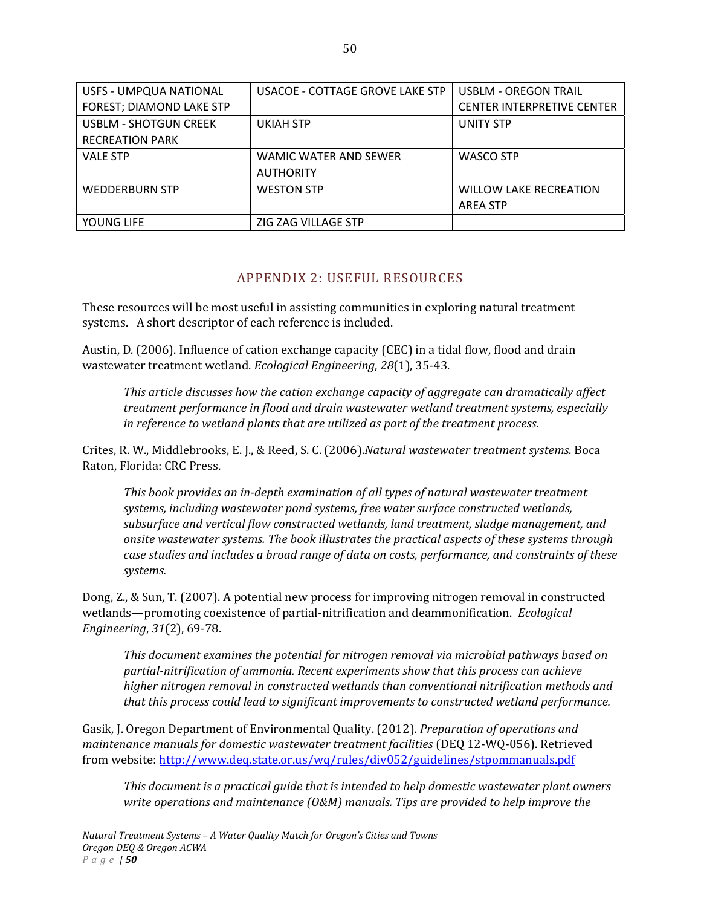| USFS - UMPQUA NATIONAL FOREST; DIAMOND LAKE STP | USACOE - COTTAGE GROVE LAKE STP | USBLM - OREGON TRAIL CENTER INTERPRETIVE CENTER |
|---|---|---|
| USBLM - SHOTGUN CREEK RECREATION PARK | UKIAH STP | UNITY STP |
| VALE STP | WAMIC WATER AND SEWER AUTHORITY | WASCO STP |
| WEDDERBURN STP | WESTON STP | WILLOW LAKE RECREATION AREA STP |
| YOUNG LIFE | ZIG ZAG VILLAGE STP | |

## APPENDIX 2: USEFUL RESOURCES

These resources will be most useful in assisting communities in exploring natural treatment systems. A short descriptor of each reference is included.

Austin, D. (2006). Influence of cation exchange capacity (CEC) in a tidal flow, flood and drain wastewater treatment wetland. *Ecological Engineering*, *28*(1), 35-43.

> *This article discusses how the cation exchange capacity of aggregate can dramatically affect treatment performance in flood and drain wastewater wetland treatment systems, especially in reference to wetland plants that are utilized as part of the treatment process.*

Crites, R. W., Middlebrooks, E. J., & Reed, S. C. (2006).*Natural wastewater treatment systems*. Boca Raton, Florida: CRC Press.

> *This book provides an in-depth examination of all types of natural wastewater treatment systems, including wastewater pond systems, free water surface constructed wetlands, subsurface and vertical flow constructed wetlands, land treatment, sludge management, and onsite wastewater systems. The book illustrates the practical aspects of these systems through case studies and includes a broad range of data on costs, performance, and constraints of these systems.*

Dong, Z., & Sun, T. (2007). A potential new process for improving nitrogen removal in constructed wetlands—promoting coexistence of partial-nitrification and deammonification. *Ecological Engineering*, *31*(2), 69-78.

> *This document examines the potential for nitrogen removal via microbial pathways based on partial-nitrification of ammonia. Recent experiments show that this process can achieve higher nitrogen removal in constructed wetlands than conventional nitrification methods and that this process could lead to significant improvements to constructed wetland performance.*

Gasik, J. Oregon Department of Environmental Quality. (2012). *Preparation of operations and maintenance manuals for domestic wastewater treatment facilities* (DEQ 12-WQ-056). Retrieved from website: http://www.deq.state.or.us/wq/rules/div052/guidelines/stpommanuals.pdf

> *This document is a practical guide that is intended to help domestic wastewater plant owners write operations and maintenance (O&M) manuals. Tips are provided to help improve the*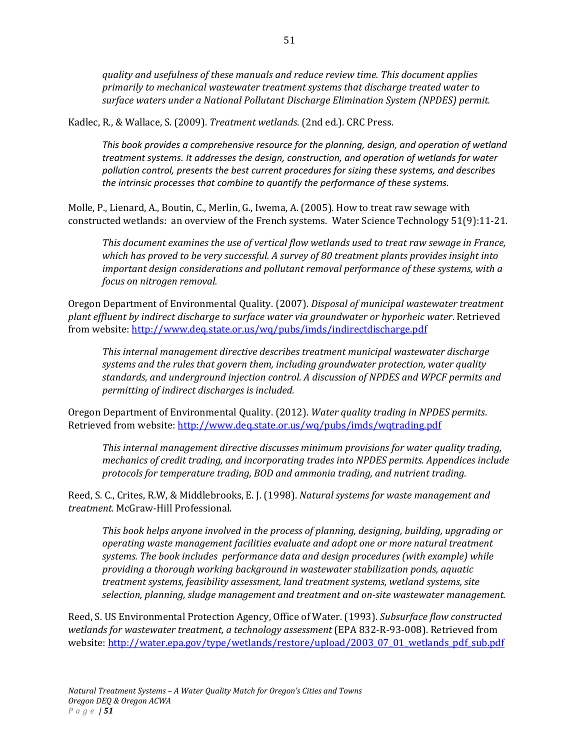*quality and usefulness of these manuals and reduce review time. This document applies primarily to mechanical wastewater treatment systems that discharge treated water to surface waters under a National Pollutant Discharge Elimination System (NPDES) permit.*

Kadlec, R., & Wallace, S. (2009). *Treatment wetlands*. (2nd ed.). CRC Press.

> *This book provides a comprehensive resource for the planning, design, and operation of wetland treatment systems. It addresses the design, construction, and operation of wetlands for water pollution control, presents the best current procedures for sizing these systems, and describes the intrinsic processes that combine to quantify the performance of these systems.*

Molle, P., Lienard, A., Boutin, C., Merlin, G., Iwema, A. (2005). How to treat raw sewage with constructed wetlands: an overview of the French systems. Water Science Technology 51(9):11-21.

> *This document examines the use of vertical flow wetlands used to treat raw sewage in France, which has proved to be very successful. A survey of 80 treatment plants provides insight into important design considerations and pollutant removal performance of these systems, with a focus on nitrogen removal.*

Oregon Department of Environmental Quality. (2007). *Disposal of municipal wastewater treatment plant effluent by indirect discharge to surface water via groundwater or hyporheic water*. Retrieved from website: http://www.deq.state.or.us/wq/pubs/imds/indirectdischarge.pdf

> *This internal management directive describes treatment municipal wastewater discharge systems and the rules that govern them, including groundwater protection, water quality standards, and underground injection control. A discussion of NPDES and WPCF permits and permitting of indirect discharges is included.*

Oregon Department of Environmental Quality. (2012). *Water quality trading in NPDES permits*. Retrieved from website: http://www.deq.state.or.us/wq/pubs/imds/wqtrading.pdf

> *This internal management directive discusses minimum provisions for water quality trading, mechanics of credit trading, and incorporating trades into NPDES permits. Appendices include protocols for temperature trading, BOD and ammonia trading, and nutrient trading.*

Reed, S. C., Crites, R.W, & Middlebrooks, E. J. (1998). *Natural systems for waste management and treatment.* McGraw-Hill Professional.

> *This book helps anyone involved in the process of planning, designing, building, upgrading or operating waste management facilities evaluate and adopt one or more natural treatment systems. The book includes performance data and design procedures (with example) while providing a thorough working background in wastewater stabilization ponds, aquatic treatment systems, feasibility assessment, land treatment systems, wetland systems, site selection, planning, sludge management and treatment and on-site wastewater management.*

Reed, S. US Environmental Protection Agency, Office of Water. (1993). *Subsurface flow constructed wetlands for wastewater treatment, a technology assessment* (EPA 832-R-93-008). Retrieved from website: http://water.epa.gov/type/wetlands/restore/upload/2003_07_01_wetlands_pdf_sub.pdf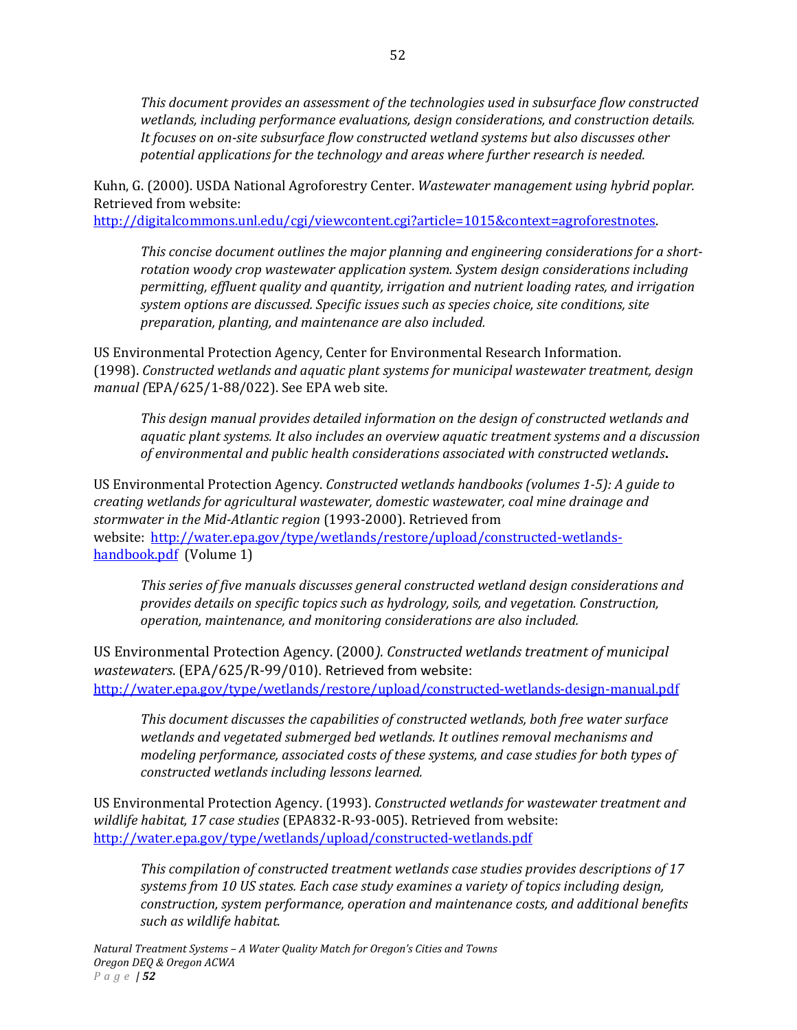*This document provides an assessment of the technologies used in subsurface flow constructed wetlands, including performance evaluations, design considerations, and construction details. It focuses on on-site subsurface flow constructed wetland systems but also discusses other potential applications for the technology and areas where further research is needed.*

Kuhn, G. (2000). USDA National Agroforestry Center. *Wastewater management using hybrid poplar.* Retrieved from website: [http://digitalcommons.unl.edu/cgi/viewcontent.cgi?article=1015&context=agroforestnotes](http://digitalcommons.unl.edu/cgi/viewcontent.cgi?article=1015&context=agroforestnotes).

> *This concise document outlines the major planning and engineering considerations for a short-rotation woody crop wastewater application system. System design considerations including permitting, effluent quality and quantity, irrigation and nutrient loading rates, and irrigation system options are discussed. Specific issues such as species choice, site conditions, site preparation, planting, and maintenance are also included.*

US Environmental Protection Agency, Center for Environmental Research Information. (1998). *Constructed wetlands and aquatic plant systems for municipal wastewater treatment, design manual (*EPA/625/1-88/022). See EPA web site.

> *This design manual provides detailed information on the design of constructed wetlands and aquatic plant systems. It also includes an overview aquatic treatment systems and a discussion of environmental and public health considerations associated with constructed wetlands.*

US Environmental Protection Agency. *Constructed wetlands handbooks (volumes 1-5): A guide to creating wetlands for agricultural wastewater, domestic wastewater, coal mine drainage and stormwater in the Mid-Atlantic region* (1993-2000). Retrieved from website: [http://water.epa.gov/type/wetlands/restore/upload/constructed-wetlands-handbook.pdf](http://water.epa.gov/type/wetlands/restore/upload/constructed-wetlands-handbook.pdf) (Volume 1)

> *This series of five manuals discusses general constructed wetland design considerations and provides details on specific topics such as hydrology, soils, and vegetation. Construction, operation, maintenance, and monitoring considerations are also included.*

US Environmental Protection Agency. (2000*). Constructed wetlands treatment of municipal wastewaters*. (EPA/625/R-99/010). Retrieved from website: [http://water.epa.gov/type/wetlands/restore/upload/constructed-wetlands-design-manual.pdf](http://water.epa.gov/type/wetlands/restore/upload/constructed-wetlands-design-manual.pdf)

> *This document discusses the capabilities of constructed wetlands, both free water surface wetlands and vegetated submerged bed wetlands. It outlines removal mechanisms and modeling performance, associated costs of these systems, and case studies for both types of constructed wetlands including lessons learned.*

US Environmental Protection Agency. (1993). *Constructed wetlands for wastewater treatment and wildlife habitat, 17 case studies* (EPA832-R-93-005). Retrieved from website: [http://water.epa.gov/type/wetlands/upload/constructed-wetlands.pdf](http://water.epa.gov/type/wetlands/upload/constructed-wetlands.pdf)

> *This compilation of constructed treatment wetlands case studies provides descriptions of 17 systems from 10 US states. Each case study examines a variety of topics including design, construction, system performance, operation and maintenance costs, and additional benefits such as wildlife habitat.*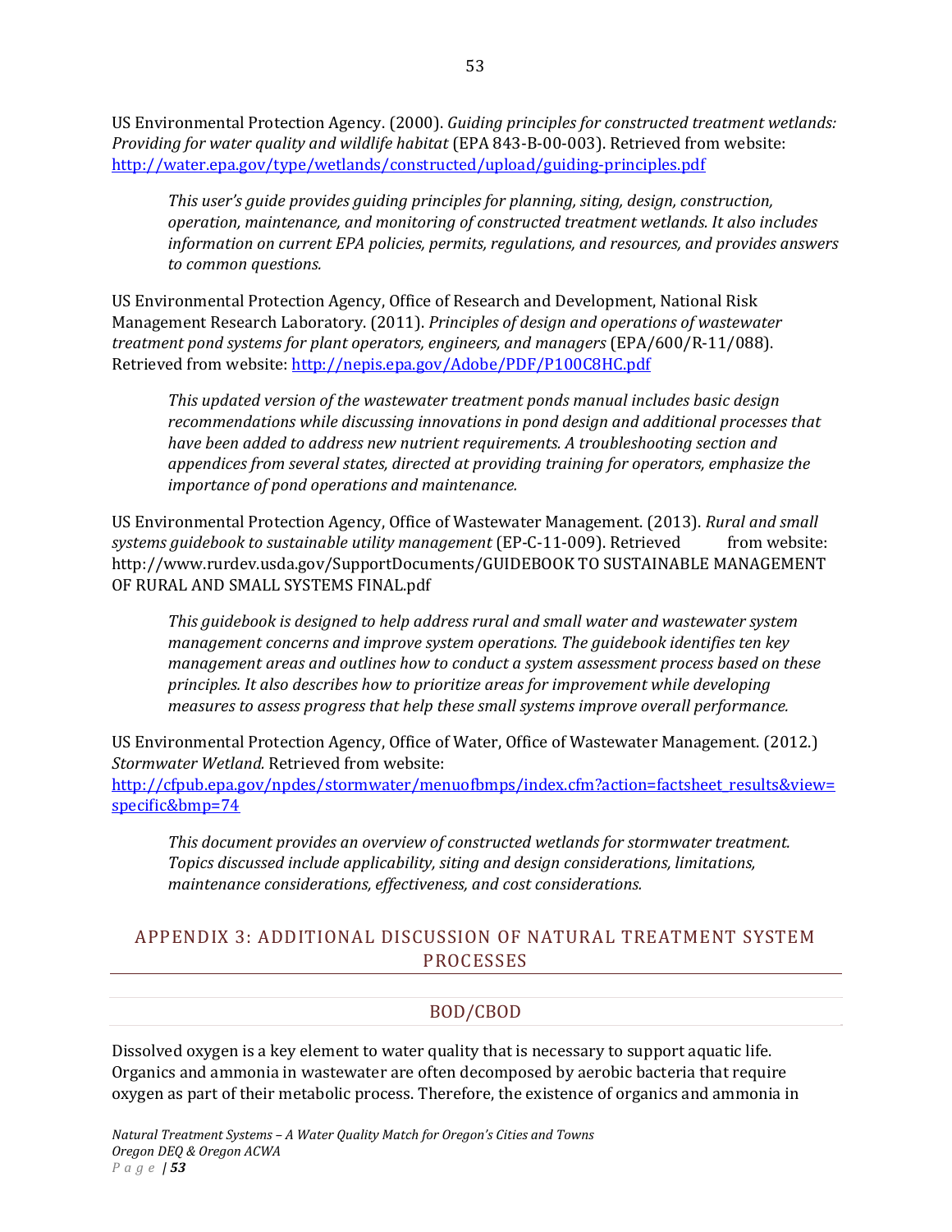US Environmental Protection Agency. (2000). *Guiding principles for constructed treatment wetlands: Providing for water quality and wildlife habitat* (EPA 843-B-00-003). Retrieved from website: http://water.epa.gov/type/wetlands/constructed/upload/guiding-principles.pdf

> *This user's guide provides guiding principles for planning, siting, design, construction, operation, maintenance, and monitoring of constructed treatment wetlands. It also includes information on current EPA policies, permits, regulations, and resources, and provides answers to common questions.*

US Environmental Protection Agency, Office of Research and Development, National Risk Management Research Laboratory. (2011). *Principles of design and operations of wastewater treatment pond systems for plant operators, engineers, and managers* (EPA/600/R-11/088). Retrieved from website: http://nepis.epa.gov/Adobe/PDF/P100C8HC.pdf

> *This updated version of the wastewater treatment ponds manual includes basic design recommendations while discussing innovations in pond design and additional processes that have been added to address new nutrient requirements. A troubleshooting section and appendices from several states, directed at providing training for operators, emphasize the importance of pond operations and maintenance.*

US Environmental Protection Agency, Office of Wastewater Management. (2013). *Rural and small systems guidebook to sustainable utility management* (EP-C-11-009). Retrieved from website: http://www.rurdev.usda.gov/SupportDocuments/GUIDEBOOK TO SUSTAINABLE MANAGEMENT OF RURAL AND SMALL SYSTEMS FINAL.pdf

> *This guidebook is designed to help address rural and small water and wastewater system management concerns and improve system operations. The guidebook identifies ten key management areas and outlines how to conduct a system assessment process based on these principles. It also describes how to prioritize areas for improvement while developing measures to assess progress that help these small systems improve overall performance.*

US Environmental Protection Agency, Office of Water, Office of Wastewater Management. (2012.) *Stormwater Wetland*. Retrieved from website: http://cfpub.epa.gov/npdes/stormwater/menuofbmps/index.cfm?action=factsheet_results&view=specific&bmp=74

> *This document provides an overview of constructed wetlands for stormwater treatment. Topics discussed include applicability, siting and design considerations, limitations, maintenance considerations, effectiveness, and cost considerations.*

# APPENDIX 3: ADDITIONAL DISCUSSION OF NATURAL TREATMENT SYSTEM PROCESSES

## BOD/CBOD

Dissolved oxygen is a key element to water quality that is necessary to support aquatic life. Organics and ammonia in wastewater are often decomposed by aerobic bacteria that require oxygen as part of their metabolic process. Therefore, the existence of organics and ammonia in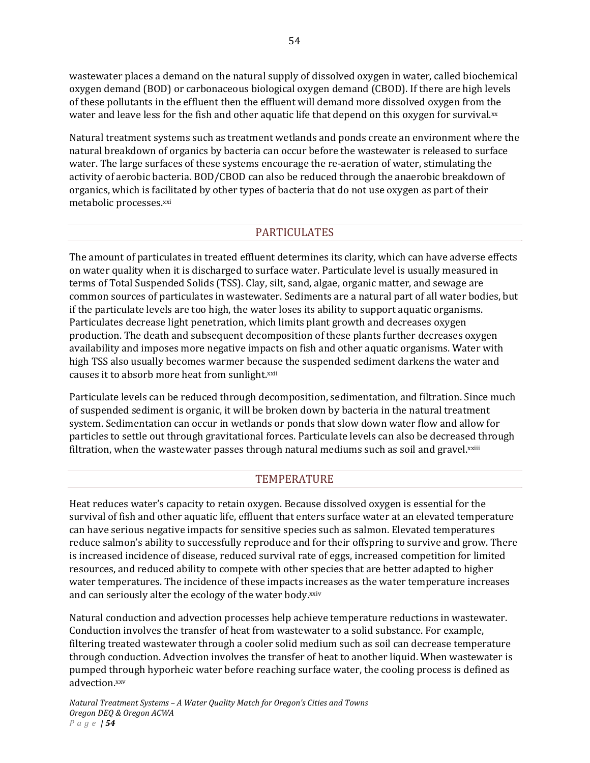wastewater places a demand on the natural supply of dissolved oxygen in water, called biochemical oxygen demand (BOD) or carbonaceous biological oxygen demand (CBOD). If there are high levels of these pollutants in the effluent then the effluent will demand more dissolved oxygen from the water and leave less for the fish and other aquatic life that depend on this oxygen for survival.[xx]

Natural treatment systems such as treatment wetlands and ponds create an environment where the natural breakdown of organics by bacteria can occur before the wastewater is released to surface water. The large surfaces of these systems encourage the re-aeration of water, stimulating the activity of aerobic bacteria. BOD/CBOD can also be reduced through the anaerobic breakdown of organics, which is facilitated by other types of bacteria that do not use oxygen as part of their metabolic processes.[xxi]

## PARTICULATES

The amount of particulates in treated effluent determines its clarity, which can have adverse effects on water quality when it is discharged to surface water. Particulate level is usually measured in terms of Total Suspended Solids (TSS). Clay, silt, sand, algae, organic matter, and sewage are common sources of particulates in wastewater. Sediments are a natural part of all water bodies, but if the particulate levels are too high, the water loses its ability to support aquatic organisms. Particulates decrease light penetration, which limits plant growth and decreases oxygen production. The death and subsequent decomposition of these plants further decreases oxygen availability and imposes more negative impacts on fish and other aquatic organisms. Water with high TSS also usually becomes warmer because the suspended sediment darkens the water and causes it to absorb more heat from sunlight.[xxii]

Particulate levels can be reduced through decomposition, sedimentation, and filtration. Since much of suspended sediment is organic, it will be broken down by bacteria in the natural treatment system. Sedimentation can occur in wetlands or ponds that slow down water flow and allow for particles to settle out through gravitational forces. Particulate levels can also be decreased through filtration, when the wastewater passes through natural mediums such as soil and gravel.[xxiii]

## TEMPERATURE

Heat reduces water's capacity to retain oxygen. Because dissolved oxygen is essential for the survival of fish and other aquatic life, effluent that enters surface water at an elevated temperature can have serious negative impacts for sensitive species such as salmon. Elevated temperatures reduce salmon's ability to successfully reproduce and for their offspring to survive and grow. There is increased incidence of disease, reduced survival rate of eggs, increased competition for limited resources, and reduced ability to compete with other species that are better adapted to higher water temperatures. The incidence of these impacts increases as the water temperature increases and can seriously alter the ecology of the water body.[xxiv]

Natural conduction and advection processes help achieve temperature reductions in wastewater. Conduction involves the transfer of heat from wastewater to a solid substance. For example, filtering treated wastewater through a cooler solid medium such as soil can decrease temperature through conduction. Advection involves the transfer of heat to another liquid. When wastewater is pumped through hyporheic water before reaching surface water, the cooling process is defined as advection.[xxv]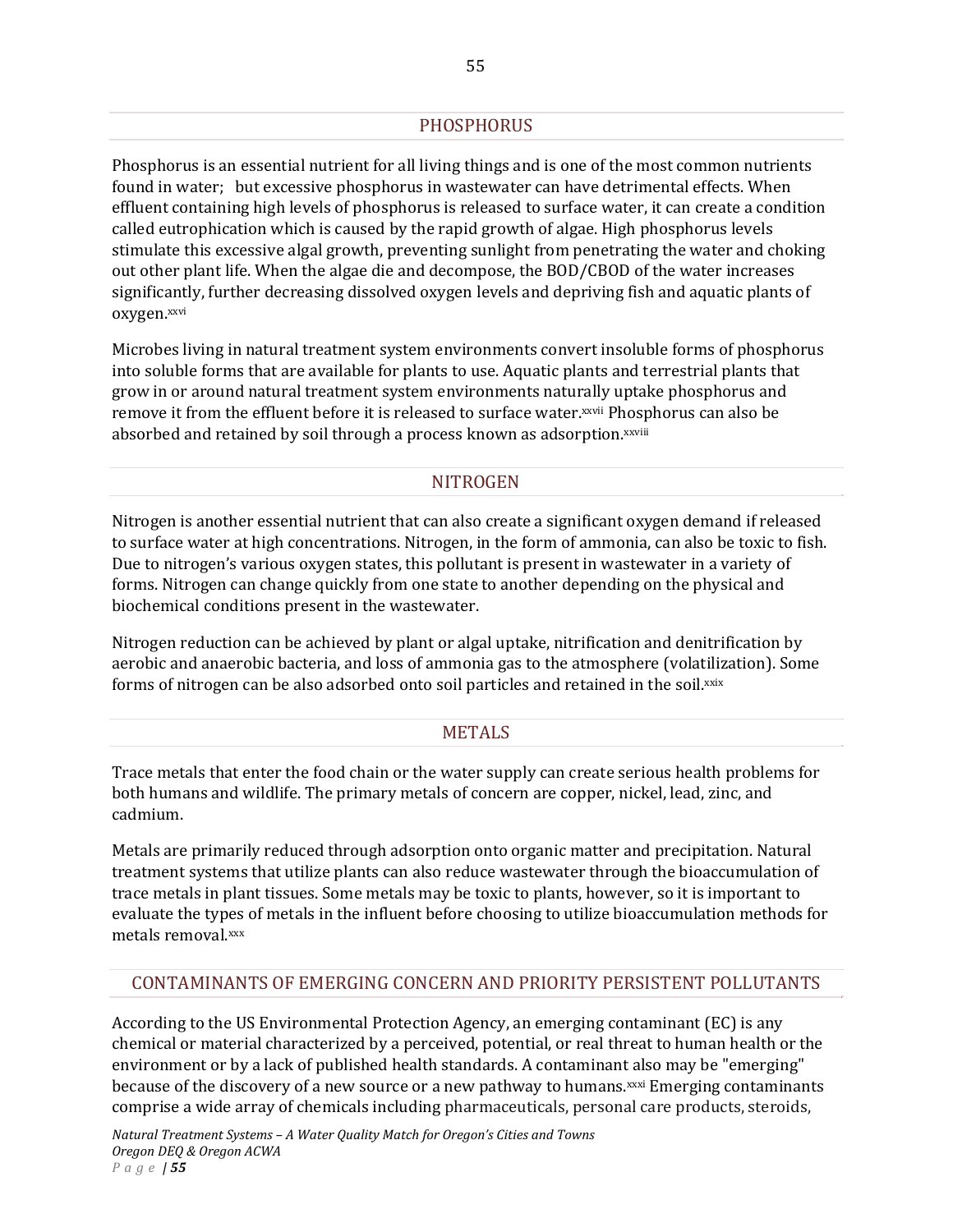## PHOSPHORUS

Phosphorus is an essential nutrient for all living things and is one of the most common nutrients found in water;   but excessive phosphorus in wastewater can have detrimental effects. When effluent containing high levels of phosphorus is released to surface water, it can create a condition called eutrophication which is caused by the rapid growth of algae. High phosphorus levels stimulate this excessive algal growth, preventing sunlight from penetrating the water and choking out other plant life. When the algae die and decompose, the BOD/CBOD of the water increases significantly, further decreasing dissolved oxygen levels and depriving fish and aquatic plants of oxygen.[xxvi]

Microbes living in natural treatment system environments convert insoluble forms of phosphorus into soluble forms that are available for plants to use. Aquatic plants and terrestrial plants that grow in or around natural treatment system environments naturally uptake phosphorus and remove it from the effluent before it is released to surface water.[xxvii] Phosphorus can also be absorbed and retained by soil through a process known as adsorption.[xxviii]

## NITROGEN

Nitrogen is another essential nutrient that can also create a significant oxygen demand if released to surface water at high concentrations. Nitrogen, in the form of ammonia, can also be toxic to fish. Due to nitrogen's various oxygen states, this pollutant is present in wastewater in a variety of forms. Nitrogen can change quickly from one state to another depending on the physical and biochemical conditions present in the wastewater.

Nitrogen reduction can be achieved by plant or algal uptake, nitrification and denitrification by aerobic and anaerobic bacteria, and loss of ammonia gas to the atmosphere (volatilization). Some forms of nitrogen can be also adsorbed onto soil particles and retained in the soil.[xxix]

## METALS

Trace metals that enter the food chain or the water supply can create serious health problems for both humans and wildlife. The primary metals of concern are copper, nickel, lead, zinc, and cadmium.

Metals are primarily reduced through adsorption onto organic matter and precipitation. Natural treatment systems that utilize plants can also reduce wastewater through the bioaccumulation of trace metals in plant tissues. Some metals may be toxic to plants, however, so it is important to evaluate the types of metals in the influent before choosing to utilize bioaccumulation methods for metals removal.[xxx]

## CONTAMINANTS OF EMERGING CONCERN AND PRIORITY PERSISTENT POLLUTANTS

According to the US Environmental Protection Agency, an emerging contaminant (EC) is any chemical or material characterized by a perceived, potential, or real threat to human health or the environment or by a lack of published health standards. A contaminant also may be "emerging" because of the discovery of a new source or a new pathway to humans.[xxxi] Emerging contaminants comprise a wide array of chemicals including pharmaceuticals, personal care products, steroids,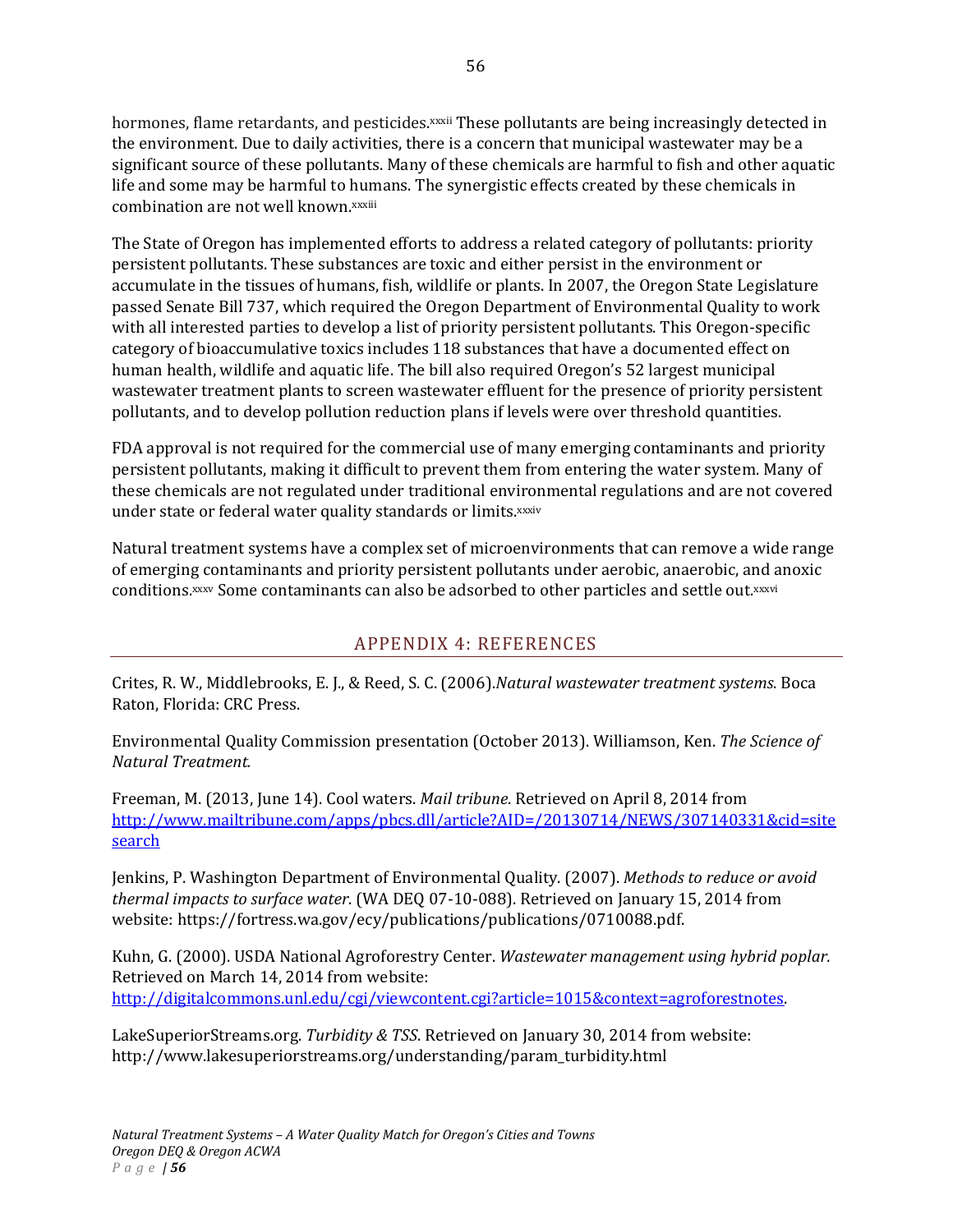hormones, flame retardants, and pesticides.[xxxii] These pollutants are being increasingly detected in the environment. Due to daily activities, there is a concern that municipal wastewater may be a significant source of these pollutants. Many of these chemicals are harmful to fish and other aquatic life and some may be harmful to humans. The synergistic effects created by these chemicals in combination are not well known.[xxxiii]

The State of Oregon has implemented efforts to address a related category of pollutants: priority persistent pollutants. These substances are toxic and either persist in the environment or accumulate in the tissues of humans, fish, wildlife or plants. In 2007, the Oregon State Legislature passed Senate Bill 737, which required the Oregon Department of Environmental Quality to work with all interested parties to develop a list of priority persistent pollutants. This Oregon-specific category of bioaccumulative toxics includes 118 substances that have a documented effect on human health, wildlife and aquatic life. The bill also required Oregon's 52 largest municipal wastewater treatment plants to screen wastewater effluent for the presence of priority persistent pollutants, and to develop pollution reduction plans if levels were over threshold quantities.

FDA approval is not required for the commercial use of many emerging contaminants and priority persistent pollutants, making it difficult to prevent them from entering the water system. Many of these chemicals are not regulated under traditional environmental regulations and are not covered under state or federal water quality standards or limits.[xxxiv]

Natural treatment systems have a complex set of microenvironments that can remove a wide range of emerging contaminants and priority persistent pollutants under aerobic, anaerobic, and anoxic conditions.[xxxv] Some contaminants can also be adsorbed to other particles and settle out.[xxxvi]

## APPENDIX 4: REFERENCES

Crites, R. W., Middlebrooks, E. J., & Reed, S. C. (2006).*Natural wastewater treatment systems*. Boca Raton, Florida: CRC Press.

Environmental Quality Commission presentation (October 2013). Williamson, Ken. *The Science of Natural Treatment.*

Freeman, M. (2013, June 14). Cool waters. *Mail tribune*. Retrieved on April 8, 2014 from http://www.mailtribune.com/apps/pbcs.dll/article?AID=/20130714/NEWS/307140331&cid=sitesearch

Jenkins, P. Washington Department of Environmental Quality. (2007). *Methods to reduce or avoid thermal impacts to surface water*. (WA DEQ 07-10-088). Retrieved on January 15, 2014 from website: https://fortress.wa.gov/ecy/publications/publications/0710088.pdf.

Kuhn, G. (2000). USDA National Agroforestry Center. *Wastewater management using hybrid poplar.* Retrieved on March 14, 2014 from website: http://digitalcommons.unl.edu/cgi/viewcontent.cgi?article=1015&context=agroforestnotes.

LakeSuperiorStreams.org. *Turbidity & TSS*. Retrieved on January 30, 2014 from website: http://www.lakesuperiorstreams.org/understanding/param_turbidity.html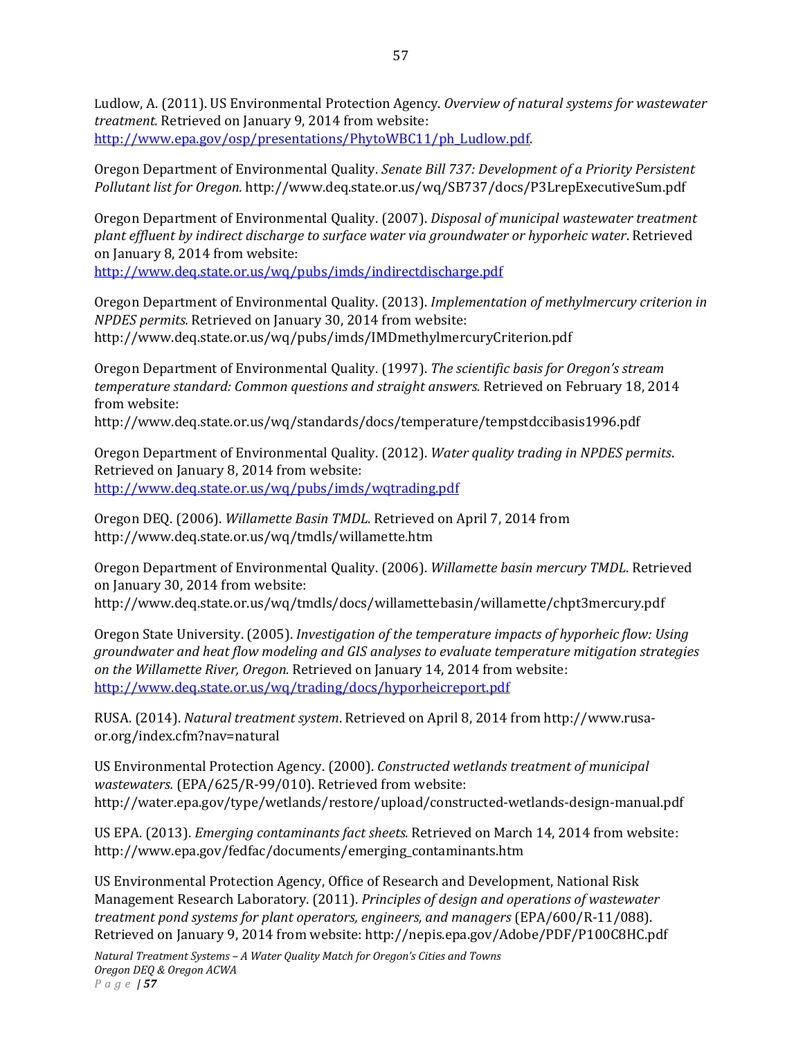Ludlow, A. (2011). US Environmental Protection Agency. *Overview of natural systems for wastewater treatment.* Retrieved on January 9, 2014 from website: [http://www.epa.gov/osp/presentations/PhytoWBC11/ph_Ludlow.pdf](http://www.epa.gov/osp/presentations/PhytoWBC11/ph_Ludlow.pdf).

Oregon Department of Environmental Quality. *Senate Bill 737: Development of a Priority Persistent Pollutant list for Oregon.* http://www.deq.state.or.us/wq/SB737/docs/P3LrepExecutiveSum.pdf

Oregon Department of Environmental Quality. (2007). *Disposal of municipal wastewater treatment plant effluent by indirect discharge to surface water via groundwater or hyporheic water.* Retrieved on January 8, 2014 from website: [http://www.deq.state.or.us/wq/pubs/imds/indirectdischarge.pdf](http://www.deq.state.or.us/wq/pubs/imds/indirectdischarge.pdf)

Oregon Department of Environmental Quality. (2013). *Implementation of methylmercury criterion in NPDES permits.* Retrieved on January 30, 2014 from website: http://www.deq.state.or.us/wq/pubs/imds/IMDmethylmercuryCriterion.pdf

Oregon Department of Environmental Quality. (1997). *The scientific basis for Oregon's stream temperature standard: Common questions and straight answers.* Retrieved on February 18, 2014 from website: http://www.deq.state.or.us/wq/standards/docs/temperature/tempstdccibasis1996.pdf

Oregon Department of Environmental Quality. (2012). *Water quality trading in NPDES permits*. Retrieved on January 8, 2014 from website: [http://www.deq.state.or.us/wq/pubs/imds/wqtrading.pdf](http://www.deq.state.or.us/wq/pubs/imds/wqtrading.pdf)

Oregon DEQ. (2006). *Willamette Basin TMDL*. Retrieved on April 7, 2014 from http://www.deq.state.or.us/wq/tmdls/willamette.htm

Oregon Department of Environmental Quality. (2006). *Willamette basin mercury TMDL*. Retrieved on January 30, 2014 from website: http://www.deq.state.or.us/wq/tmdls/docs/willamettebasin/willamette/chpt3mercury.pdf

Oregon State University. (2005). *Investigation of the temperature impacts of hyporheic flow: Using groundwater and heat flow modeling and GIS analyses to evaluate temperature mitigation strategies on the Willamette River, Oregon.* Retrieved on January 14, 2014 from website: [http://www.deq.state.or.us/wq/trading/docs/hyporheicreport.pdf](http://www.deq.state.or.us/wq/trading/docs/hyporheicreport.pdf)

RUSA. (2014). *Natural treatment system*. Retrieved on April 8, 2014 from http://www.rusa-or.org/index.cfm?nav=natural

US Environmental Protection Agency. (2000). *Constructed wetlands treatment of municipal wastewaters.* (EPA/625/R-99/010). Retrieved from website: http://water.epa.gov/type/wetlands/restore/upload/constructed-wetlands-design-manual.pdf

US EPA. (2013). *Emerging contaminants fact sheets.* Retrieved on March 14, 2014 from website: http://www.epa.gov/fedfac/documents/emerging_contaminants.htm

US Environmental Protection Agency, Office of Research and Development, National Risk Management Research Laboratory. (2011). *Principles of design and operations of wastewater treatment pond systems for plant operators, engineers, and managers* (EPA/600/R-11/088). Retrieved on January 9, 2014 from website: http://nepis.epa.gov/Adobe/PDF/P100C8HC.pdf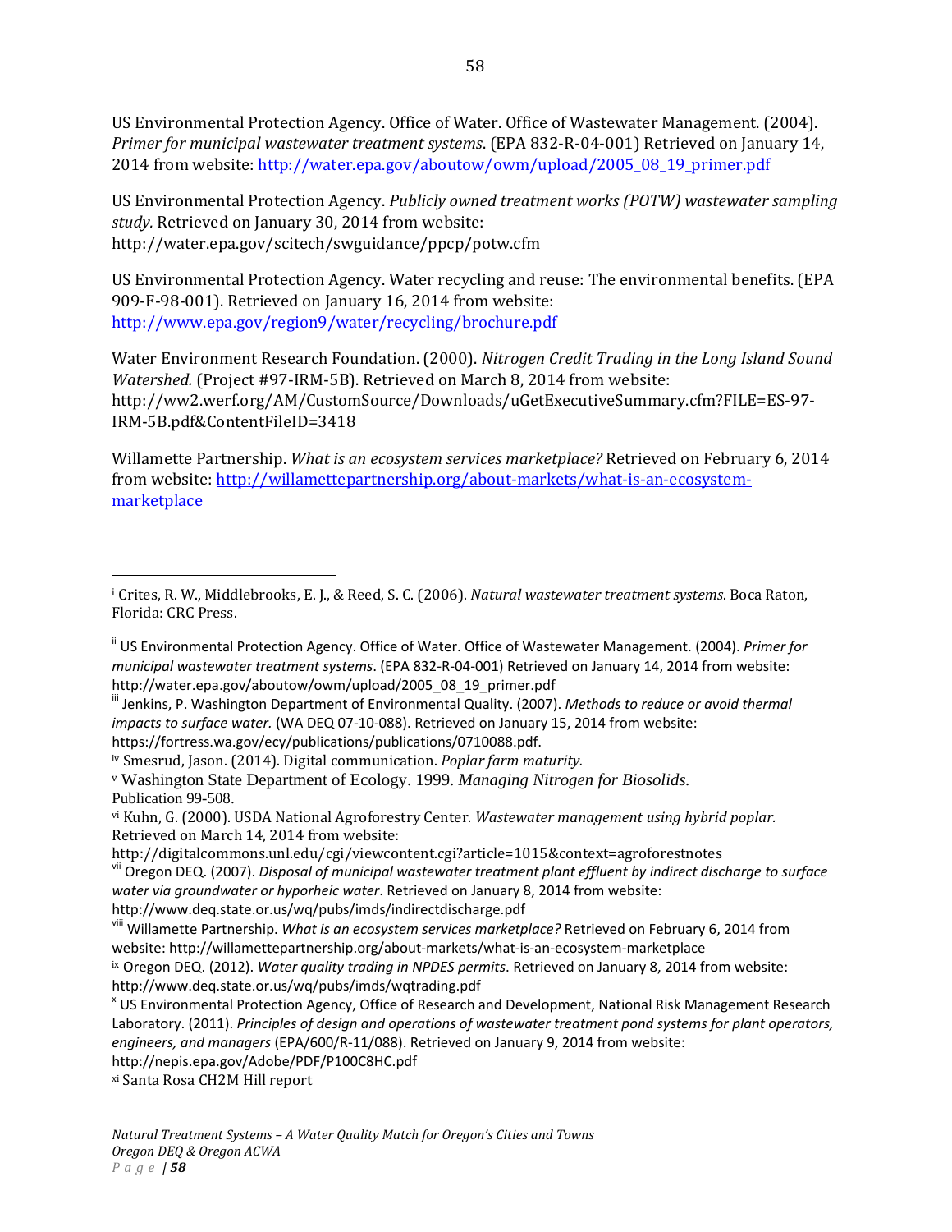US Environmental Protection Agency. Office of Water. Office of Wastewater Management. (2004). *Primer for municipal wastewater treatment systems*. (EPA 832-R-04-001) Retrieved on January 14, 2014 from website: http://water.epa.gov/aboutow/owm/upload/2005_08_19_primer.pdf

US Environmental Protection Agency. *Publicly owned treatment works (POTW) wastewater sampling study.* Retrieved on January 30, 2014 from website: http://water.epa.gov/scitech/swguidance/ppcp/potw.cfm

US Environmental Protection Agency. Water recycling and reuse: The environmental benefits. (EPA 909-F-98-001). Retrieved on January 16, 2014 from website: http://www.epa.gov/region9/water/recycling/brochure.pdf

Water Environment Research Foundation. (2000). *Nitrogen Credit Trading in the Long Island Sound Watershed.* (Project #97-IRM-5B). Retrieved on March 8, 2014 from website: http://ww2.werf.org/AM/CustomSource/Downloads/uGetExecutiveSummary.cfm?FILE=ES-97-IRM-5B.pdf&ContentFileID=3418

Willamette Partnership. *What is an ecosystem services marketplace?* Retrieved on February 6, 2014 from website: http://willamettepartnership.org/about-markets/what-is-an-ecosystem-marketplace

---

[i] Crites, R. W., Middlebrooks, E. J., & Reed, S. C. (2006). *Natural wastewater treatment systems*. Boca Raton, Florida: CRC Press.

[ii] US Environmental Protection Agency. Office of Water. Office of Wastewater Management. (2004). *Primer for municipal wastewater treatment systems*. (EPA 832-R-04-001) Retrieved on January 14, 2014 from website: http://water.epa.gov/aboutow/owm/upload/2005_08_19_primer.pdf

[iii] Jenkins, P. Washington Department of Environmental Quality. (2007). *Methods to reduce or avoid thermal impacts to surface water.* (WA DEQ 07-10-088). Retrieved on January 15, 2014 from website: https://fortress.wa.gov/ecy/publications/publications/0710088.pdf.

[iv] Smesrud, Jason. (2014). Digital communication. *Poplar farm maturity.*

[v] Washington State Department of Ecology. 1999. *Managing Nitrogen for Biosolids*. Publication 99-508.

[vi] Kuhn, G. (2000). USDA National Agroforestry Center. *Wastewater management using hybrid poplar.* Retrieved on March 14, 2014 from website: http://digitalcommons.unl.edu/cgi/viewcontent.cgi?article=1015&context=agroforestnotes

[vii] Oregon DEQ. (2007). *Disposal of municipal wastewater treatment plant effluent by indirect discharge to surface water via groundwater or hyporheic water*. Retrieved on January 8, 2014 from website: http://www.deq.state.or.us/wq/pubs/imds/indirectdischarge.pdf

[viii] Willamette Partnership. *What is an ecosystem services marketplace?* Retrieved on February 6, 2014 from website: http://willamettepartnership.org/about-markets/what-is-an-ecosystem-marketplace

[ix] Oregon DEQ. (2012). *Water quality trading in NPDES permits*. Retrieved on January 8, 2014 from website: http://www.deq.state.or.us/wq/pubs/imds/wqtrading.pdf

[x] US Environmental Protection Agency, Office of Research and Development, National Risk Management Research Laboratory. (2011). *Principles of design and operations of wastewater treatment pond systems for plant operators, engineers, and managers* (EPA/600/R-11/088). Retrieved on January 9, 2014 from website: http://nepis.epa.gov/Adobe/PDF/P100C8HC.pdf

[xi] Santa Rosa CH2M Hill report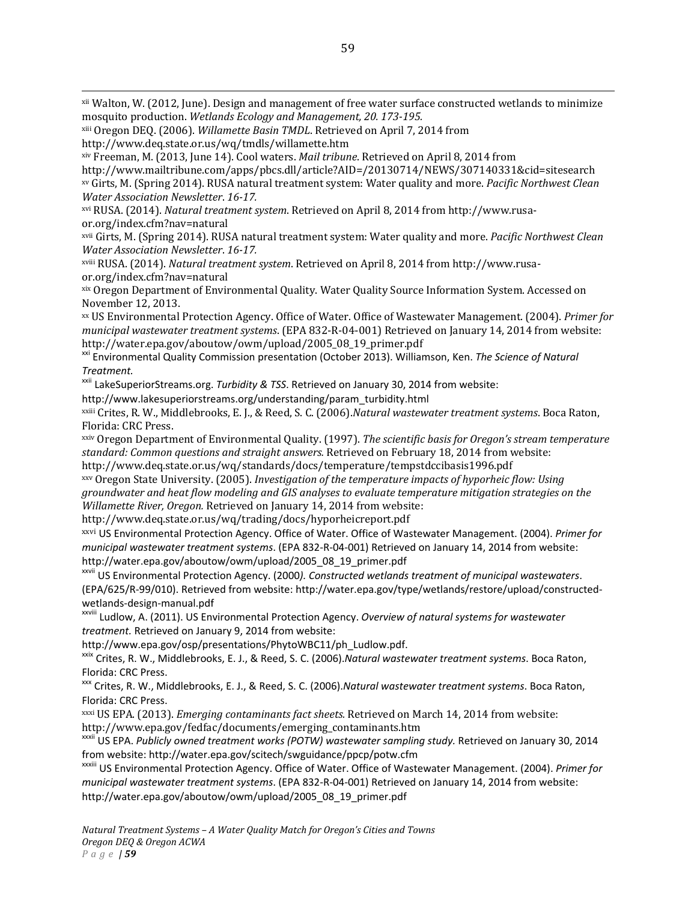[xii] Walton, W. (2012, June). Design and management of free water surface constructed wetlands to minimize mosquito production. *Wetlands Ecology and Management, 20. 173-195.*

[xiii] Oregon DEQ. (2006). *Willamette Basin TMDL*. Retrieved on April 7, 2014 from http://www.deq.state.or.us/wq/tmdls/willamette.htm

[xiv] Freeman, M. (2013, June 14). Cool waters. *Mail tribune*. Retrieved on April 8, 2014 from http://www.mailtribune.com/apps/pbcs.dll/article?AID=/20130714/NEWS/307140331&cid=sitesearch

[xv] Girts, M. (Spring 2014). RUSA natural treatment system: Water quality and more. *Pacific Northwest Clean Water Association Newsletter*. *16-17.*

[xvi] RUSA. (2014). *Natural treatment system*. Retrieved on April 8, 2014 from http://www.rusa-or.org/index.cfm?nav=natural

[xvii] Girts, M. (Spring 2014). RUSA natural treatment system: Water quality and more. *Pacific Northwest Clean Water Association Newsletter*. *16-17.*

[xviii] RUSA. (2014). *Natural treatment system*. Retrieved on April 8, 2014 from http://www.rusa-or.org/index.cfm?nav=natural

[xix] Oregon Department of Environmental Quality. Water Quality Source Information System. Accessed on November 12, 2013.

[xx] US Environmental Protection Agency. Office of Water. Office of Wastewater Management. (2004). *Primer for municipal wastewater treatment systems*. (EPA 832-R-04-001) Retrieved on January 14, 2014 from website: http://water.epa.gov/aboutow/owm/upload/2005_08_19_primer.pdf

[xxi] Environmental Quality Commission presentation (October 2013). Williamson, Ken. *The Science of Natural Treatment*.

[xxii] LakeSuperiorStreams.org. *Turbidity & TSS*. Retrieved on January 30, 2014 from website: http://www.lakesuperiorstreams.org/understanding/param_turbidity.html

[xxiii] Crites, R. W., Middlebrooks, E. J., & Reed, S. C. (2006).*Natural wastewater treatment systems*. Boca Raton, Florida: CRC Press.

[xxiv] Oregon Department of Environmental Quality. (1997). *The scientific basis for Oregon's stream temperature standard: Common questions and straight answers.* Retrieved on February 18, 2014 from website: http://www.deq.state.or.us/wq/standards/docs/temperature/tempstdccibasis1996.pdf

[xxv] Oregon State University. (2005). *Investigation of the temperature impacts of hyporheic flow: Using groundwater and heat flow modeling and GIS analyses to evaluate temperature mitigation strategies on the Willamette River, Oregon.* Retrieved on January 14, 2014 from website: http://www.deq.state.or.us/wq/trading/docs/hyporheicreport.pdf

[xxvi] US Environmental Protection Agency. Office of Water. Office of Wastewater Management. (2004). *Primer for municipal wastewater treatment systems*. (EPA 832-R-04-001) Retrieved on January 14, 2014 from website: http://water.epa.gov/aboutow/owm/upload/2005_08_19_primer.pdf

[xxvii] US Environmental Protection Agency. (2000*). Constructed wetlands treatment of municipal wastewaters*. (EPA/625/R-99/010). Retrieved from website: http://water.epa.gov/type/wetlands/restore/upload/constructed-wetlands-design-manual.pdf

[xxviii] Ludlow, A. (2011). US Environmental Protection Agency. *Overview of natural systems for wastewater treatment.* Retrieved on January 9, 2014 from website: http://www.epa.gov/osp/presentations/PhytoWBC11/ph_Ludlow.pdf.

[xxix] Crites, R. W., Middlebrooks, E. J., & Reed, S. C. (2006).*Natural wastewater treatment systems*. Boca Raton, Florida: CRC Press.

[xxx] Crites, R. W., Middlebrooks, E. J., & Reed, S. C. (2006).*Natural wastewater treatment systems*. Boca Raton, Florida: CRC Press.

[xxxi] US EPA. (2013). *Emerging contaminants fact sheets.* Retrieved on March 14, 2014 from website: http://www.epa.gov/fedfac/documents/emerging_contaminants.htm

[xxxii] US EPA. *Publicly owned treatment works (POTW) wastewater sampling study.* Retrieved on January 30, 2014 from website: http://water.epa.gov/scitech/swguidance/ppcp/potw.cfm

[xxxiii] US Environmental Protection Agency. Office of Water. Office of Wastewater Management. (2004). *Primer for municipal wastewater treatment systems*. (EPA 832-R-04-001) Retrieved on January 14, 2014 from website: http://water.epa.gov/aboutow/owm/upload/2005_08_19_primer.pdf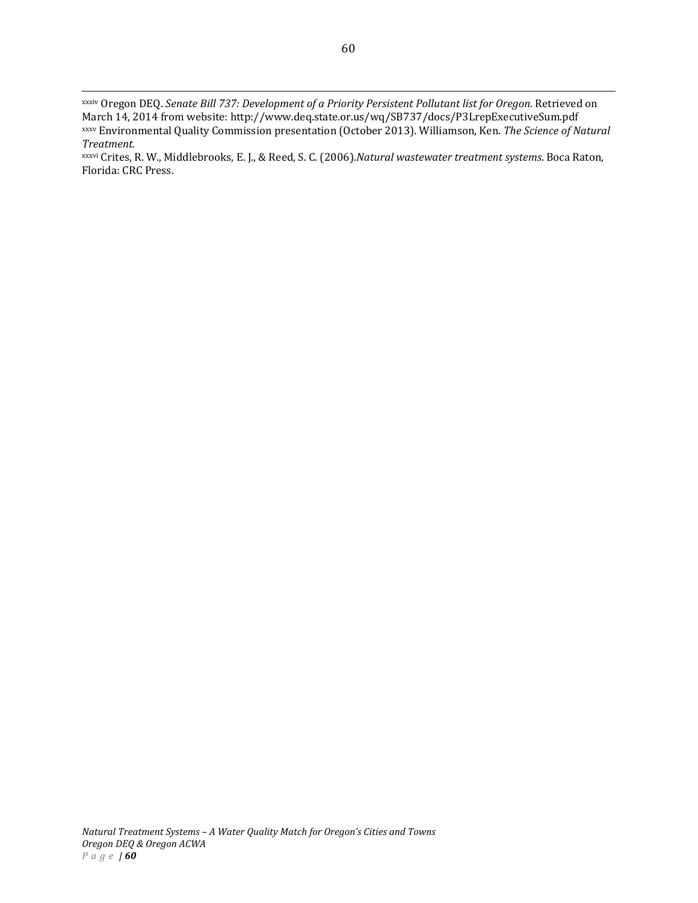[xxxiv] Oregon DEQ. *Senate Bill 737: Development of a Priority Persistent Pollutant list for Oregon.* Retrieved on March 14, 2014 from website: http://www.deq.state.or.us/wq/SB737/docs/P3LrepExecutiveSum.pdf

[xxxv] Environmental Quality Commission presentation (October 2013). Williamson, Ken. *The Science of Natural Treatment.*

[xxxvi] Crites, R. W., Middlebrooks, E. J., & Reed, S. C. (2006).*Natural wastewater treatment systems*. Boca Raton, Florida: CRC Press.